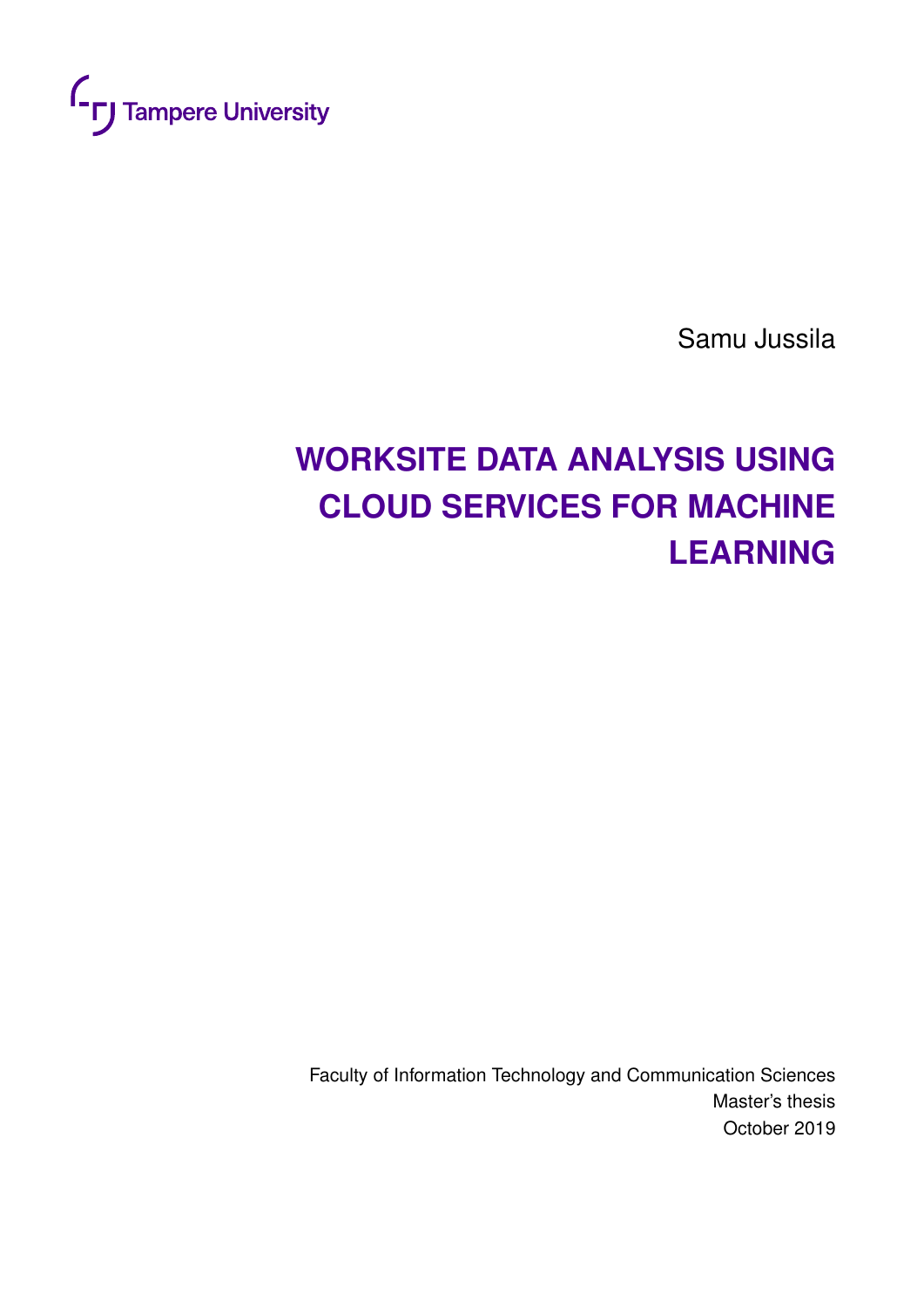Tampere University

Samu Jussila

# WORKSITE DATA ANALYSIS USING CLOUD SERVICES FOR MACHINE LEARNING

Faculty of Information Technology and Communication Sciences
Master's thesis
October 2019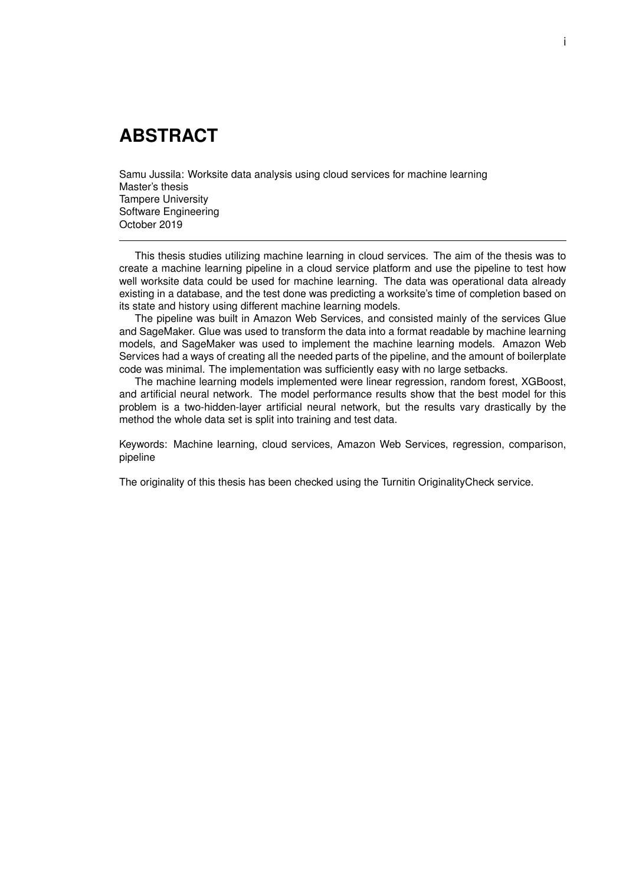# ABSTRACT

Samu Jussila: Worksite data analysis using cloud services for machine learning
Master's thesis
Tampere University
Software Engineering
October 2019

---

This thesis studies utilizing machine learning in cloud services. The aim of the thesis was to create a machine learning pipeline in a cloud service platform and use the pipeline to test how well worksite data could be used for machine learning. The data was operational data already existing in a database, and the test done was predicting a worksite's time of completion based on its state and history using different machine learning models.

The pipeline was built in Amazon Web Services, and consisted mainly of the services Glue and SageMaker. Glue was used to transform the data into a format readable by machine learning models, and SageMaker was used to implement the machine learning models. Amazon Web Services had a ways of creating all the needed parts of the pipeline, and the amount of boilerplate code was minimal. The implementation was sufficiently easy with no large setbacks.

The machine learning models implemented were linear regression, random forest, XGBoost, and artificial neural network. The model performance results show that the best model for this problem is a two-hidden-layer artificial neural network, but the results vary drastically by the method the whole data set is split into training and test data.

Keywords: Machine learning, cloud services, Amazon Web Services, regression, comparison, pipeline

The originality of this thesis has been checked using the Turnitin OriginalityCheck service.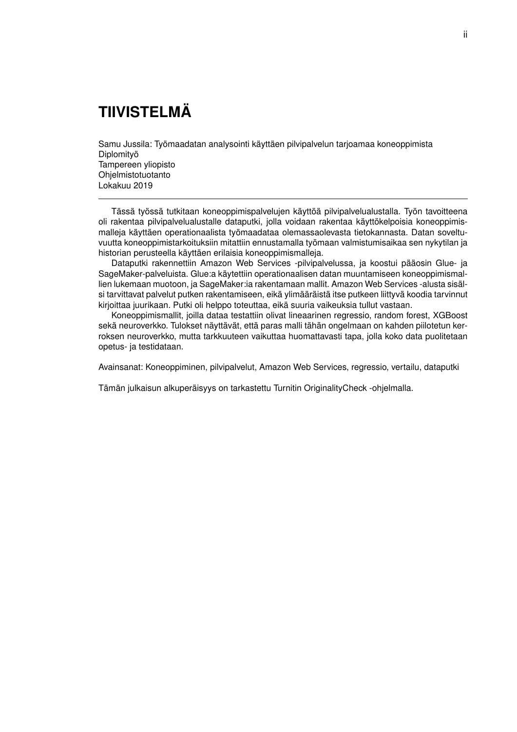# TIIVISTELMÄ

Samu Jussila: Työmaadatan analysointi käyttäen pilvipalvelun tarjoamaa koneoppimista
Diplomityö
Tampereen yliopisto
Ohjelmistotuotanto
Lokakuu 2019

---

Tässä työssä tutkitaan koneoppimispalvelujen käyttöä pilvipalvelualustalla. Työn tavoitteena oli rakentaa pilvipalvelualustalle dataputki, jolla voidaan rakentaa käyttökelpoisia koneoppimismalleja käyttäen operationaalista työmaadataa olemassaolevasta tietokannasta. Datan soveltuvuutta koneoppimistarkoituksiin mitattiin ennustamalla työmaan valmistumisaikaa sen nykytilan ja historian perusteella käyttäen erilaisia koneoppimismalleja.

Dataputki rakennettiin Amazon Web Services -pilvipalvelussa, ja koostui pääosin Glue- ja SageMaker-palveluista. Glue:a käytettiin operationaalisen datan muuntamiseen koneoppimismallien lukemaan muotoon, ja SageMaker:ia rakentamaan mallit. Amazon Web Services -alusta sisälsi tarvittavat palvelut putken rakentamiseen, eikä ylimääräistä itse putkeen liittyvä koodia tarvinnut kirjoittaa juurikaan. Putki oli helppo toteuttaa, eikä suuria vaikeuksia tullut vastaan.

Koneoppimismallit, joilla dataa testattiin olivat lineaarinen regressio, random forest, XGBoost sekä neuroverkko. Tulokset näyttävät, että paras malli tähän ongelmaan on kahden piilotetun kerroksen neuroverkko, mutta tarkkuuteen vaikuttaa huomattavasti tapa, jolla koko data puolitetaan opetus- ja testidataan.

Avainsanat: Koneoppiminen, pilvipalvelut, Amazon Web Services, regressio, vertailu, dataputki

Tämän julkaisun alkuperäisyys on tarkastettu Turnitin OriginalityCheck -ohjelmalla.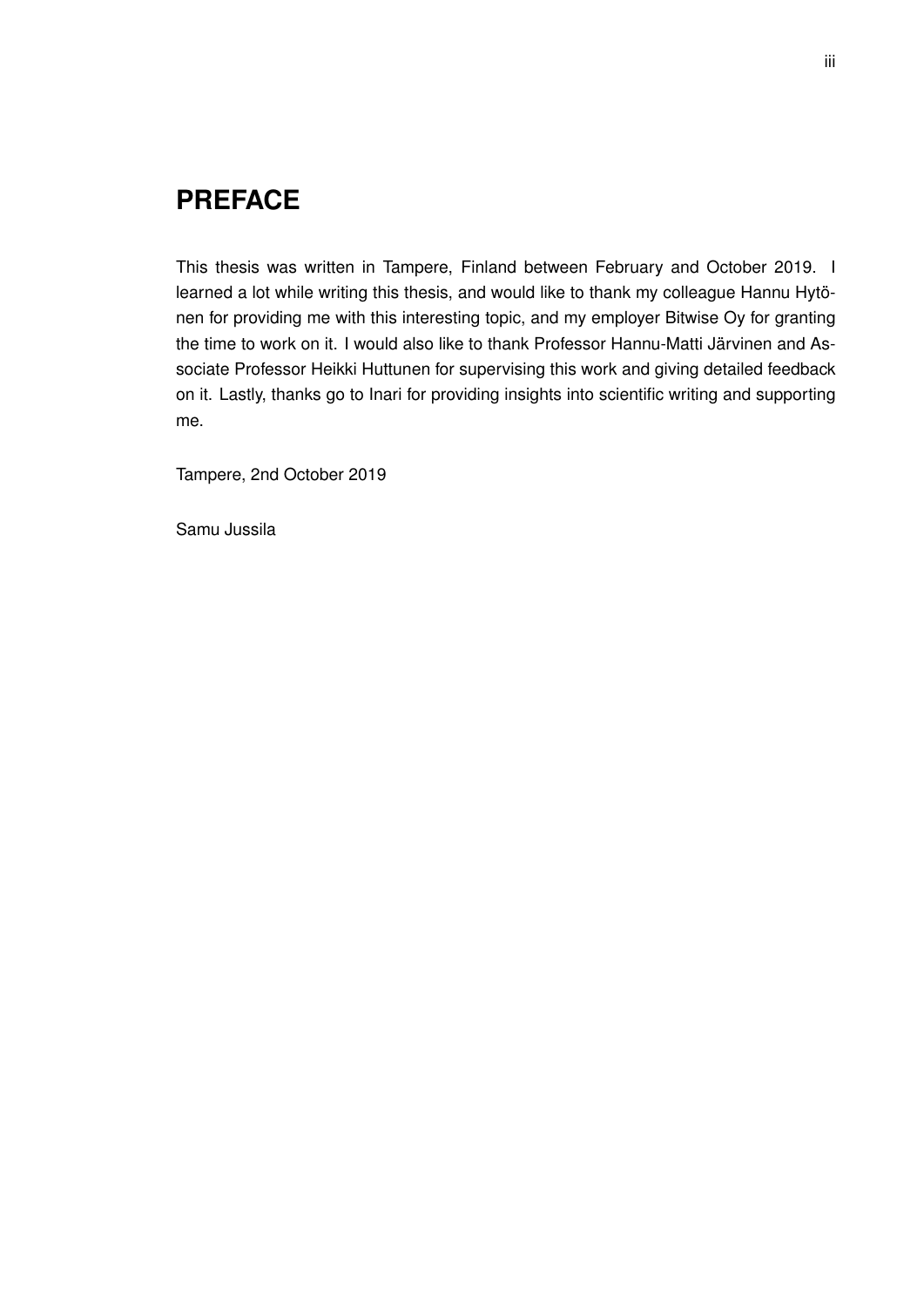# PREFACE

This thesis was written in Tampere, Finland between February and October 2019. I learned a lot while writing this thesis, and would like to thank my colleague Hannu Hytönen for providing me with this interesting topic, and my employer Bitwise Oy for granting the time to work on it. I would also like to thank Professor Hannu-Matti Järvinen and Associate Professor Heikki Huttunen for supervising this work and giving detailed feedback on it. Lastly, thanks go to Inari for providing insights into scientific writing and supporting me.

Tampere, 2nd October 2019

Samu Jussila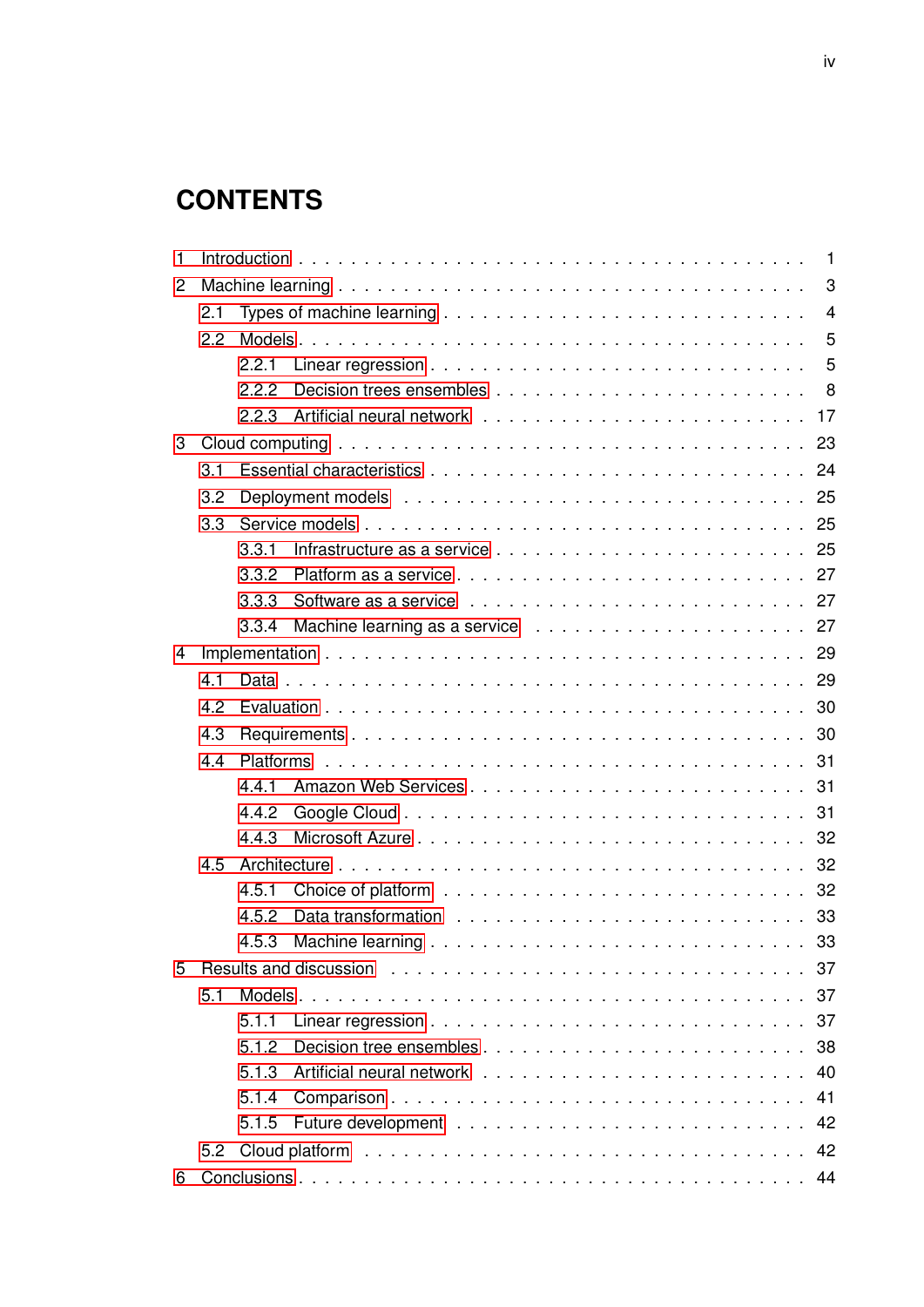# CONTENTS

- 1 Introduction . . . 1
- 2 Machine learning . . . 3
  - 2.1 Types of machine learning . . . 4
  - 2.2 Models . . . 5
    - 2.2.1 Linear regression . . . 5
    - 2.2.2 Decision trees ensembles . . . 8
    - 2.2.3 Artificial neural network . . . 17
- 3 Cloud computing . . . 23
  - 3.1 Essential characteristics . . . 24
  - 3.2 Deployment models . . . 25
  - 3.3 Service models . . . 25
    - 3.3.1 Infrastructure as a service . . . 25
    - 3.3.2 Platform as a service . . . 27
    - 3.3.3 Software as a service . . . 27
    - 3.3.4 Machine learning as a service . . . 27
- 4 Implementation . . . 29
  - 4.1 Data . . . 29
  - 4.2 Evaluation . . . 30
  - 4.3 Requirements . . . 30
  - 4.4 Platforms . . . 31
    - 4.4.1 Amazon Web Services . . . 31
    - 4.4.2 Google Cloud . . . 31
    - 4.4.3 Microsoft Azure . . . 32
  - 4.5 Architecture . . . 32
    - 4.5.1 Choice of platform . . . 32
    - 4.5.2 Data transformation . . . 33
    - 4.5.3 Machine learning . . . 33
- 5 Results and discussion . . . 37
  - 5.1 Models . . . 37
    - 5.1.1 Linear regression . . . 37
    - 5.1.2 Decision tree ensembles . . . 38
    - 5.1.3 Artificial neural network . . . 40
    - 5.1.4 Comparison . . . 41
    - 5.1.5 Future development . . . 42
  - 5.2 Cloud platform . . . 42
- 6 Conclusions . . . 44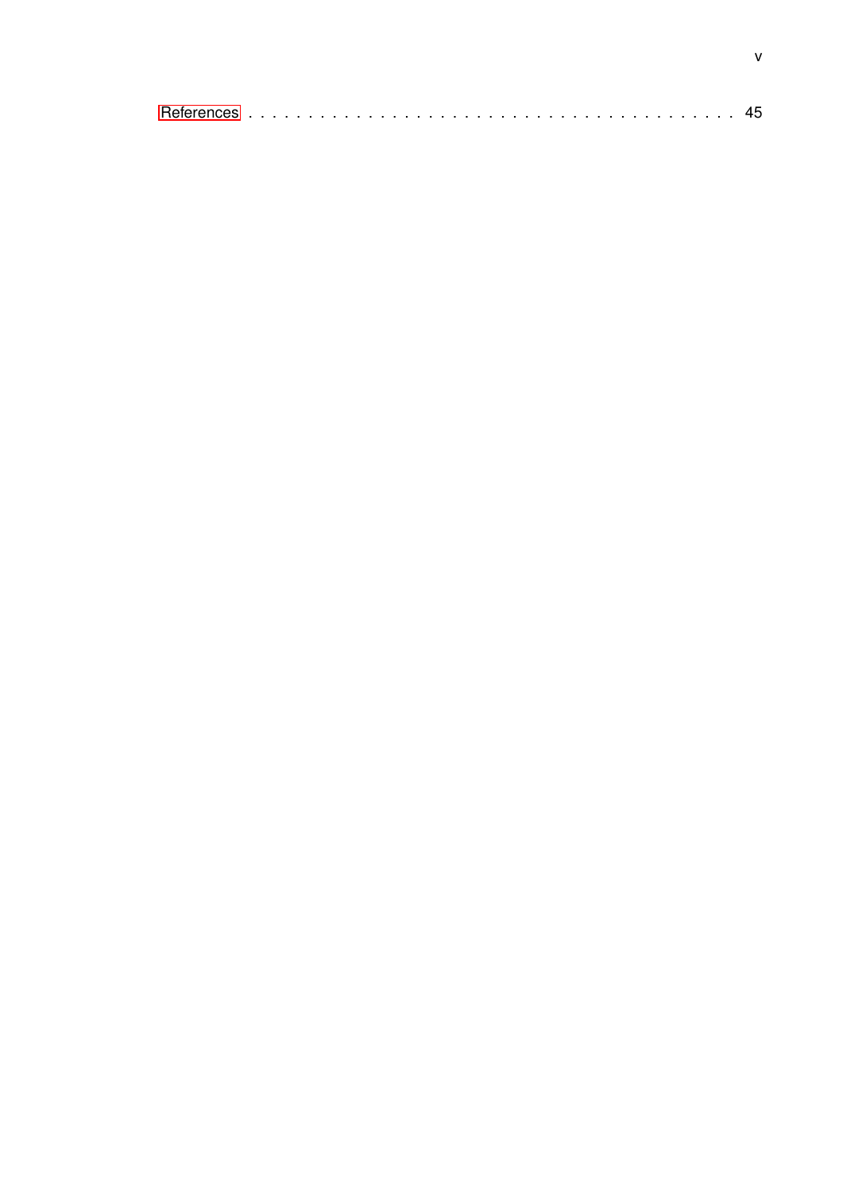References . . . . . . . . . . . . . . . . . . . . . . . . . . . . . . . . . . . . . . . 45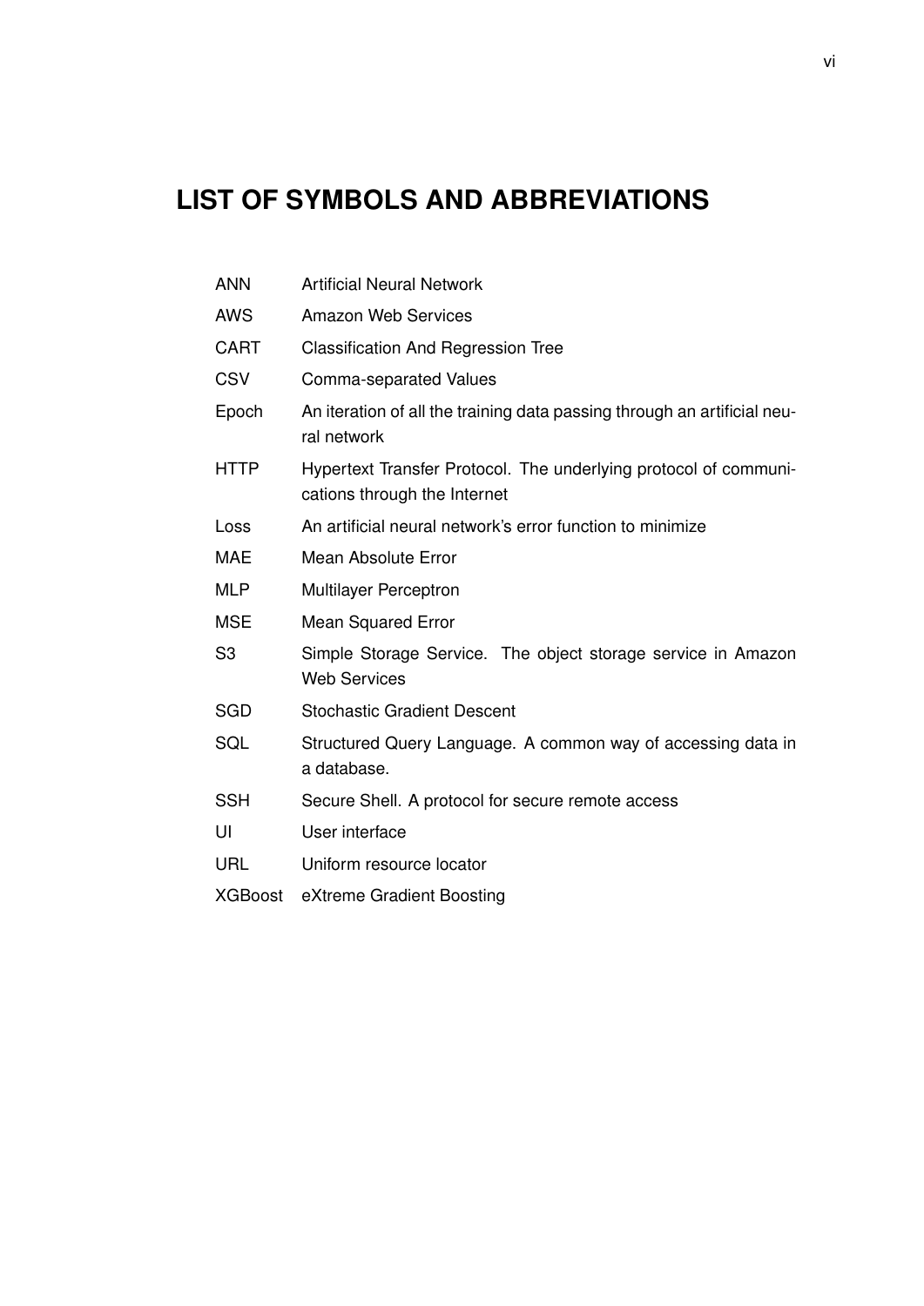# LIST OF SYMBOLS AND ABBREVIATIONS

| | |
|---|---|
| ANN | Artificial Neural Network |
| AWS | Amazon Web Services |
| CART | Classification And Regression Tree |
| CSV | Comma-separated Values |
| Epoch | An iteration of all the training data passing through an artificial neural network |
| HTTP | Hypertext Transfer Protocol. The underlying protocol of communications through the Internet |
| Loss | An artificial neural network's error function to minimize |
| MAE | Mean Absolute Error |
| MLP | Multilayer Perceptron |
| MSE | Mean Squared Error |
| S3 | Simple Storage Service. The object storage service in Amazon Web Services |
| SGD | Stochastic Gradient Descent |
| SQL | Structured Query Language. A common way of accessing data in a database. |
| SSH | Secure Shell. A protocol for secure remote access |
| UI | User interface |
| URL | Uniform resource locator |
| XGBoost | eXtreme Gradient Boosting |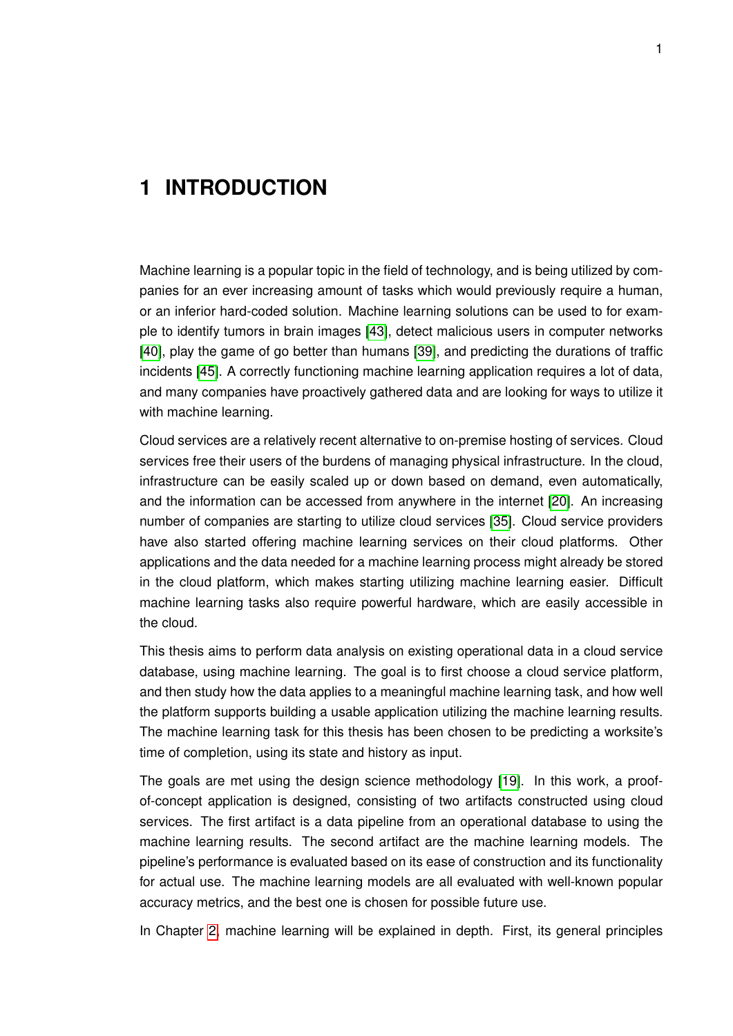# 1 INTRODUCTION

Machine learning is a popular topic in the field of technology, and is being utilized by companies for an ever increasing amount of tasks which would previously require a human, or an inferior hard-coded solution. Machine learning solutions can be used to for example to identify tumors in brain images [43], detect malicious users in computer networks [40], play the game of go better than humans [39], and predicting the durations of traffic incidents [45]. A correctly functioning machine learning application requires a lot of data, and many companies have proactively gathered data and are looking for ways to utilize it with machine learning.

Cloud services are a relatively recent alternative to on-premise hosting of services. Cloud services free their users of the burdens of managing physical infrastructure. In the cloud, infrastructure can be easily scaled up or down based on demand, even automatically, and the information can be accessed from anywhere in the internet [20]. An increasing number of companies are starting to utilize cloud services [35]. Cloud service providers have also started offering machine learning services on their cloud platforms. Other applications and the data needed for a machine learning process might already be stored in the cloud platform, which makes starting utilizing machine learning easier. Difficult machine learning tasks also require powerful hardware, which are easily accessible in the cloud.

This thesis aims to perform data analysis on existing operational data in a cloud service database, using machine learning. The goal is to first choose a cloud service platform, and then study how the data applies to a meaningful machine learning task, and how well the platform supports building a usable application utilizing the machine learning results. The machine learning task for this thesis has been chosen to be predicting a worksite's time of completion, using its state and history as input.

The goals are met using the design science methodology [19]. In this work, a proof-of-concept application is designed, consisting of two artifacts constructed using cloud services. The first artifact is a data pipeline from an operational database to using the machine learning results. The second artifact are the machine learning models. The pipeline's performance is evaluated based on its ease of construction and its functionality for actual use. The machine learning models are all evaluated with well-known popular accuracy metrics, and the best one is chosen for possible future use.

In Chapter 2, machine learning will be explained in depth. First, its general principles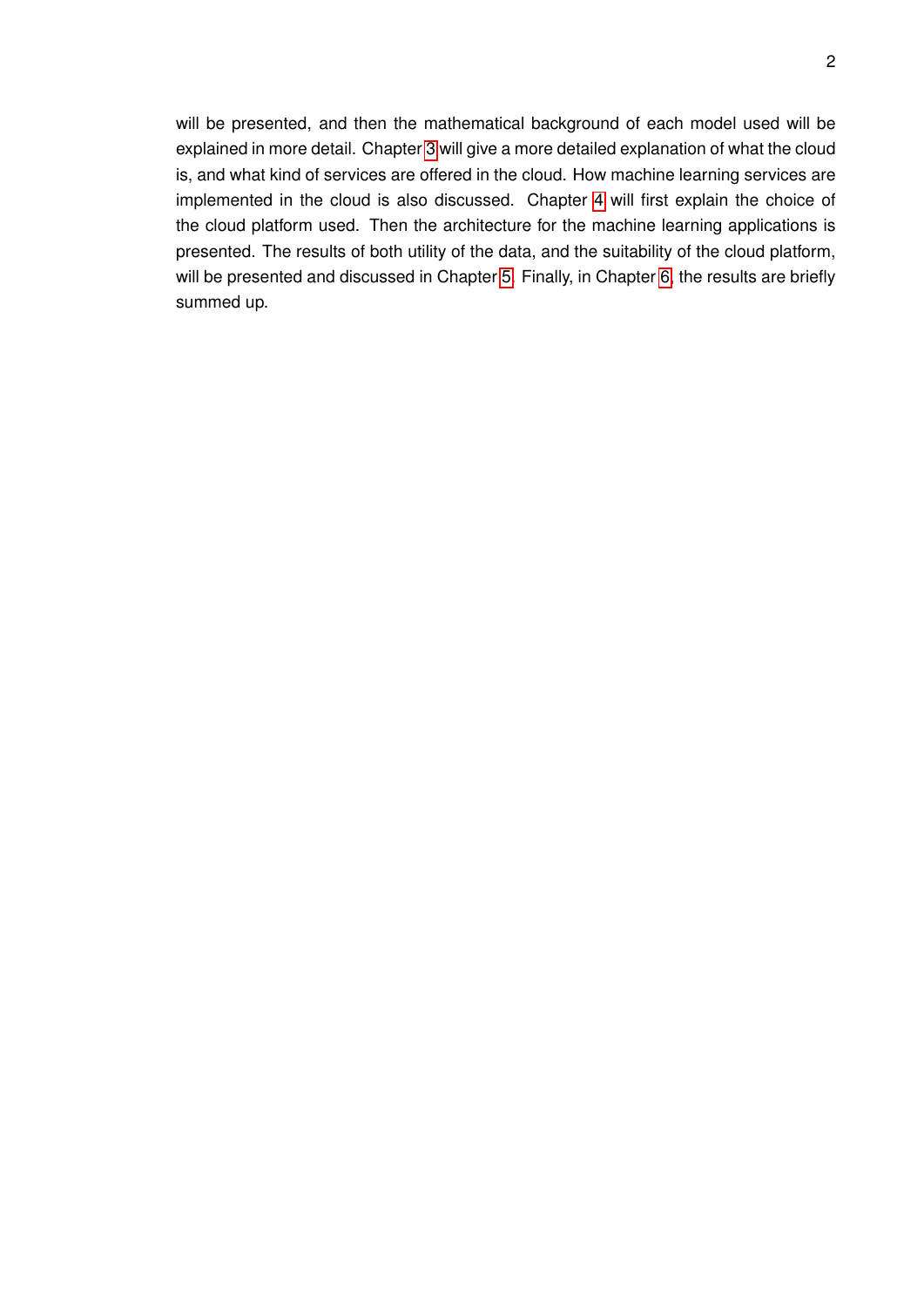will be presented, and then the mathematical background of each model used will be explained in more detail. Chapter 3 will give a more detailed explanation of what the cloud is, and what kind of services are offered in the cloud. How machine learning services are implemented in the cloud is also discussed. Chapter 4 will first explain the choice of the cloud platform used. Then the architecture for the machine learning applications is presented. The results of both utility of the data, and the suitability of the cloud platform, will be presented and discussed in Chapter 5. Finally, in Chapter 6, the results are briefly summed up.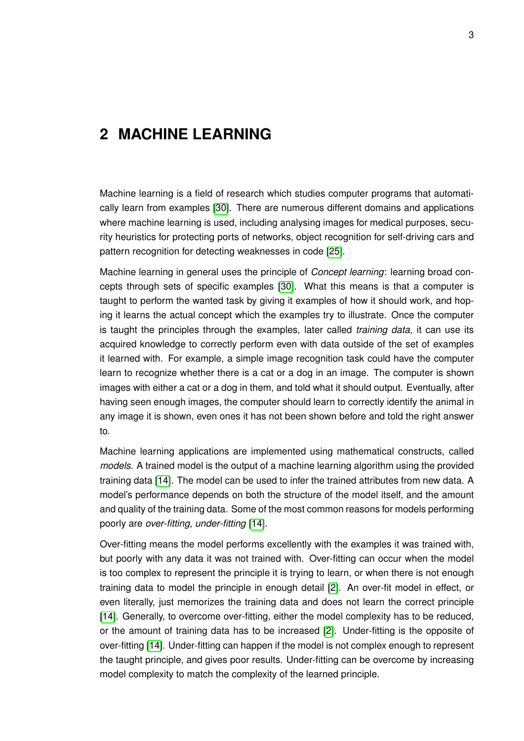# 2 MACHINE LEARNING

Machine learning is a field of research which studies computer programs that automatically learn from examples [30]. There are numerous different domains and applications where machine learning is used, including analysing images for medical purposes, security heuristics for protecting ports of networks, object recognition for self-driving cars and pattern recognition for detecting weaknesses in code [25].

Machine learning in general uses the principle of *Concept learning*: learning broad concepts through sets of specific examples [30]. What this means is that a computer is taught to perform the wanted task by giving it examples of how it should work, and hoping it learns the actual concept which the examples try to illustrate. Once the computer is taught the principles through the examples, later called *training data*, it can use its acquired knowledge to correctly perform even with data outside of the set of examples it learned with. For example, a simple image recognition task could have the computer learn to recognize whether there is a cat or a dog in an image. The computer is shown images with either a cat or a dog in them, and told what it should output. Eventually, after having seen enough images, the computer should learn to correctly identify the animal in any image it is shown, even ones it has not been shown before and told the right answer to.

Machine learning applications are implemented using mathematical constructs, called *models*. A trained model is the output of a machine learning algorithm using the provided training data [14]. The model can be used to infer the trained attributes from new data. A model's performance depends on both the structure of the model itself, and the amount and quality of the training data. Some of the most common reasons for models performing poorly are *over-fitting*, *under-fitting* [14].

Over-fitting means the model performs excellently with the examples it was trained with, but poorly with any data it was not trained with. Over-fitting can occur when the model is too complex to represent the principle it is trying to learn, or when there is not enough training data to model the principle in enough detail [2]. An over-fit model in effect, or even literally, just memorizes the training data and does not learn the correct principle [14]. Generally, to overcome over-fitting, either the model complexity has to be reduced, or the amount of training data has to be increased [2]. Under-fitting is the opposite of over-fitting [14]. Under-fitting can happen if the model is not complex enough to represent the taught principle, and gives poor results. Under-fitting can be overcome by increasing model complexity to match the complexity of the learned principle.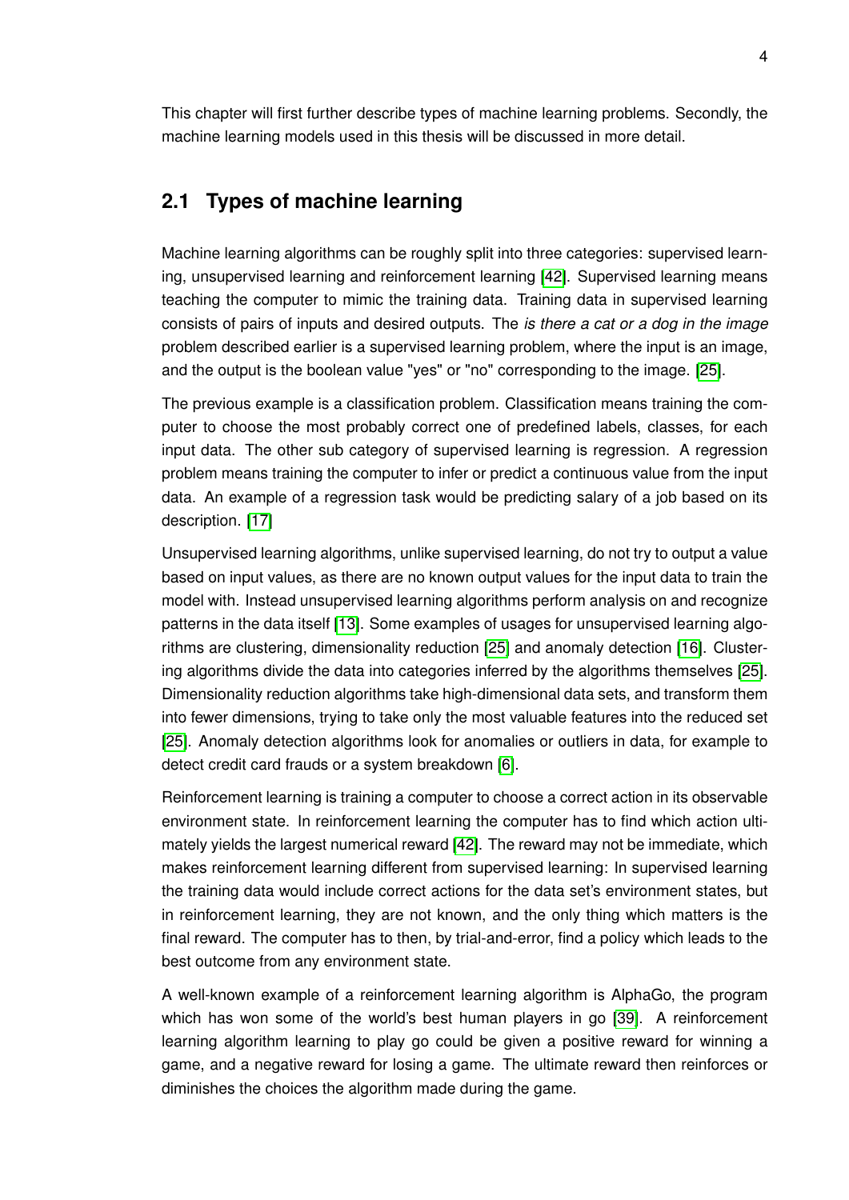This chapter will first further describe types of machine learning problems. Secondly, the machine learning models used in this thesis will be discussed in more detail.

## 2.1 Types of machine learning

Machine learning algorithms can be roughly split into three categories: supervised learning, unsupervised learning and reinforcement learning [42]. Supervised learning means teaching the computer to mimic the training data. Training data in supervised learning consists of pairs of inputs and desired outputs. The *is there a cat or a dog in the image* problem described earlier is a supervised learning problem, where the input is an image, and the output is the boolean value "yes" or "no" corresponding to the image. [25].

The previous example is a classification problem. Classification means training the computer to choose the most probably correct one of predefined labels, classes, for each input data. The other sub category of supervised learning is regression. A regression problem means training the computer to infer or predict a continuous value from the input data. An example of a regression task would be predicting salary of a job based on its description. [17]

Unsupervised learning algorithms, unlike supervised learning, do not try to output a value based on input values, as there are no known output values for the input data to train the model with. Instead unsupervised learning algorithms perform analysis on and recognize patterns in the data itself [13]. Some examples of usages for unsupervised learning algorithms are clustering, dimensionality reduction [25] and anomaly detection [16]. Clustering algorithms divide the data into categories inferred by the algorithms themselves [25]. Dimensionality reduction algorithms take high-dimensional data sets, and transform them into fewer dimensions, trying to take only the most valuable features into the reduced set [25]. Anomaly detection algorithms look for anomalies or outliers in data, for example to detect credit card frauds or a system breakdown [6].

Reinforcement learning is training a computer to choose a correct action in its observable environment state. In reinforcement learning the computer has to find which action ultimately yields the largest numerical reward [42]. The reward may not be immediate, which makes reinforcement learning different from supervised learning: In supervised learning the training data would include correct actions for the data set's environment states, but in reinforcement learning, they are not known, and the only thing which matters is the final reward. The computer has to then, by trial-and-error, find a policy which leads to the best outcome from any environment state.

A well-known example of a reinforcement learning algorithm is AlphaGo, the program which has won some of the world's best human players in go [39]. A reinforcement learning algorithm learning to play go could be given a positive reward for winning a game, and a negative reward for losing a game. The ultimate reward then reinforces or diminishes the choices the algorithm made during the game.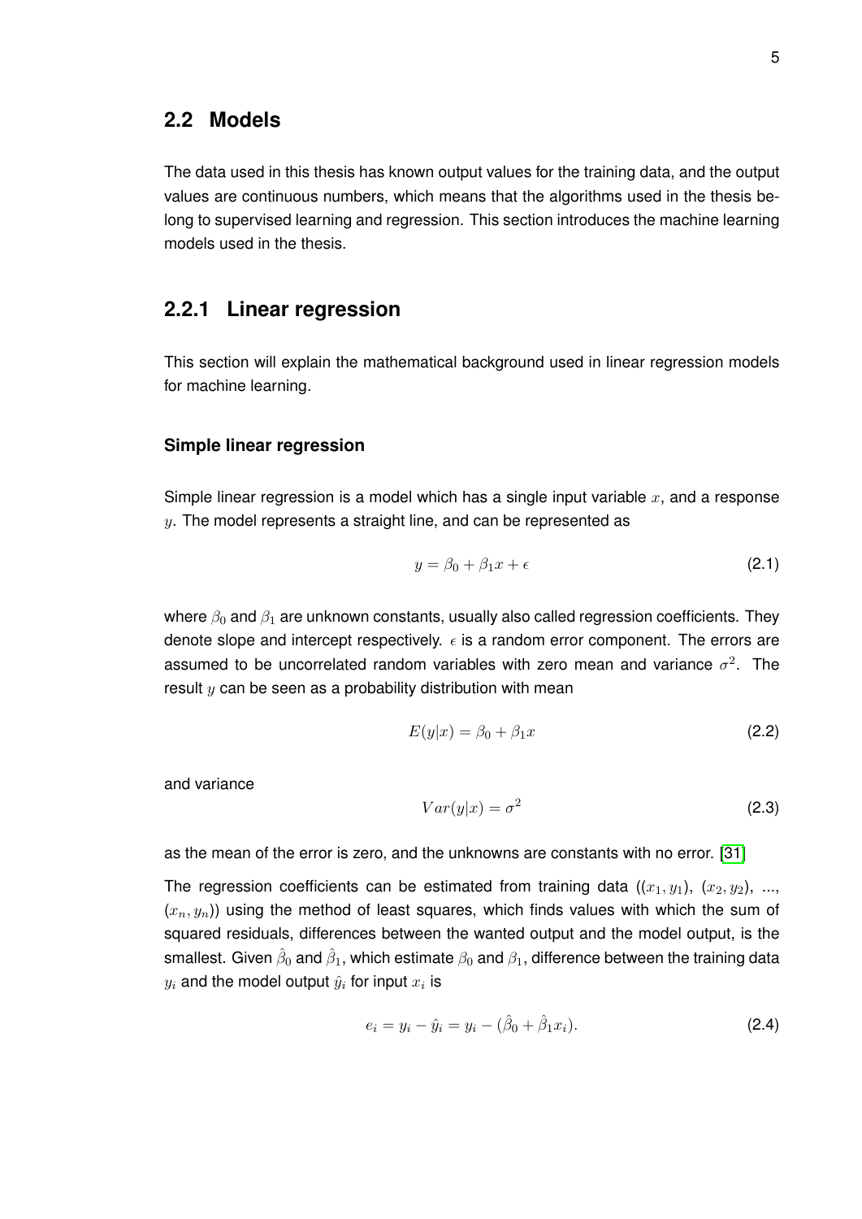## 2.2 Models

The data used in this thesis has known output values for the training data, and the output values are continuous numbers, which means that the algorithms used in the thesis belong to supervised learning and regression. This section introduces the machine learning models used in the thesis.

### 2.2.1 Linear regression

This section will explain the mathematical background used in linear regression models for machine learning.

#### Simple linear regression

Simple linear regression is a model which has a single input variable $x$, and a response $y$. The model represents a straight line, and can be represented as

$$y = \beta_0 + \beta_1 x + \epsilon \tag{2.1}$$

where $\beta_0$ and $\beta_1$ are unknown constants, usually also called regression coefficients. They denote slope and intercept respectively. $\epsilon$ is a random error component. The errors are assumed to be uncorrelated random variables with zero mean and variance $\sigma^2$. The result $y$ can be seen as a probability distribution with mean

$$E(y|x) = \beta_0 + \beta_1 x \tag{2.2}$$

and variance

$$Var(y|x) = \sigma^2 \tag{2.3}$$

as the mean of the error is zero, and the unknowns are constants with no error. [31]

The regression coefficients can be estimated from training data ($(x_1, y_1)$, $(x_2, y_2)$, ..., $(x_n, y_n)$) using the method of least squares, which finds values with which the sum of squared residuals, differences between the wanted output and the model output, is the smallest. Given $\hat{\beta}_0$ and $\hat{\beta}_1$, which estimate $\beta_0$ and $\beta_1$, difference between the training data $y_i$ and the model output $\hat{y}_i$ for input $x_i$ is

$$e_i = y_i - \hat{y}_i = y_i - (\hat{\beta}_0 + \hat{\beta}_1 x_i). \tag{2.4}$$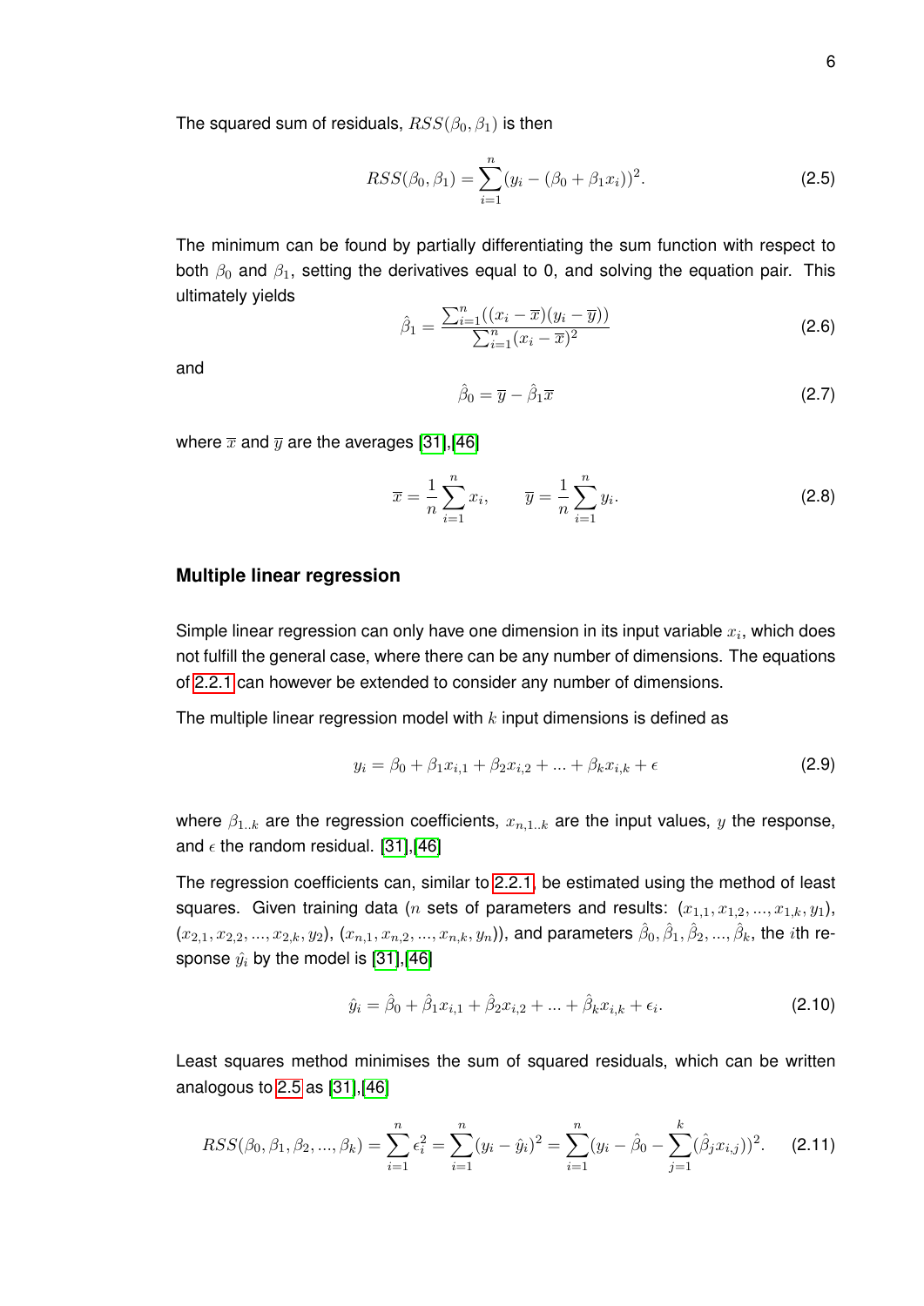The squared sum of residuals, $RSS(\beta_0, \beta_1)$ is then

$$RSS(\beta_0, \beta_1) = \sum_{i=1}^{n} (y_i - (\beta_0 + \beta_1 x_i))^2. \tag{2.5}$$

The minimum can be found by partially differentiating the sum function with respect to both $\beta_0$ and $\beta_1$, setting the derivatives equal to 0, and solving the equation pair. This ultimately yields

$$\hat{\beta}_1 = \frac{\sum_{i=1}^{n}((x_i - \overline{x})(y_i - \overline{y}))}{\sum_{i=1}^{n}(x_i - \overline{x})^2} \tag{2.6}$$

and

$$\hat{\beta}_0 = \overline{y} - \hat{\beta}_1 \overline{x} \tag{2.7}$$

where $\overline{x}$ and $\overline{y}$ are the averages [31],[46]

$$\overline{x} = \frac{1}{n}\sum_{i=1}^{n} x_i, \qquad \overline{y} = \frac{1}{n}\sum_{i=1}^{n} y_i. \tag{2.8}$$

### Multiple linear regression

Simple linear regression can only have one dimension in its input variable $x_i$, which does not fulfill the general case, where there can be any number of dimensions. The equations of 2.2.1 can however be extended to consider any number of dimensions.

The multiple linear regression model with $k$ input dimensions is defined as

$$y_i = \beta_0 + \beta_1 x_{i,1} + \beta_2 x_{i,2} + ... + \beta_k x_{i,k} + \epsilon \tag{2.9}$$

where $\beta_{1..k}$ are the regression coefficients, $x_{n,1..k}$ are the input values, $y$ the response, and $\epsilon$ the random residual. [31],[46]

The regression coefficients can, similar to 2.2.1, be estimated using the method of least squares. Given training data ($n$ sets of parameters and results: $(x_{1,1}, x_{1,2}, ..., x_{1,k}, y_1)$, $(x_{2,1}, x_{2,2}, ..., x_{2,k}, y_2)$, $(x_{n,1}, x_{n,2}, ..., x_{n,k}, y_n)$), and parameters $\hat{\beta}_0, \hat{\beta}_1, \hat{\beta}_2, ..., \hat{\beta}_k$, the $i$th response $\hat{y}_i$ by the model is [31],[46]

$$\hat{y}_i = \hat{\beta}_0 + \hat{\beta}_1 x_{i,1} + \hat{\beta}_2 x_{i,2} + ... + \hat{\beta}_k x_{i,k} + \epsilon_i. \tag{2.10}$$

Least squares method minimises the sum of squared residuals, which can be written analogous to 2.5 as [31],[46]

$$RSS(\beta_0, \beta_1, \beta_2, ..., \beta_k) = \sum_{i=1}^{n} \epsilon_i^2 = \sum_{i=1}^{n} (y_i - \hat{y}_i)^2 = \sum_{i=1}^{n} (y_i - \hat{\beta}_0 - \sum_{j=1}^{k} (\hat{\beta}_j x_{i,j}))^2. \tag{2.11}$$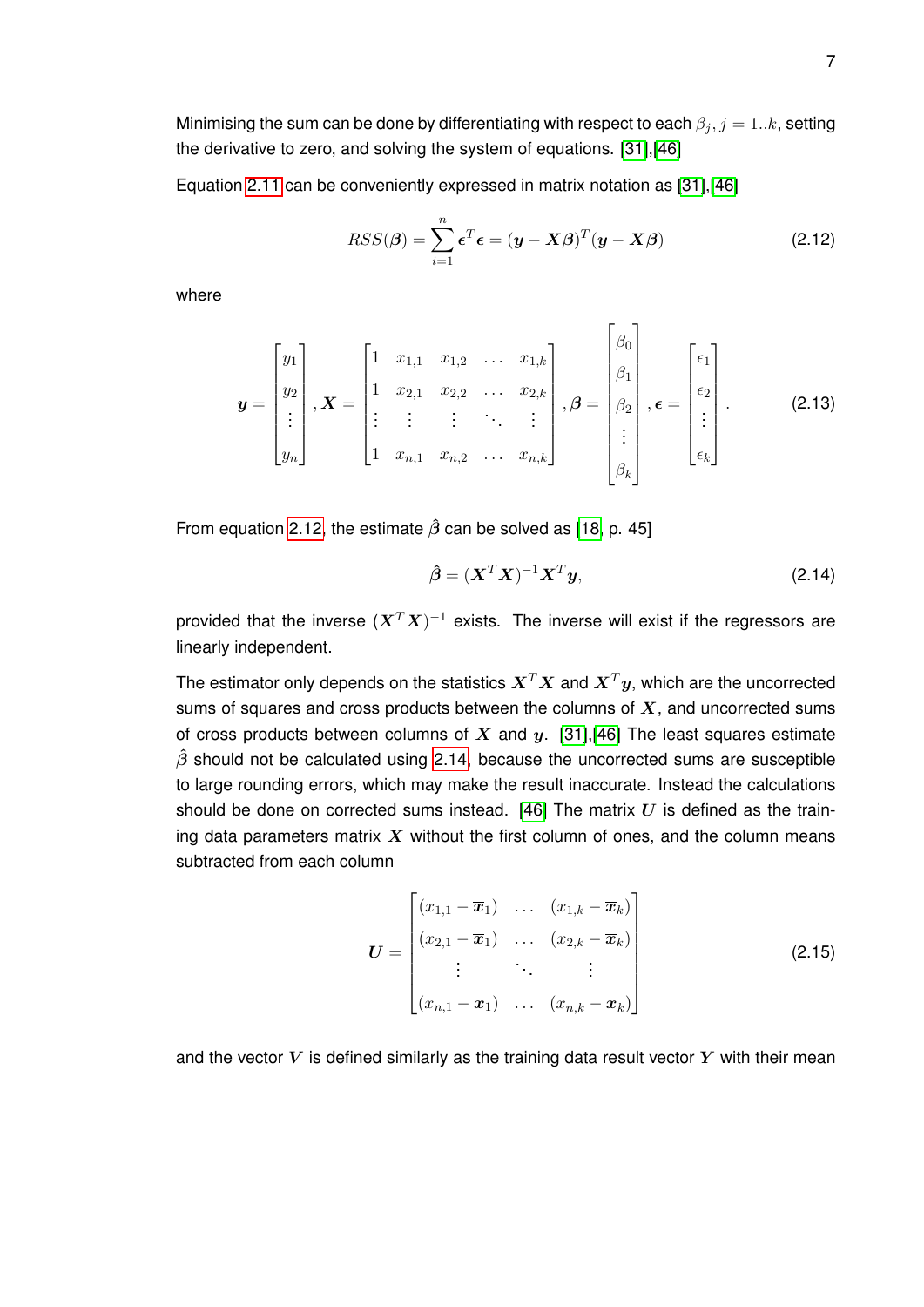Minimising the sum can be done by differentiating with respect to each $\beta_j, j = 1..k$, setting the derivative to zero, and solving the system of equations. [31],[46]

Equation 2.11 can be conveniently expressed in matrix notation as [31],[46]

$$RSS(\boldsymbol{\beta}) = \sum_{i=1}^{n} \boldsymbol{\epsilon}^T \boldsymbol{\epsilon} = (\boldsymbol{y} - \boldsymbol{X}\boldsymbol{\beta})^T (\boldsymbol{y} - \boldsymbol{X}\boldsymbol{\beta}) \tag{2.12}$$

where

$$\boldsymbol{y} = \begin{bmatrix} y_1 \\ y_2 \\ \vdots \\ y_n \end{bmatrix}, \boldsymbol{X} = \begin{bmatrix} 1 & x_{1,1} & x_{1,2} & \dots & x_{1,k} \\ 1 & x_{2,1} & x_{2,2} & \dots & x_{2,k} \\ \vdots & \vdots & \vdots & \ddots & \vdots \\ 1 & x_{n,1} & x_{n,2} & \dots & x_{n,k} \end{bmatrix}, \boldsymbol{\beta} = \begin{bmatrix} \beta_0 \\ \beta_1 \\ \beta_2 \\ \vdots \\ \beta_k \end{bmatrix}, \boldsymbol{\epsilon} = \begin{bmatrix} \epsilon_1 \\ \epsilon_2 \\ \vdots \\ \epsilon_k \end{bmatrix}. \tag{2.13}$$

From equation 2.12, the estimate $\hat{\beta}$ can be solved as [18, p. 45]

$$\hat{\boldsymbol{\beta}} = (\boldsymbol{X}^T \boldsymbol{X})^{-1} \boldsymbol{X}^T \boldsymbol{y}, \tag{2.14}$$

provided that the inverse $(\boldsymbol{X}^T \boldsymbol{X})^{-1}$ exists. The inverse will exist if the regressors are linearly independent.

The estimator only depends on the statistics $\boldsymbol{X}^T \boldsymbol{X}$ and $\boldsymbol{X}^T \boldsymbol{y}$, which are the uncorrected sums of squares and cross products between the columns of $\boldsymbol{X}$, and uncorrected sums of cross products between columns of $\boldsymbol{X}$ and $\boldsymbol{y}$. [31],[46] The least squares estimate $\hat{\boldsymbol{\beta}}$ should not be calculated using 2.14, because the uncorrected sums are susceptible to large rounding errors, which may make the result inaccurate. Instead the calculations should be done on corrected sums instead. [46] The matrix $\boldsymbol{U}$ is defined as the training data parameters matrix $\boldsymbol{X}$ without the first column of ones, and the column means subtracted from each column

$$\boldsymbol{U} = \begin{bmatrix} (x_{1,1} - \overline{\boldsymbol{x}}_1) & \dots & (x_{1,k} - \overline{\boldsymbol{x}}_k) \\ (x_{2,1} - \overline{\boldsymbol{x}}_1) & \dots & (x_{2,k} - \overline{\boldsymbol{x}}_k) \\ \vdots & \ddots & \vdots \\ (x_{n,1} - \overline{\boldsymbol{x}}_1) & \dots & (x_{n,k} - \overline{\boldsymbol{x}}_k) \end{bmatrix} \tag{2.15}$$

and the vector $\boldsymbol{V}$ is defined similarly as the training data result vector $\boldsymbol{Y}$ with their mean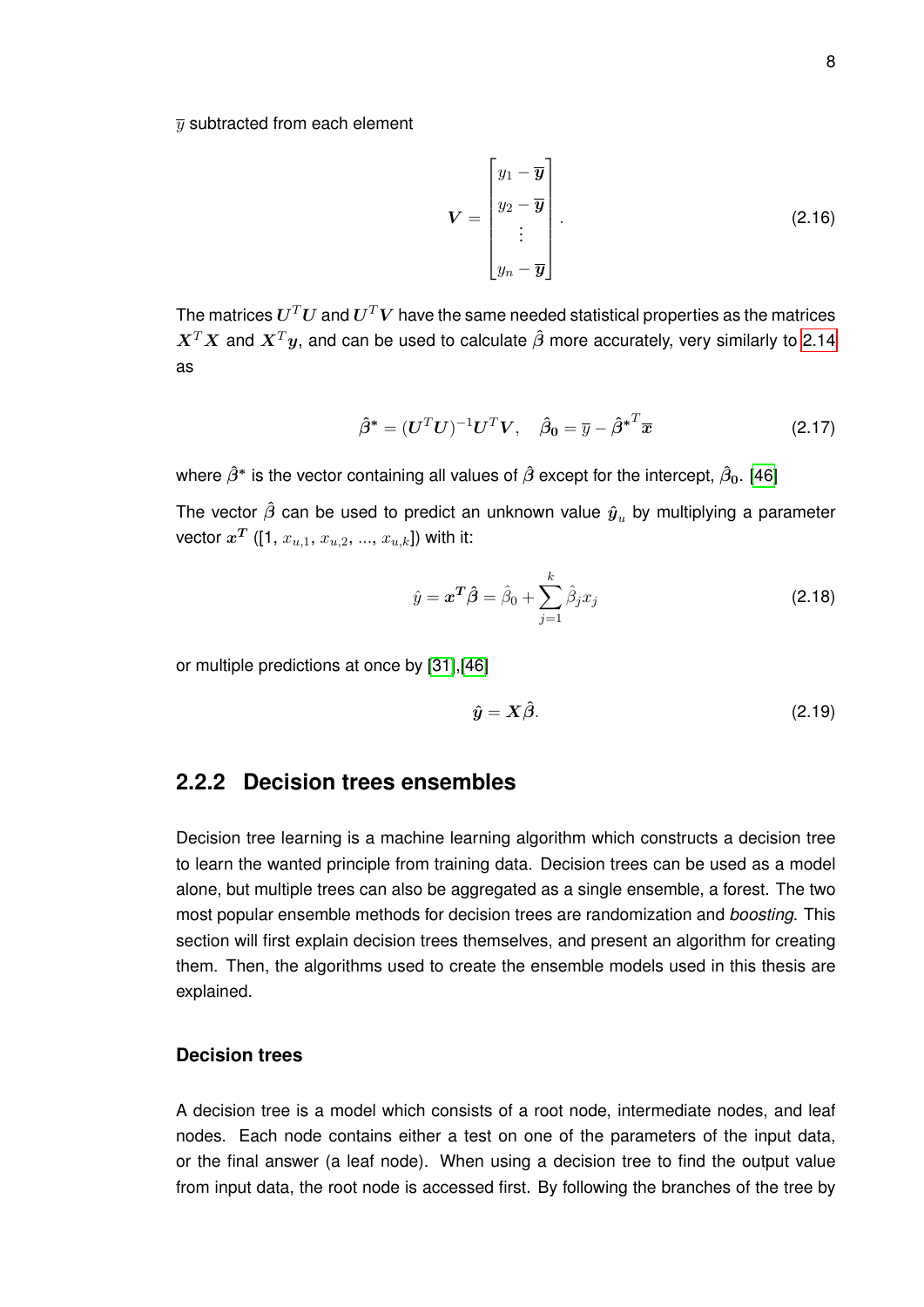$\overline{y}$ subtracted from each element

$$\boldsymbol{V} = \begin{bmatrix} y_1 - \overline{\boldsymbol{y}} \\ y_2 - \overline{\boldsymbol{y}} \\ \vdots \\ y_n - \overline{\boldsymbol{y}} \end{bmatrix}. \tag{2.16}$$

The matrices $\boldsymbol{U}^T\boldsymbol{U}$ and $\boldsymbol{U}^T\boldsymbol{V}$ have the same needed statistical properties as the matrices $\boldsymbol{X}^T\boldsymbol{X}$ and $\boldsymbol{X}^T\boldsymbol{y}$, and can be used to calculate $\hat{\boldsymbol{\beta}}$ more accurately, very similarly to 2.14 as

$$\hat{\boldsymbol{\beta}}^* = (\boldsymbol{U}^T\boldsymbol{U})^{-1}\boldsymbol{U}^T\boldsymbol{V}, \quad \hat{\boldsymbol{\beta}}_{\boldsymbol{0}} = \overline{y} - \hat{\boldsymbol{\beta}}^{*T}\overline{\boldsymbol{x}} \tag{2.17}$$

where $\hat{\boldsymbol{\beta}}^*$ is the vector containing all values of $\hat{\boldsymbol{\beta}}$ except for the intercept, $\hat{\boldsymbol{\beta}}_{\boldsymbol{0}}$. [46]

The vector $\hat{\boldsymbol{\beta}}$ can be used to predict an unknown value $\hat{\boldsymbol{y}}_u$ by multiplying a parameter vector $\boldsymbol{x^T}$ ([1, $x_{u,1}$, $x_{u,2}$, ..., $x_{u,k}$]) with it:

$$\hat{y} = \boldsymbol{x^T}\hat{\boldsymbol{\beta}} = \hat{\beta}_0 + \sum_{j=1}^{k} \hat{\beta}_j x_j \tag{2.18}$$

or multiple predictions at once by [31],[46]

$$\hat{\boldsymbol{y}} = \boldsymbol{X}\hat{\boldsymbol{\beta}}. \tag{2.19}$$

## 2.2.2 Decision trees ensembles

Decision tree learning is a machine learning algorithm which constructs a decision tree to learn the wanted principle from training data. Decision trees can be used as a model alone, but multiple trees can also be aggregated as a single ensemble, a forest. The two most popular ensemble methods for decision trees are randomization and *boosting*. This section will first explain decision trees themselves, and present an algorithm for creating them. Then, the algorithms used to create the ensemble models used in this thesis are explained.

### Decision trees

A decision tree is a model which consists of a root node, intermediate nodes, and leaf nodes. Each node contains either a test on one of the parameters of the input data, or the final answer (a leaf node). When using a decision tree to find the output value from input data, the root node is accessed first. By following the branches of the tree by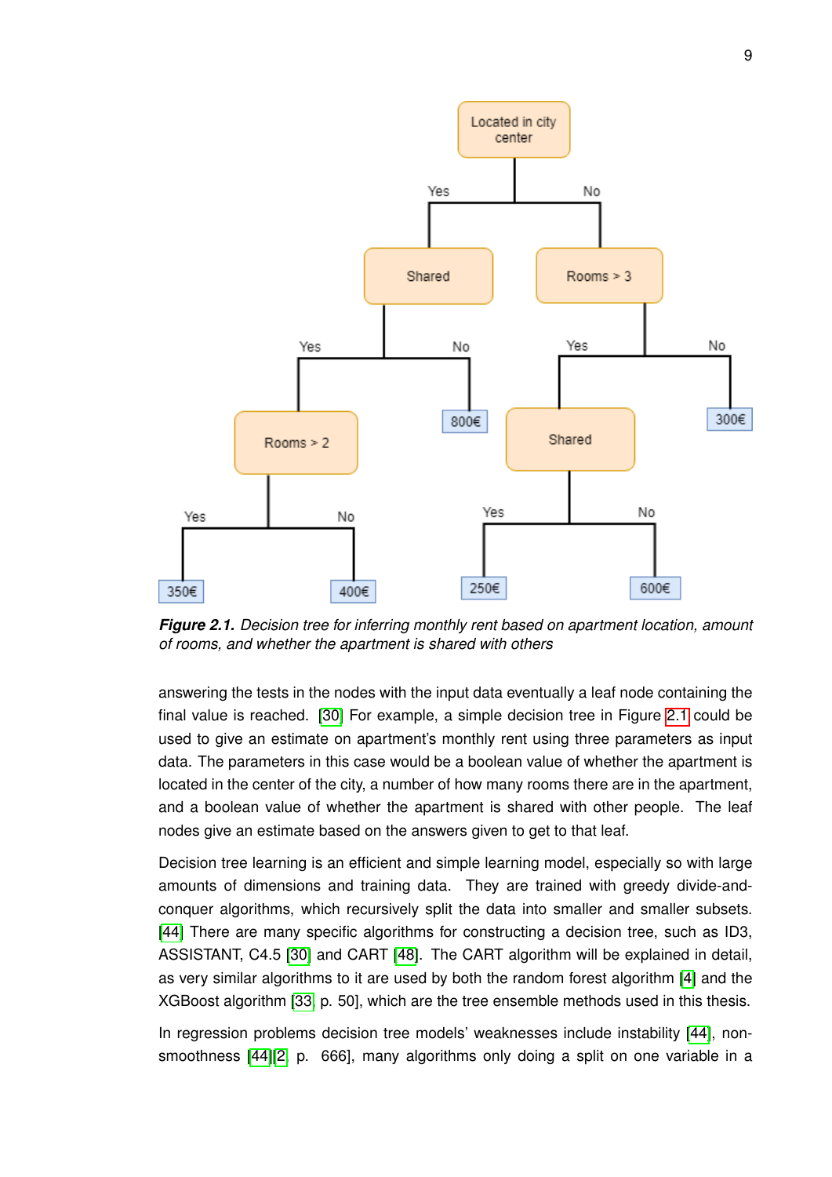*Figure 2.1.* *Decision tree for inferring monthly rent based on apartment location, amount of rooms, and whether the apartment is shared with others*

answering the tests in the nodes with the input data eventually a leaf node containing the final value is reached. [30] For example, a simple decision tree in Figure 2.1 could be used to give an estimate on apartment's monthly rent using three parameters as input data. The parameters in this case would be a boolean value of whether the apartment is located in the center of the city, a number of how many rooms there are in the apartment, and a boolean value of whether the apartment is shared with other people. The leaf nodes give an estimate based on the answers given to get to that leaf.

Decision tree learning is an efficient and simple learning model, especially so with large amounts of dimensions and training data. They are trained with greedy divide-and-conquer algorithms, which recursively split the data into smaller and smaller subsets. [44] There are many specific algorithms for constructing a decision tree, such as ID3, ASSISTANT, C4.5 [30] and CART [48]. The CART algorithm will be explained in detail, as very similar algorithms to it are used by both the random forest algorithm [4] and the XGBoost algorithm [33, p. 50], which are the tree ensemble methods used in this thesis.

In regression problems decision tree models' weaknesses include instability [44], non-smoothness [44][2, p. 666], many algorithms only doing a split on one variable in a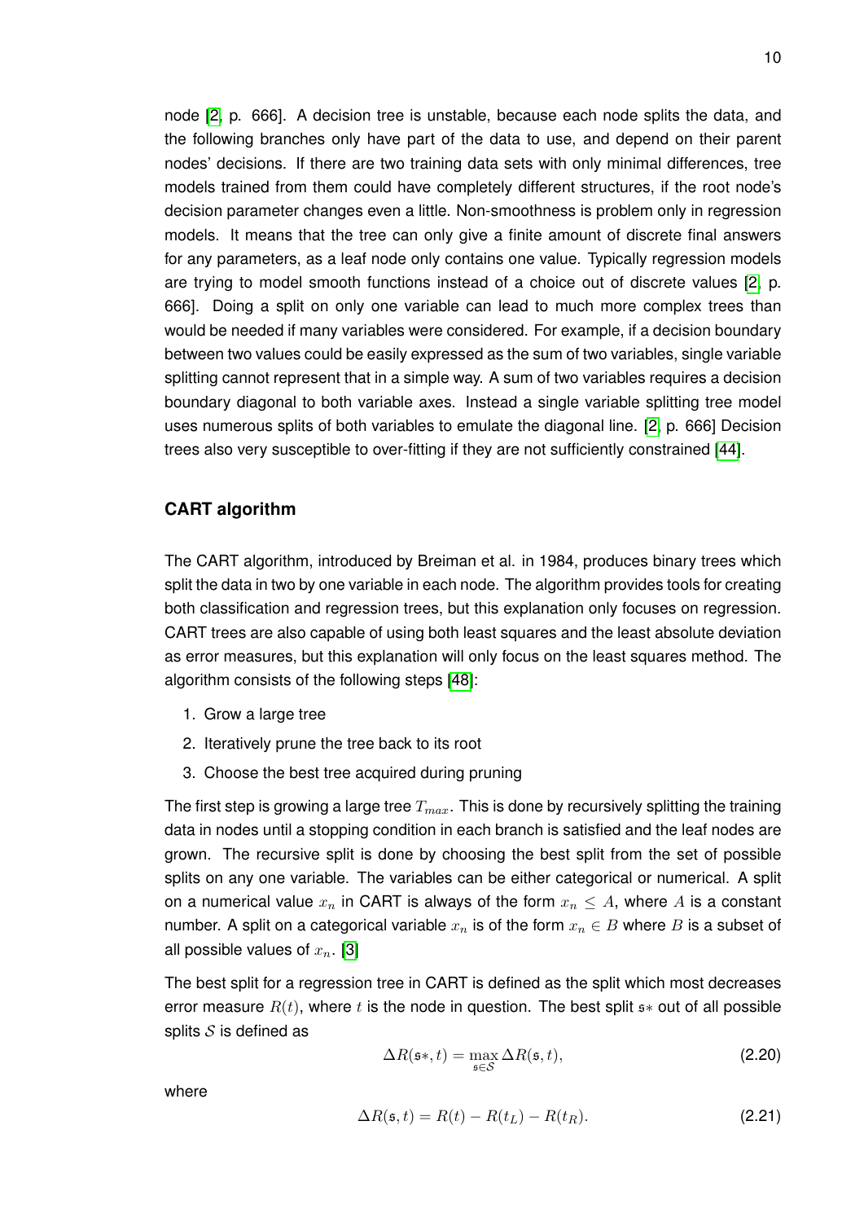node [2, p. 666]. A decision tree is unstable, because each node splits the data, and the following branches only have part of the data to use, and depend on their parent nodes' decisions. If there are two training data sets with only minimal differences, tree models trained from them could have completely different structures, if the root node's decision parameter changes even a little. Non-smoothness is problem only in regression models. It means that the tree can only give a finite amount of discrete final answers for any parameters, as a leaf node only contains one value. Typically regression models are trying to model smooth functions instead of a choice out of discrete values [2, p. 666]. Doing a split on only one variable can lead to much more complex trees than would be needed if many variables were considered. For example, if a decision boundary between two values could be easily expressed as the sum of two variables, single variable splitting cannot represent that in a simple way. A sum of two variables requires a decision boundary diagonal to both variable axes. Instead a single variable splitting tree model uses numerous splits of both variables to emulate the diagonal line. [2, p. 666] Decision trees also very susceptible to over-fitting if they are not sufficiently constrained [44].

### CART algorithm

The CART algorithm, introduced by Breiman et al. in 1984, produces binary trees which split the data in two by one variable in each node. The algorithm provides tools for creating both classification and regression trees, but this explanation only focuses on regression. CART trees are also capable of using both least squares and the least absolute deviation as error measures, but this explanation will only focus on the least squares method. The algorithm consists of the following steps [48]:

1. Grow a large tree
2. Iteratively prune the tree back to its root
3. Choose the best tree acquired during pruning

The first step is growing a large tree $T_{max}$. This is done by recursively splitting the training data in nodes until a stopping condition in each branch is satisfied and the leaf nodes are grown. The recursive split is done by choosing the best split from the set of possible splits on any one variable. The variables can be either categorical or numerical. A split on a numerical value $x_n$ in CART is always of the form $x_n \leq A$, where $A$ is a constant number. A split on a categorical variable $x_n$ is of the form $x_n \in B$ where $B$ is a subset of all possible values of $x_n$. [3]

The best split for a regression tree in CART is defined as the split which most decreases error measure $R(t)$, where $t$ is the node in question. The best split $\mathfrak{s}*$ out of all possible splits $\mathcal{S}$ is defined as

$$\Delta R(\mathfrak{s}*, t) = \max_{\mathfrak{s} \in \mathcal{S}} \Delta R(\mathfrak{s}, t), \tag{2.20}$$

where

$$\Delta R(\mathfrak{s}, t) = R(t) - R(t_L) - R(t_R). \tag{2.21}$$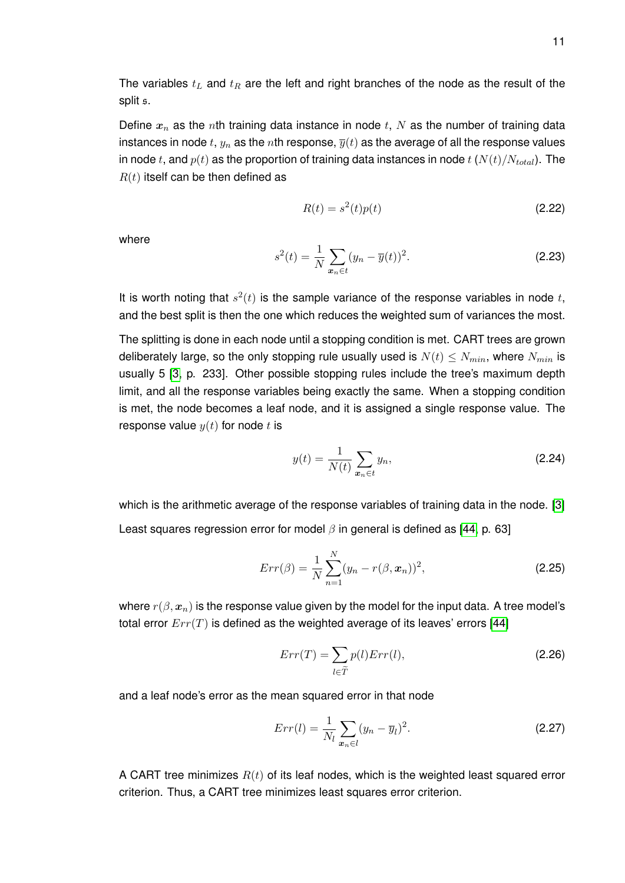The variables $t_L$ and $t_R$ are the left and right branches of the node as the result of the split $\mathfrak{s}$.

Define $\boldsymbol{x}_n$ as the $n$th training data instance in node $t$, $N$ as the number of training data instances in node $t$, $y_n$ as the $n$th response, $\overline{y}(t)$ as the average of all the response values in node $t$, and $p(t)$ as the proportion of training data instances in node $t$ ($N(t)/N_{total}$). The $R(t)$ itself can be then defined as

$$R(t) = s^2(t)p(t) \tag{2.22}$$

where

$$s^2(t) = \frac{1}{N}\sum_{\boldsymbol{x}_n \in t}(y_n - \overline{y}(t))^2. \tag{2.23}$$

It is worth noting that $s^2(t)$ is the sample variance of the response variables in node $t$, and the best split is then the one which reduces the weighted sum of variances the most.

The splitting is done in each node until a stopping condition is met. CART trees are grown deliberately large, so the only stopping rule usually used is $N(t) \leq N_{min}$, where $N_{min}$ is usually 5 [3, p. 233]. Other possible stopping rules include the tree's maximum depth limit, and all the response variables being exactly the same. When a stopping condition is met, the node becomes a leaf node, and it is assigned a single response value. The response value $y(t)$ for node $t$ is

$$y(t) = \frac{1}{N(t)}\sum_{\boldsymbol{x}_n \in t} y_n, \tag{2.24}$$

which is the arithmetic average of the response variables of training data in the node. [3]

Least squares regression error for model $\beta$ in general is defined as [44, p. 63]

$$Err(\beta) = \frac{1}{N}\sum_{n=1}^{N}(y_n - r(\beta, \boldsymbol{x}_n))^2, \tag{2.25}$$

where $r(\beta, \boldsymbol{x}_n)$ is the response value given by the model for the input data. A tree model's total error $Err(T)$ is defined as the weighted average of its leaves' errors [44]

$$Err(T) = \sum_{l \in \widetilde{T}} p(l)Err(l), \tag{2.26}$$

and a leaf node's error as the mean squared error in that node

$$Err(l) = \frac{1}{N_l}\sum_{\boldsymbol{x}_n \in l}(y_n - \overline{y}_l)^2. \tag{2.27}$$

A CART tree minimizes $R(t)$ of its leaf nodes, which is the weighted least squared error criterion. Thus, a CART tree minimizes least squares error criterion.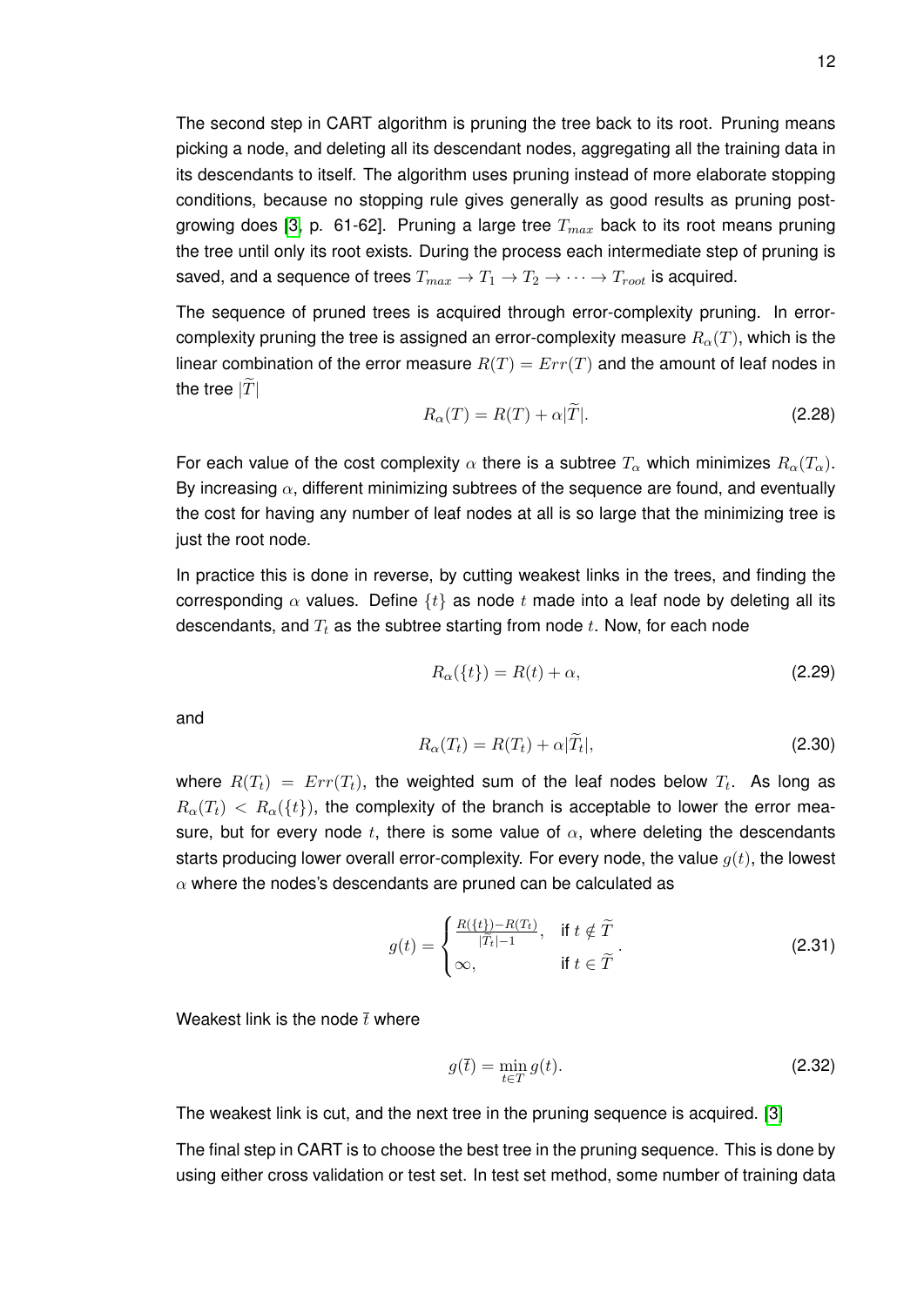The second step in CART algorithm is pruning the tree back to its root. Pruning means picking a node, and deleting all its descendant nodes, aggregating all the training data in its descendants to itself. The algorithm uses pruning instead of more elaborate stopping conditions, because no stopping rule gives generally as good results as pruning post-growing does [3, p. 61-62]. Pruning a large tree $T_{max}$ back to its root means pruning the tree until only its root exists. During the process each intermediate step of pruning is saved, and a sequence of trees $T_{max} \rightarrow T_1 \rightarrow T_2 \rightarrow \cdots \rightarrow T_{root}$ is acquired.

The sequence of pruned trees is acquired through error-complexity pruning. In error-complexity pruning the tree is assigned an error-complexity measure $R_\alpha(T)$, which is the linear combination of the error measure $R(T) = Err(T)$ and the amount of leaf nodes in the tree $|\widetilde{T}|$

$$R_\alpha(T) = R(T) + \alpha|\widetilde{T}|. \tag{2.28}$$

For each value of the cost complexity $\alpha$ there is a subtree $T_\alpha$ which minimizes $R_\alpha(T_\alpha)$. By increasing $\alpha$, different minimizing subtrees of the sequence are found, and eventually the cost for having any number of leaf nodes at all is so large that the minimizing tree is just the root node.

In practice this is done in reverse, by cutting weakest links in the trees, and finding the corresponding $\alpha$ values. Define $\{t\}$ as node $t$ made into a leaf node by deleting all its descendants, and $T_t$ as the subtree starting from node $t$. Now, for each node

$$R_\alpha(\{t\}) = R(t) + \alpha, \tag{2.29}$$

and

$$R_\alpha(T_t) = R(T_t) + \alpha|\widetilde{T}_t|, \tag{2.30}$$

where $R(T_t) = Err(T_t)$, the weighted sum of the leaf nodes below $T_t$. As long as $R_\alpha(T_t) < R_\alpha(\{t\})$, the complexity of the branch is acceptable to lower the error measure, but for every node $t$, there is some value of $\alpha$, where deleting the descendants starts producing lower overall error-complexity. For every node, the value $g(t)$, the lowest $\alpha$ where the nodes's descendants are pruned can be calculated as

$$g(t) = \begin{cases} \frac{R(\{t\}) - R(T_t)}{|\widetilde{T}_t| - 1}, & \text{if } t \notin \widetilde{T} \\ \infty, & \text{if } t \in \widetilde{T} \end{cases}. \tag{2.31}$$

Weakest link is the node $\bar{t}$ where

$$g(\bar{t}) = \min_{t \in T} g(t). \tag{2.32}$$

The weakest link is cut, and the next tree in the pruning sequence is acquired. [3]

The final step in CART is to choose the best tree in the pruning sequence. This is done by using either cross validation or test set. In test set method, some number of training data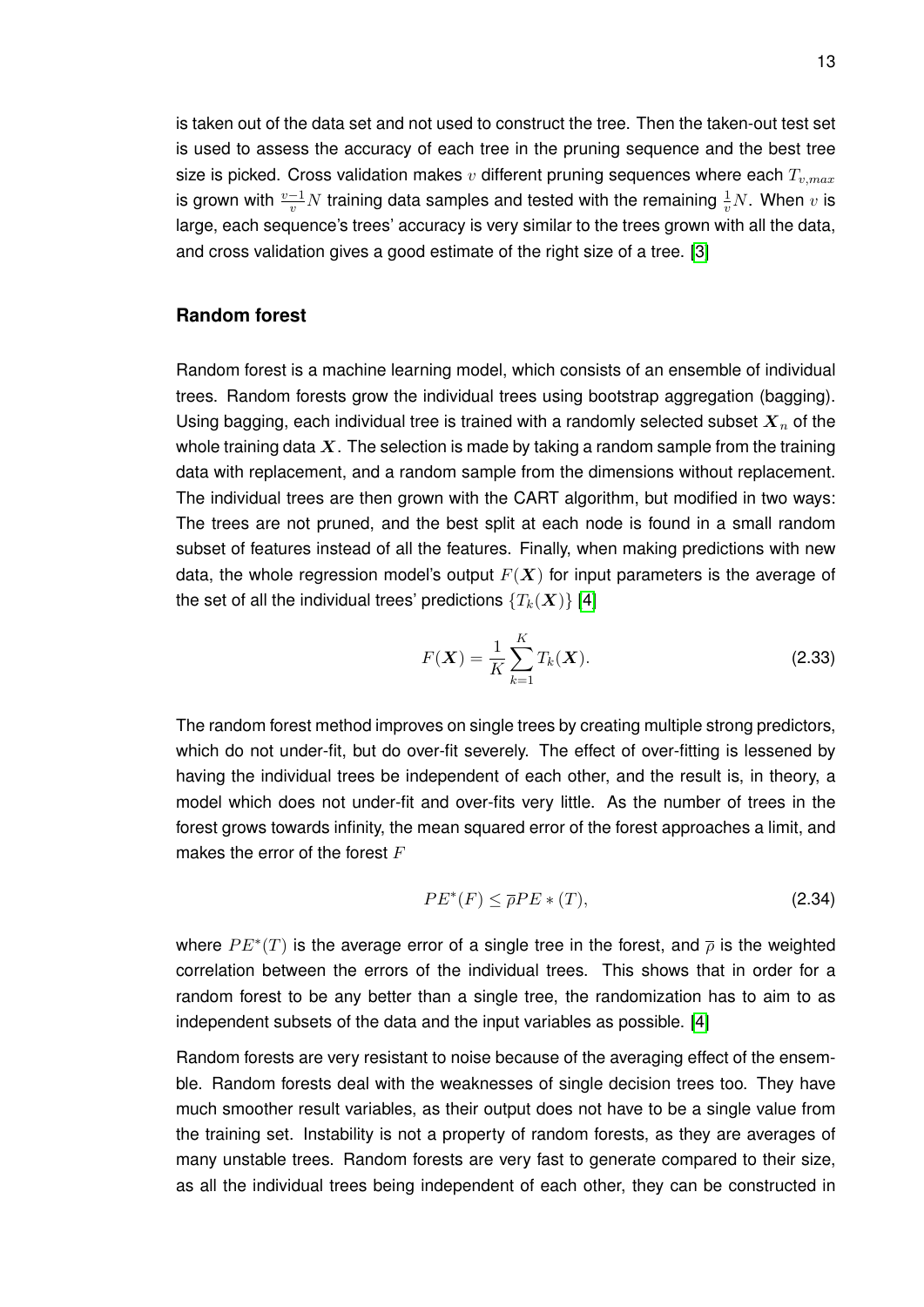is taken out of the data set and not used to construct the tree. Then the taken-out test set is used to assess the accuracy of each tree in the pruning sequence and the best tree size is picked. Cross validation makes $v$ different pruning sequences where each $T_{v,max}$ is grown with $\frac{v-1}{v}N$ training data samples and tested with the remaining $\frac{1}{v}N$. When $v$ is large, each sequence's trees' accuracy is very similar to the trees grown with all the data, and cross validation gives a good estimate of the right size of a tree. [3]

### Random forest

Random forest is a machine learning model, which consists of an ensemble of individual trees. Random forests grow the individual trees using bootstrap aggregation (bagging). Using bagging, each individual tree is trained with a randomly selected subset $\boldsymbol{X}_n$ of the whole training data $\boldsymbol{X}$. The selection is made by taking a random sample from the training data with replacement, and a random sample from the dimensions without replacement. The individual trees are then grown with the CART algorithm, but modified in two ways: The trees are not pruned, and the best split at each node is found in a small random subset of features instead of all the features. Finally, when making predictions with new data, the whole regression model's output $F(\boldsymbol{X})$ for input parameters is the average of the set of all the individual trees' predictions $\{T_k(\boldsymbol{X})\}$ [4]

$$F(\boldsymbol{X}) = \frac{1}{K}\sum_{k=1}^{K} T_k(\boldsymbol{X}). \tag{2.33}$$

The random forest method improves on single trees by creating multiple strong predictors, which do not under-fit, but do over-fit severely. The effect of over-fitting is lessened by having the individual trees be independent of each other, and the result is, in theory, a model which does not under-fit and over-fits very little. As the number of trees in the forest grows towards infinity, the mean squared error of the forest approaches a limit, and makes the error of the forest $F$

$$PE^{*}(F) \leq \overline{\rho} PE*(T), \tag{2.34}$$

where $PE^{*}(T)$ is the average error of a single tree in the forest, and $\overline{\rho}$ is the weighted correlation between the errors of the individual trees. This shows that in order for a random forest to be any better than a single tree, the randomization has to aim to as independent subsets of the data and the input variables as possible. [4]

Random forests are very resistant to noise because of the averaging effect of the ensemble. Random forests deal with the weaknesses of single decision trees too. They have much smoother result variables, as their output does not have to be a single value from the training set. Instability is not a property of random forests, as they are averages of many unstable trees. Random forests are very fast to generate compared to their size, as all the individual trees being independent of each other, they can be constructed in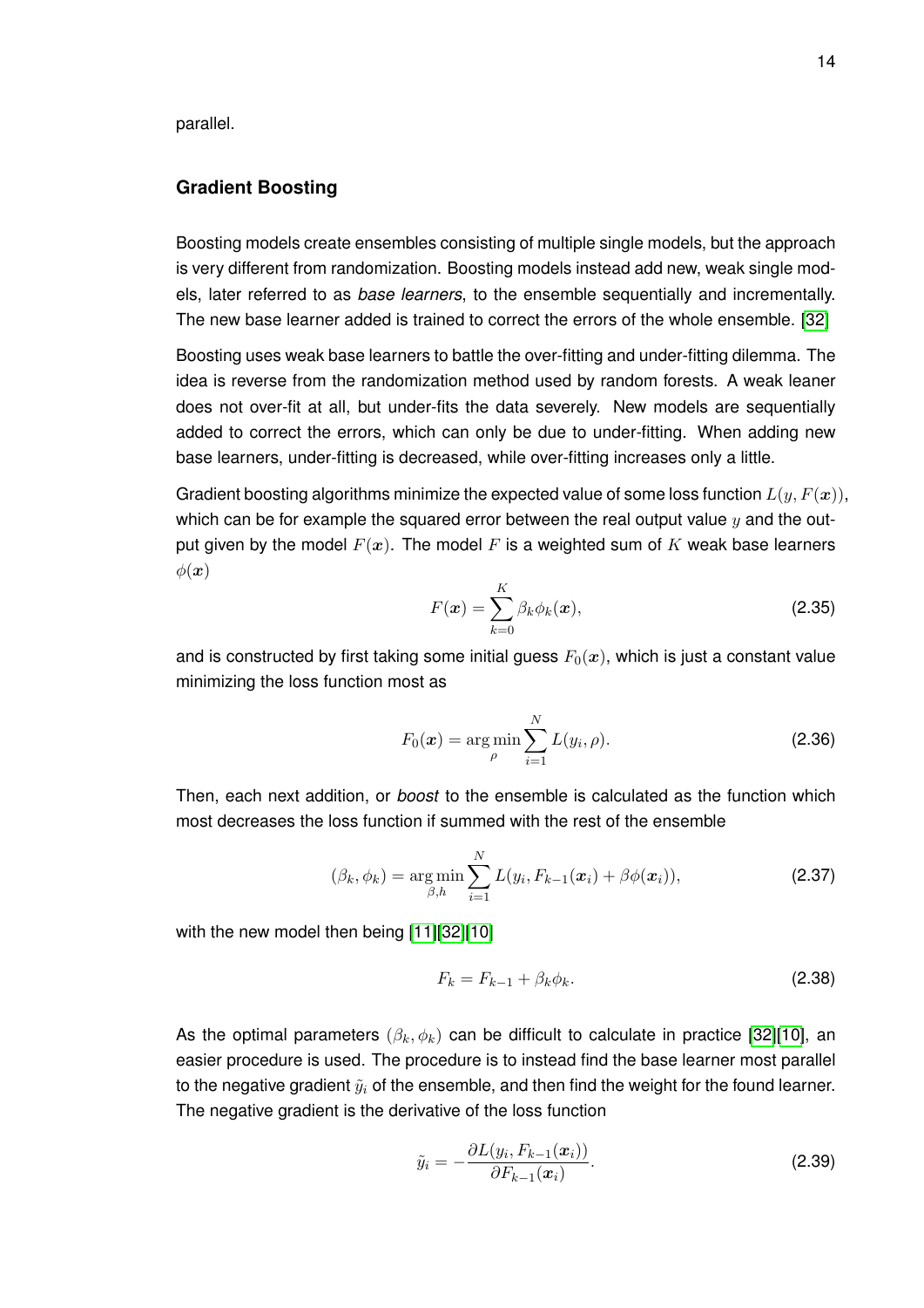parallel.

### Gradient Boosting

Boosting models create ensembles consisting of multiple single models, but the approach is very different from randomization. Boosting models instead add new, weak single models, later referred to as *base learners*, to the ensemble sequentially and incrementally. The new base learner added is trained to correct the errors of the whole ensemble. [32]

Boosting uses weak base learners to battle the over-fitting and under-fitting dilemma. The idea is reverse from the randomization method used by random forests. A weak leaner does not over-fit at all, but under-fits the data severely. New models are sequentially added to correct the errors, which can only be due to under-fitting. When adding new base learners, under-fitting is decreased, while over-fitting increases only a little.

Gradient boosting algorithms minimize the expected value of some loss function $L(y, F(\boldsymbol{x}))$, which can be for example the squared error between the real output value $y$ and the output given by the model $F(x)$. The model $F$ is a weighted sum of $K$ weak base learners $\phi(\boldsymbol{x})$

$$F(\boldsymbol{x}) = \sum_{k=0}^{K} \beta_k \phi_k(\boldsymbol{x}), \tag{2.35}$$

and is constructed by first taking some initial guess $F_0(\boldsymbol{x})$, which is just a constant value minimizing the loss function most as

$$F_0(\boldsymbol{x}) = \arg\min_{\rho} \sum_{i=1}^{N} L(y_i, \rho). \tag{2.36}$$

Then, each next addition, or *boost* to the ensemble is calculated as the function which most decreases the loss function if summed with the rest of the ensemble

$$(\beta_k, \phi_k) = \arg\min_{\beta, h} \sum_{i=1}^{N} L(y_i, F_{k-1}(\boldsymbol{x}_i) + \beta\phi(\boldsymbol{x}_i)), \tag{2.37}$$

with the new model then being [11][32][10]

$$F_k = F_{k-1} + \beta_k \phi_k. \tag{2.38}$$

As the optimal parameters $(\beta_k, \phi_k)$ can be difficult to calculate in practice [32][10], an easier procedure is used. The procedure is to instead find the base learner most parallel to the negative gradient $\tilde{y}_i$ of the ensemble, and then find the weight for the found learner. The negative gradient is the derivative of the loss function

$$\tilde{y}_i = -\frac{\partial L(y_i, F_{k-1}(\boldsymbol{x}_i))}{\partial F_{k-1}(\boldsymbol{x}_i)}. \tag{2.39}$$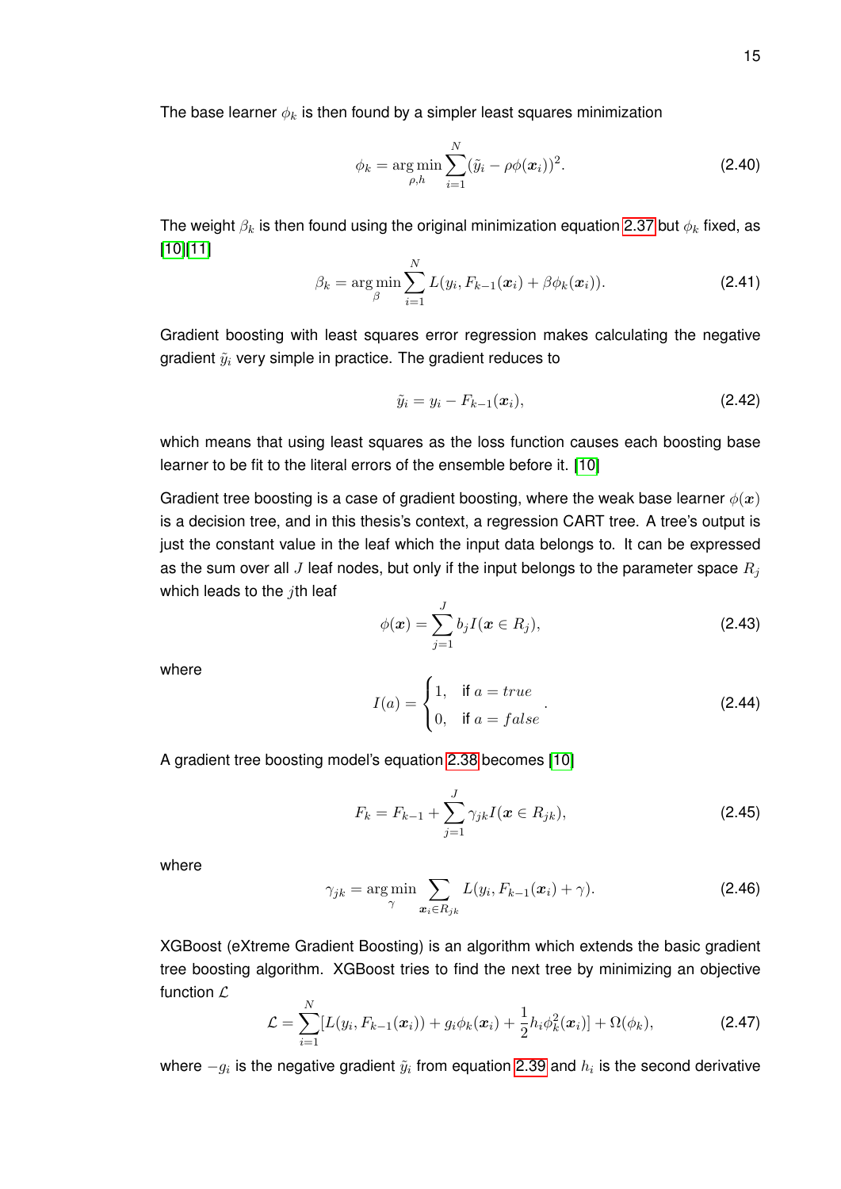The base learner $\phi_k$ is then found by a simpler least squares minimization

$$\phi_k = \arg\min_{\rho,h} \sum_{i=1}^{N} (\tilde{y}_i - \rho\phi(\boldsymbol{x}_i))^2. \tag{2.40}$$

The weight $\beta_k$ is then found using the original minimization equation 2.37 but $\phi_k$ fixed, as [10][11]

$$\beta_k = \arg\min_{\beta} \sum_{i=1}^{N} L(y_i, F_{k-1}(\boldsymbol{x}_i) + \beta\phi_k(\boldsymbol{x}_i)). \tag{2.41}$$

Gradient boosting with least squares error regression makes calculating the negative gradient $\tilde{y}_i$ very simple in practice. The gradient reduces to

$$\tilde{y}_i = y_i - F_{k-1}(\boldsymbol{x}_i), \tag{2.42}$$

which means that using least squares as the loss function causes each boosting base learner to be fit to the literal errors of the ensemble before it. [10]

Gradient tree boosting is a case of gradient boosting, where the weak base learner $\phi(\boldsymbol{x})$ is a decision tree, and in this thesis's context, a regression CART tree. A tree's output is just the constant value in the leaf which the input data belongs to. It can be expressed as the sum over all $J$ leaf nodes, but only if the input belongs to the parameter space $R_j$ which leads to the $j$th leaf

$$\phi(\boldsymbol{x}) = \sum_{j=1}^{J} b_j I(\boldsymbol{x} \in R_j), \tag{2.43}$$

where

$$I(a) = \begin{cases} 1, & \text{if } a = true \\ 0, & \text{if } a = false \end{cases}. \tag{2.44}$$

A gradient tree boosting model's equation 2.38 becomes [10]

$$F_k = F_{k-1} + \sum_{j=1}^{J} \gamma_{jk} I(\boldsymbol{x} \in R_{jk}), \tag{2.45}$$

where

$$\gamma_{jk} = \arg\min_{\gamma} \sum_{\boldsymbol{x}_i \in R_{jk}} L(y_i, F_{k-1}(\boldsymbol{x}_i) + \gamma). \tag{2.46}$$

XGBoost (eXtreme Gradient Boosting) is an algorithm which extends the basic gradient tree boosting algorithm. XGBoost tries to find the next tree by minimizing an objective function $\mathcal{L}$

$$\mathcal{L} = \sum_{i=1}^{N} [L(y_i, F_{k-1}(\boldsymbol{x}_i)) + g_i\phi_k(\boldsymbol{x}_i) + \frac{1}{2}h_i\phi_k^2(\boldsymbol{x}_i)] + \Omega(\phi_k), \tag{2.47}$$

where $-g_i$ is the negative gradient $\tilde{y}_i$ from equation 2.39 and $h_i$ is the second derivative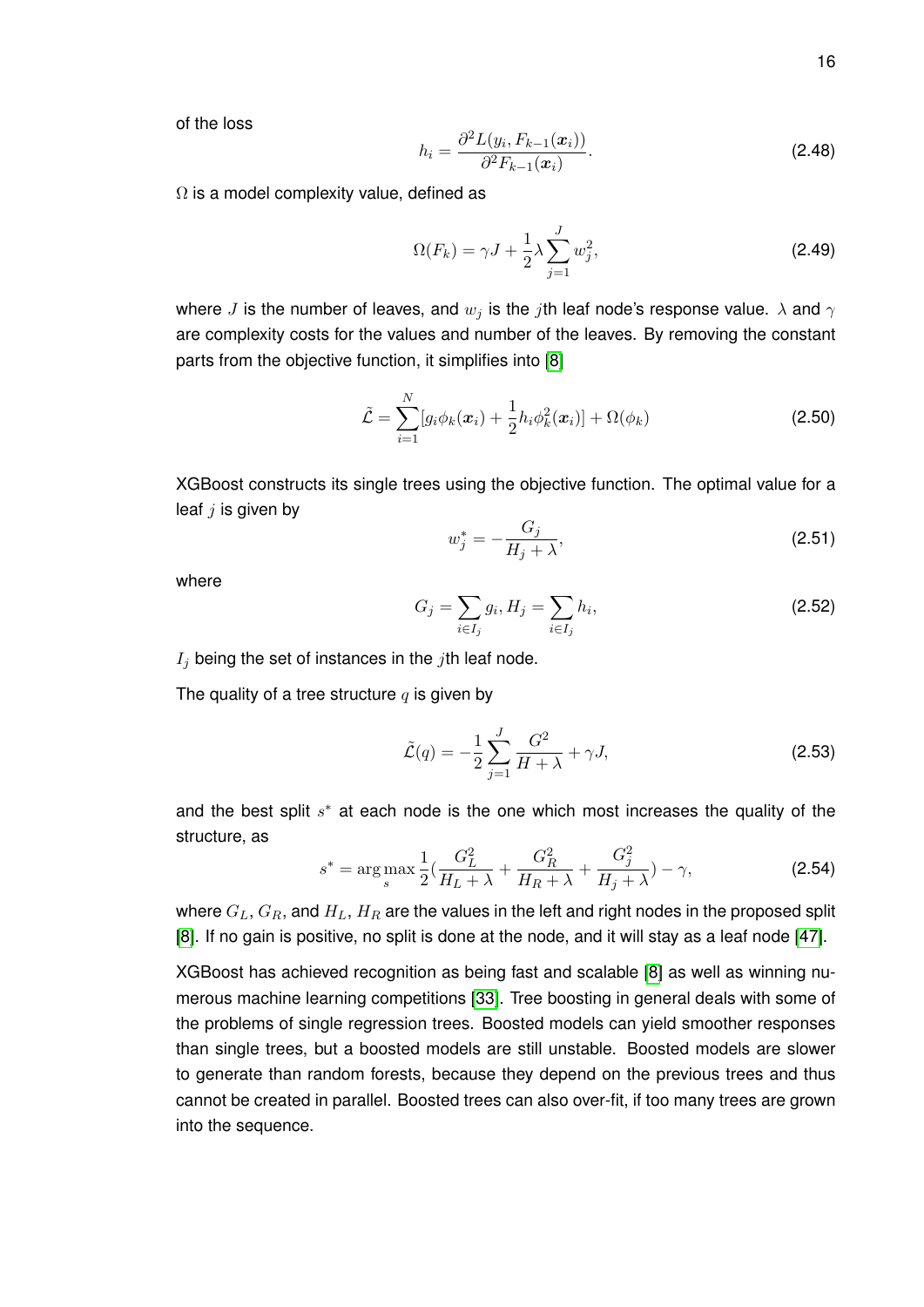of the loss

$$h_i = \frac{\partial^2 L(y_i, F_{k-1}(\boldsymbol{x}_i))}{\partial^2 F_{k-1}(\boldsymbol{x}_i)}. \tag{2.48}$$

$\Omega$ is a model complexity value, defined as

$$\Omega(F_k) = \gamma J + \frac{1}{2}\lambda \sum_{j=1}^{J} w_j^2, \tag{2.49}$$

where $J$ is the number of leaves, and $w_j$ is the $j$th leaf node's response value. $\lambda$ and $\gamma$ are complexity costs for the values and number of the leaves. By removing the constant parts from the objective function, it simplifies into [8]

$$\tilde{\mathcal{L}} = \sum_{i=1}^{N} [g_i \phi_k(\boldsymbol{x}_i) + \frac{1}{2} h_i \phi_k^2(\boldsymbol{x}_i)] + \Omega(\phi_k) \tag{2.50}$$

XGBoost constructs its single trees using the objective function. The optimal value for a leaf $j$ is given by

$$w_j^* = -\frac{G_j}{H_j + \lambda}, \tag{2.51}$$

where

$$G_j = \sum_{i \in I_j} g_i, H_j = \sum_{i \in I_j} h_i, \tag{2.52}$$

$I_j$ being the set of instances in the $j$th leaf node.

The quality of a tree structure $q$ is given by

$$\tilde{\mathcal{L}}(q) = -\frac{1}{2} \sum_{j=1}^{J} \frac{G^2}{H + \lambda} + \gamma J, \tag{2.53}$$

and the best split $s^*$ at each node is the one which most increases the quality of the structure, as

$$s^* = \arg\max_s \frac{1}{2} \left( \frac{G_L^2}{H_L + \lambda} + \frac{G_R^2}{H_R + \lambda} + \frac{G_j^2}{H_j + \lambda} \right) - \gamma, \tag{2.54}$$

where $G_L$, $G_R$, and $H_L$, $H_R$ are the values in the left and right nodes in the proposed split [8]. If no gain is positive, no split is done at the node, and it will stay as a leaf node [47].

XGBoost has achieved recognition as being fast and scalable [8] as well as winning numerous machine learning competitions [33]. Tree boosting in general deals with some of the problems of single regression trees. Boosted models can yield smoother responses than single trees, but a boosted models are still unstable. Boosted models are slower to generate than random forests, because they depend on the previous trees and thus cannot be created in parallel. Boosted trees can also over-fit, if too many trees are grown into the sequence.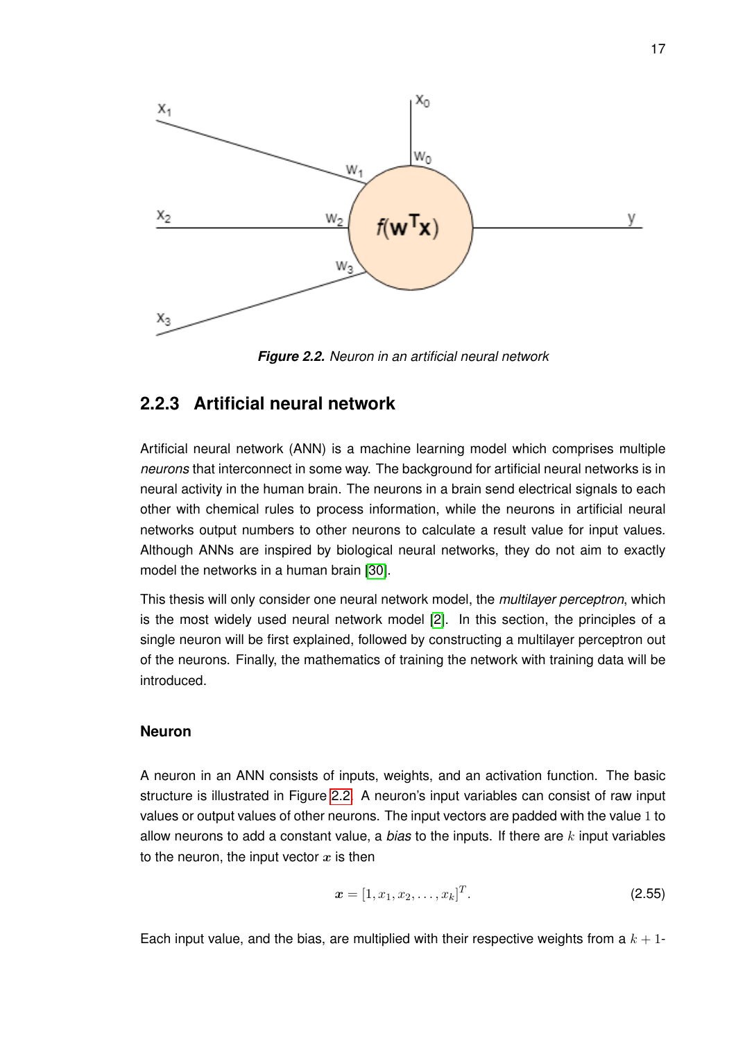*Figure 2.2. Neuron in an artificial neural network*

## 2.2.3 Artificial neural network

Artificial neural network (ANN) is a machine learning model which comprises multiple *neurons* that interconnect in some way. The background for artificial neural networks is in neural activity in the human brain. The neurons in a brain send electrical signals to each other with chemical rules to process information, while the neurons in artificial neural networks output numbers to other neurons to calculate a result value for input values. Although ANNs are inspired by biological neural networks, they do not aim to exactly model the networks in a human brain [30].

This thesis will only consider one neural network model, the *multilayer perceptron*, which is the most widely used neural network model [2]. In this section, the principles of a single neuron will be first explained, followed by constructing a multilayer perceptron out of the neurons. Finally, the mathematics of training the network with training data will be introduced.

### Neuron

A neuron in an ANN consists of inputs, weights, and an activation function. The basic structure is illustrated in Figure 2.2. A neuron's input variables can consist of raw input values or output values of other neurons. The input vectors are padded with the value $1$ to allow neurons to add a constant value, a *bias* to the inputs. If there are $k$ input variables to the neuron, the input vector $\boldsymbol{x}$ is then

$$\boldsymbol{x} = [1, x_1, x_2, \ldots, x_k]^T. \tag{2.55}$$

Each input value, and the bias, are multiplied with their respective weights from a $k + 1$-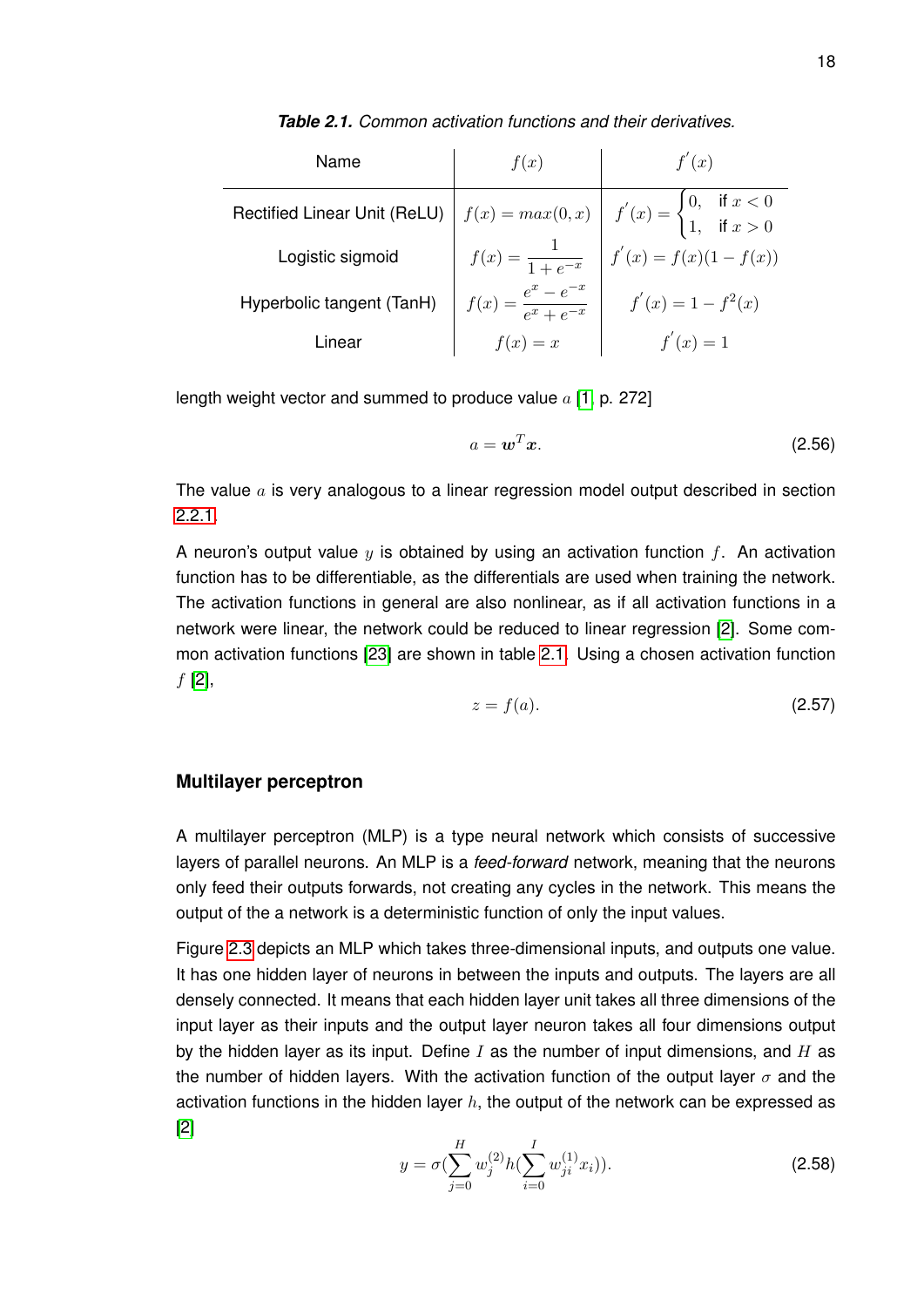***Table 2.1.** Common activation functions and their derivatives.*

| Name | $f(x)$ | $f^{'}(x)$ |
|---|---|---|
| Rectified Linear Unit (ReLU) | $f(x) = max(0, x)$ | $f^{'}(x) = \begin{cases} 0, & \text{if } x < 0 \\ 1, & \text{if } x > 0 \end{cases}$ |
| Logistic sigmoid | $f(x) = \dfrac{1}{1 + e^{-x}}$ | $f^{'}(x) = f(x)(1 - f(x))$ |
| Hyperbolic tangent (TanH) | $f(x) = \dfrac{e^{x} - e^{-x}}{e^{x} + e^{-x}}$ | $f^{'}(x) = 1 - f^{2}(x)$ |
| Linear | $f(x) = x$ | $f^{'}(x) = 1$ |

length weight vector and summed to produce value $a$ [1, p. 272]

$$a = \boldsymbol{w}^{T}\boldsymbol{x}. \tag{2.56}$$

The value $a$ is very analogous to a linear regression model output described in section 2.2.1.

A neuron's output value $y$ is obtained by using an activation function $f$. An activation function has to be differentiable, as the differentials are used when training the network. The activation functions in general are also nonlinear, as if all activation functions in a network were linear, the network could be reduced to linear regression [2]. Some common activation functions [23] are shown in table 2.1. Using a chosen activation function $f$ [2],

$$z = f(a). \tag{2.57}$$

### Multilayer perceptron

A multilayer perceptron (MLP) is a type neural network which consists of successive layers of parallel neurons. An MLP is a *feed-forward* network, meaning that the neurons only feed their outputs forwards, not creating any cycles in the network. This means the output of the a network is a deterministic function of only the input values.

Figure 2.3 depicts an MLP which takes three-dimensional inputs, and outputs one value. It has one hidden layer of neurons in between the inputs and outputs. The layers are all densely connected. It means that each hidden layer unit takes all three dimensions of the input layer as their inputs and the output layer neuron takes all four dimensions output by the hidden layer as its input. Define $I$ as the number of input dimensions, and $H$ as the number of hidden layers. With the activation function of the output layer $\sigma$ and the activation functions in the hidden layer $h$, the output of the network can be expressed as [2]

$$y = \sigma(\sum_{j=0}^{H} w_{j}^{(2)} h(\sum_{i=0}^{I} w_{ji}^{(1)} x_{i})). \tag{2.58}$$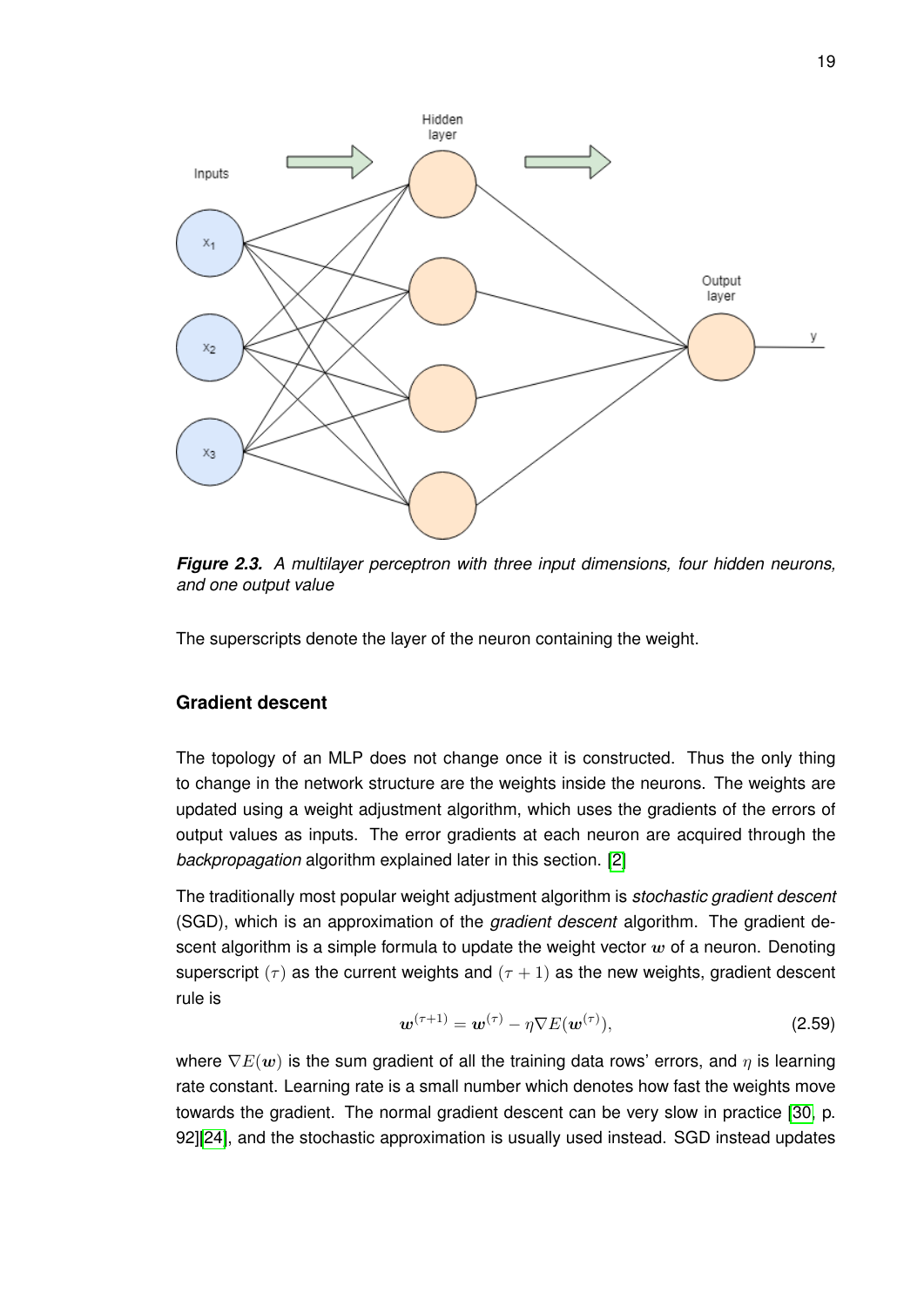**Figure 2.3.** *A multilayer perceptron with three input dimensions, four hidden neurons, and one output value*

The superscripts denote the layer of the neuron containing the weight.

### Gradient descent

The topology of an MLP does not change once it is constructed. Thus the only thing to change in the network structure are the weights inside the neurons. The weights are updated using a weight adjustment algorithm, which uses the gradients of the errors of output values as inputs. The error gradients at each neuron are acquired through the *backpropagation* algorithm explained later in this section. [2]

The traditionally most popular weight adjustment algorithm is *stochastic gradient descent* (SGD), which is an approximation of the *gradient descent* algorithm. The gradient descent algorithm is a simple formula to update the weight vector $\boldsymbol{w}$ of a neuron. Denoting superscript $(\tau)$ as the current weights and $(\tau+1)$ as the new weights, gradient descent rule is

$$\boldsymbol{w}^{(\tau+1)} = \boldsymbol{w}^{(\tau)} - \eta \nabla E(\boldsymbol{w}^{(\tau)}), \tag{2.59}$$

where $\nabla E(\boldsymbol{w})$ is the sum gradient of all the training data rows' errors, and $\eta$ is learning rate constant. Learning rate is a small number which denotes how fast the weights move towards the gradient. The normal gradient descent can be very slow in practice [30, p. 92][24], and the stochastic approximation is usually used instead. SGD instead updates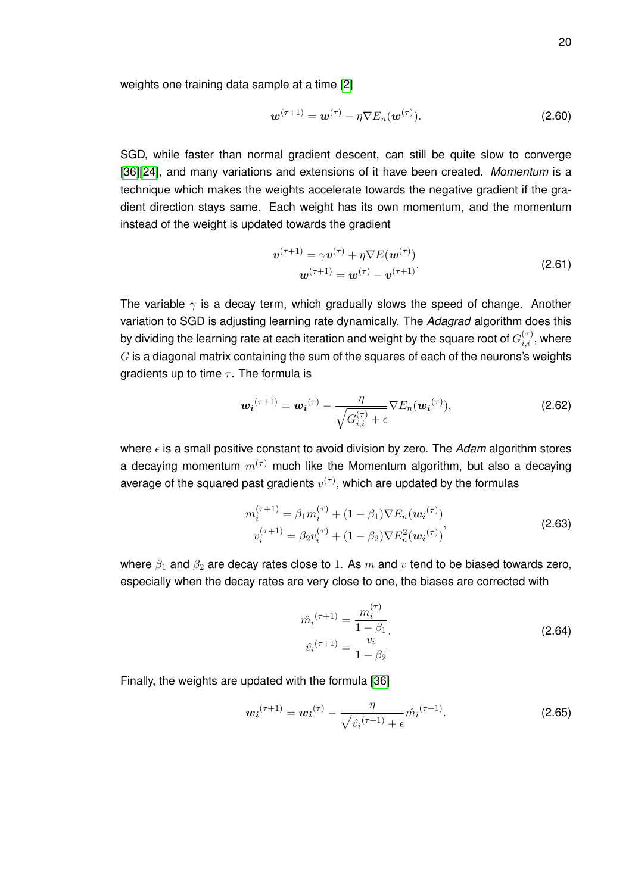weights one training data sample at a time [2]

$$\boldsymbol{w}^{(\tau+1)} = \boldsymbol{w}^{(\tau)} - \eta \nabla E_n(\boldsymbol{w}^{(\tau)}). \tag{2.60}$$

SGD, while faster than normal gradient descent, can still be quite slow to converge [36][24], and many variations and extensions of it have been created. *Momentum* is a technique which makes the weights accelerate towards the negative gradient if the gradient direction stays same. Each weight has its own momentum, and the momentum instead of the weight is updated towards the gradient

$$\begin{aligned} \boldsymbol{v}^{(\tau+1)} &= \gamma \boldsymbol{v}^{(\tau)} + \eta \nabla E(\boldsymbol{w}^{(\tau)}) \\ \boldsymbol{w}^{(\tau+1)} &= \boldsymbol{w}^{(\tau)} - \boldsymbol{v}^{(\tau+1)} \end{aligned}. \tag{2.61}$$

The variable $\gamma$ is a decay term, which gradually slows the speed of change. Another variation to SGD is adjusting learning rate dynamically. The *Adagrad* algorithm does this by dividing the learning rate at each iteration and weight by the square root of $G_{i,i}^{(\tau)}$, where $G$ is a diagonal matrix containing the sum of the squares of each of the neurons's weights gradients up to time $\tau$. The formula is

$$\boldsymbol{w_i}^{(\tau+1)} = \boldsymbol{w_i}^{(\tau)} - \frac{\eta}{\sqrt{G_{i,i}^{(\tau)} + \epsilon}} \nabla E_n(\boldsymbol{w_i}^{(\tau)}), \tag{2.62}$$

where $\epsilon$ is a small positive constant to avoid division by zero. The *Adam* algorithm stores a decaying momentum $m^{(\tau)}$ much like the Momentum algorithm, but also a decaying average of the squared past gradients $v^{(\tau)}$, which are updated by the formulas

$$\begin{aligned} m_i^{(\tau+1)} &= \beta_1 m_i^{(\tau)} + (1-\beta_1) \nabla E_n(\boldsymbol{w_i}^{(\tau)}) \\ v_i^{(\tau+1)} &= \beta_2 v_i^{(\tau)} + (1-\beta_2) \nabla E_n^2(\boldsymbol{w_i}^{(\tau)}) \end{aligned}, \tag{2.63}$$

where $\beta_1$ and $\beta_2$ are decay rates close to $1$. As $m$ and $v$ tend to be biased towards zero, especially when the decay rates are very close to one, the biases are corrected with

$$\begin{aligned} \hat{m_i}^{(\tau+1)} &= \frac{m_i^{(\tau)}}{1-\beta_1} \\ \hat{v_i}^{(\tau+1)} &= \frac{v_i}{1-\beta_2} \end{aligned}. \tag{2.64}$$

Finally, the weights are updated with the formula [36]

$$\boldsymbol{w_i}^{(\tau+1)} = \boldsymbol{w_i}^{(\tau)} - \frac{\eta}{\sqrt{\hat{v_i}^{(\tau+1)}} + \epsilon} \hat{m_i}^{(\tau+1)}. \tag{2.65}$$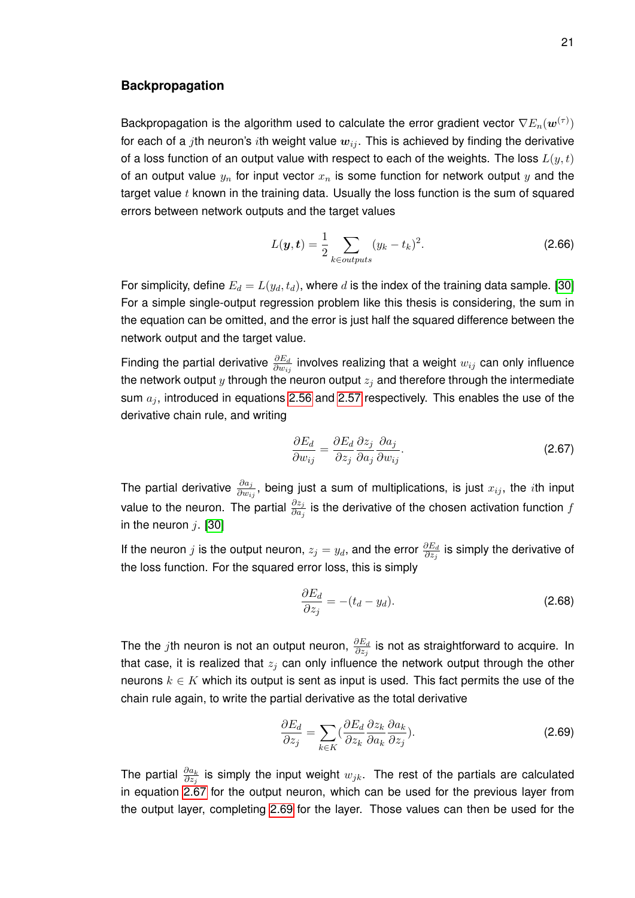### Backpropagation

Backpropagation is the algorithm used to calculate the error gradient vector $\nabla E_n(\boldsymbol{w}^{(\tau)})$ for each of a $j$th neuron's $i$th weight value $\boldsymbol{w}_{ij}$. This is achieved by finding the derivative of a loss function of an output value with respect to each of the weights. The loss $L(y, t)$ of an output value $y_n$ for input vector $x_n$ is some function for network output $y$ and the target value $t$ known in the training data. Usually the loss function is the sum of squared errors between network outputs and the target values

$$L(\boldsymbol{y}, \boldsymbol{t}) = \frac{1}{2} \sum_{k \in outputs} (y_k - t_k)^2. \tag{2.66}$$

For simplicity, define $E_d = L(y_d, t_d)$, where $d$ is the index of the training data sample. [30] For a simple single-output regression problem like this thesis is considering, the sum in the equation can be omitted, and the error is just half the squared difference between the network output and the target value.

Finding the partial derivative $\frac{\partial E_d}{\partial w_{ij}}$ involves realizing that a weight $w_{ij}$ can only influence the network output $y$ through the neuron output $z_j$ and therefore through the intermediate sum $a_j$, introduced in equations 2.56 and 2.57 respectively. This enables the use of the derivative chain rule, and writing

$$\frac{\partial E_d}{\partial w_{ij}} = \frac{\partial E_d}{\partial z_j} \frac{\partial z_j}{\partial a_j} \frac{\partial a_j}{\partial w_{ij}}. \tag{2.67}$$

The partial derivative $\frac{\partial a_j}{\partial w_{ij}}$, being just a sum of multiplications, is just $x_{ij}$, the $i$th input value to the neuron. The partial $\frac{\partial z_j}{\partial a_j}$ is the derivative of the chosen activation function $f$ in the neuron $j$. [30]

If the neuron $j$ is the output neuron, $z_j = y_d$, and the error $\frac{\partial E_d}{\partial z_j}$ is simply the derivative of the loss function. For the squared error loss, this is simply

$$\frac{\partial E_d}{\partial z_j} = -(t_d - y_d). \tag{2.68}$$

The the $j$th neuron is not an output neuron, $\frac{\partial E_d}{\partial z_j}$ is not as straightforward to acquire. In that case, it is realized that $z_j$ can only influence the network output through the other neurons $k \in K$ which its output is sent as input is used. This fact permits the use of the chain rule again, to write the partial derivative as the total derivative

$$\frac{\partial E_d}{\partial z_j} = \sum_{k \in K} \left( \frac{\partial E_d}{\partial z_k} \frac{\partial z_k}{\partial a_k} \frac{\partial a_k}{\partial z_j} \right). \tag{2.69}$$

The partial $\frac{\partial a_k}{\partial z_j}$ is simply the input weight $w_{jk}$. The rest of the partials are calculated in equation 2.67 for the output neuron, which can be used for the previous layer from the output layer, completing 2.69 for the layer. Those values can then be used for the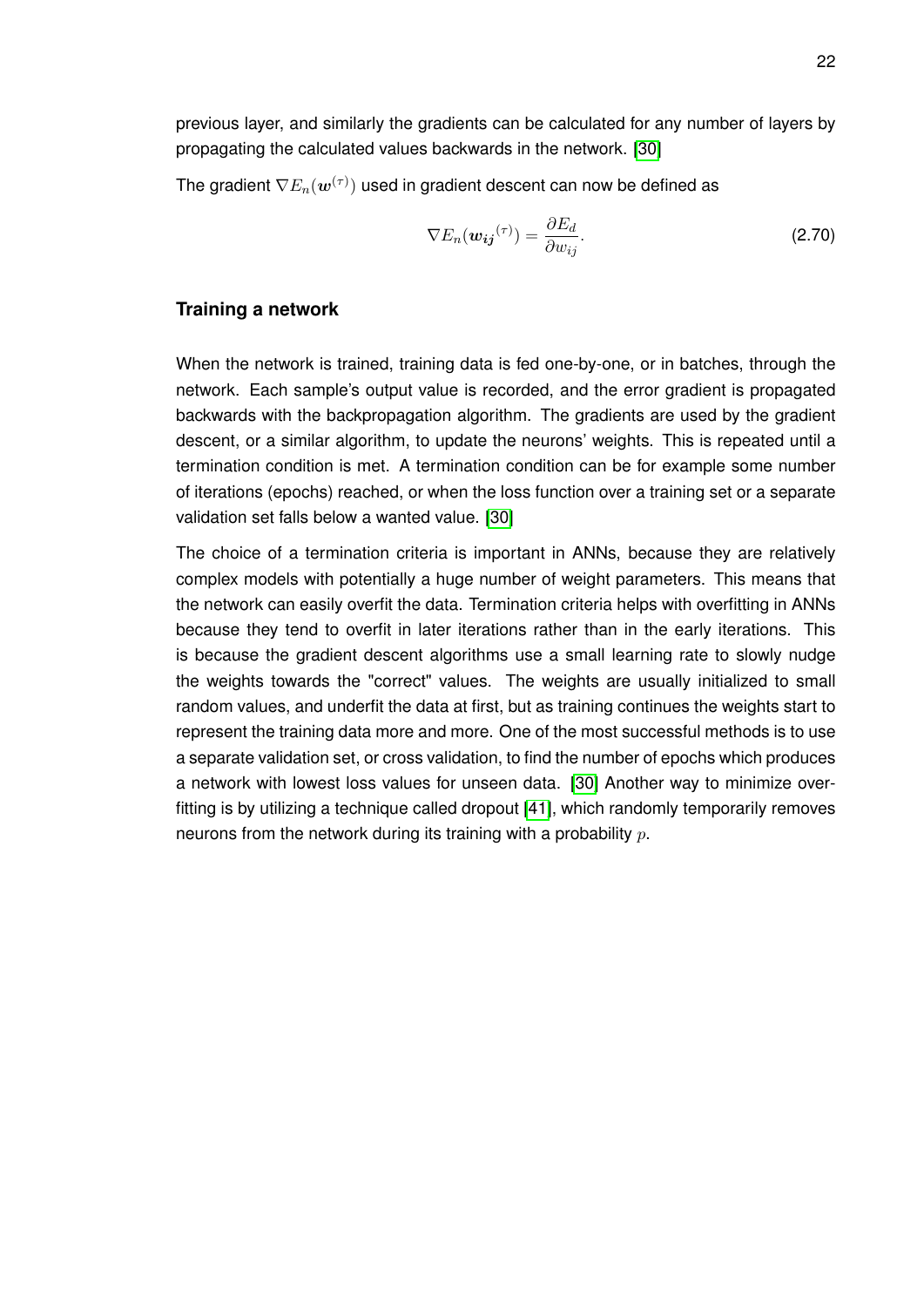previous layer, and similarly the gradients can be calculated for any number of layers by propagating the calculated values backwards in the network. [30]

The gradient $\nabla E_n(\boldsymbol{w}^{(\tau)})$ used in gradient descent can now be defined as

$$\nabla E_n(\boldsymbol{w_{ij}}^{(\tau)}) = \frac{\partial E_d}{\partial w_{ij}}. \tag{2.70}$$

### Training a network

When the network is trained, training data is fed one-by-one, or in batches, through the network. Each sample's output value is recorded, and the error gradient is propagated backwards with the backpropagation algorithm. The gradients are used by the gradient descent, or a similar algorithm, to update the neurons' weights. This is repeated until a termination condition is met. A termination condition can be for example some number of iterations (epochs) reached, or when the loss function over a training set or a separate validation set falls below a wanted value. [30]

The choice of a termination criteria is important in ANNs, because they are relatively complex models with potentially a huge number of weight parameters. This means that the network can easily overfit the data. Termination criteria helps with overfitting in ANNs because they tend to overfit in later iterations rather than in the early iterations. This is because the gradient descent algorithms use a small learning rate to slowly nudge the weights towards the "correct" values. The weights are usually initialized to small random values, and underfit the data at first, but as training continues the weights start to represent the training data more and more. One of the most successful methods is to use a separate validation set, or cross validation, to find the number of epochs which produces a network with lowest loss values for unseen data. [30] Another way to minimize overfitting is by utilizing a technique called dropout [41], which randomly temporarily removes neurons from the network during its training with a probability $p$.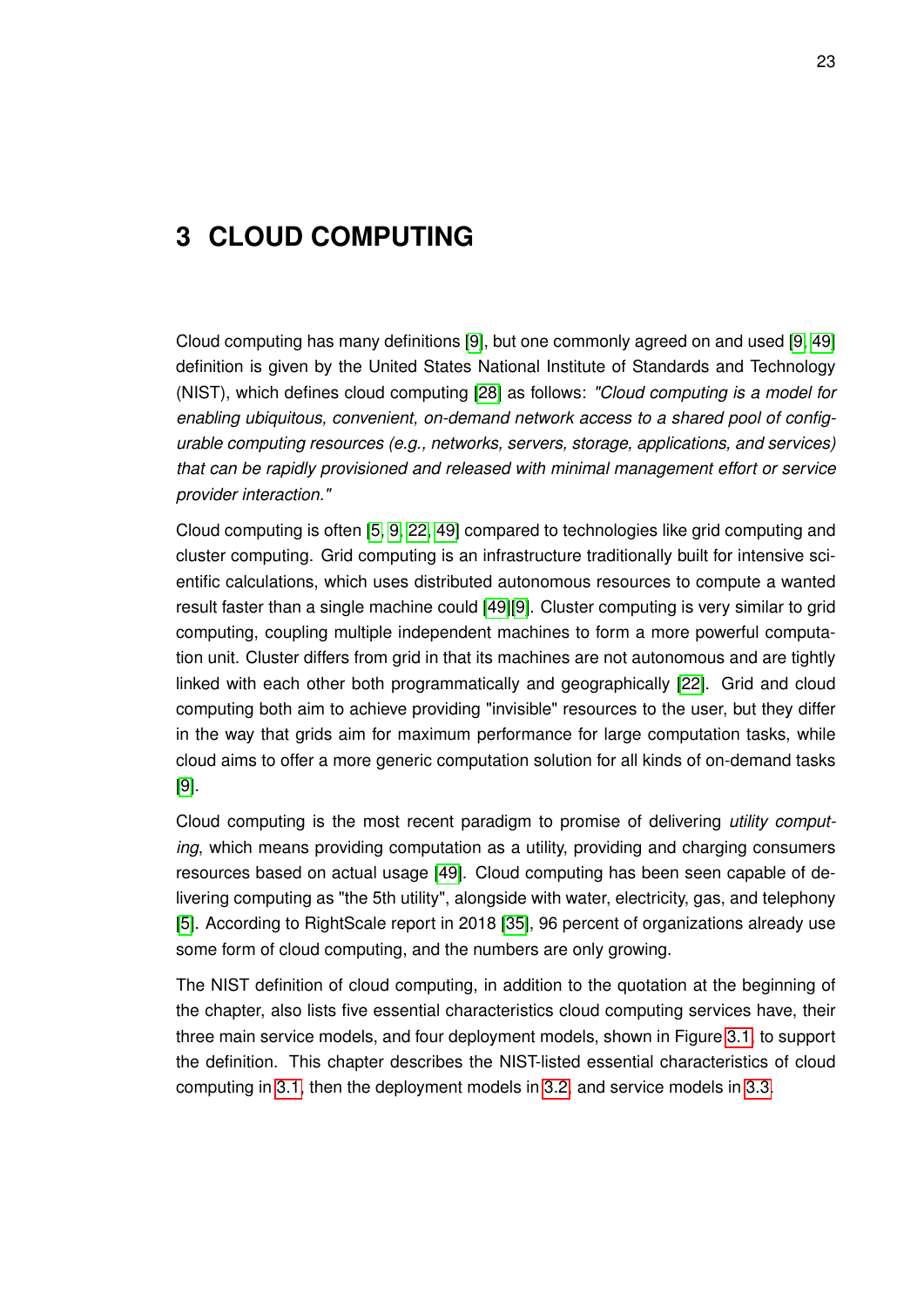# 3 CLOUD COMPUTING

Cloud computing has many definitions [9], but one commonly agreed on and used [9, 49] definition is given by the United States National Institute of Standards and Technology (NIST), which defines cloud computing [28] as follows: *"Cloud computing is a model for enabling ubiquitous, convenient, on-demand network access to a shared pool of configurable computing resources (e.g., networks, servers, storage, applications, and services) that can be rapidly provisioned and released with minimal management effort or service provider interaction."*

Cloud computing is often [5, 9, 22, 49] compared to technologies like grid computing and cluster computing. Grid computing is an infrastructure traditionally built for intensive scientific calculations, which uses distributed autonomous resources to compute a wanted result faster than a single machine could [49][9]. Cluster computing is very similar to grid computing, coupling multiple independent machines to form a more powerful computation unit. Cluster differs from grid in that its machines are not autonomous and are tightly linked with each other both programmatically and geographically [22]. Grid and cloud computing both aim to achieve providing "invisible" resources to the user, but they differ in the way that grids aim for maximum performance for large computation tasks, while cloud aims to offer a more generic computation solution for all kinds of on-demand tasks [9].

Cloud computing is the most recent paradigm to promise of delivering *utility computing*, which means providing computation as a utility, providing and charging consumers resources based on actual usage [49]. Cloud computing has been seen capable of delivering computing as "the 5th utility", alongside with water, electricity, gas, and telephony [5]. According to RightScale report in 2018 [35], 96 percent of organizations already use some form of cloud computing, and the numbers are only growing.

The NIST definition of cloud computing, in addition to the quotation at the beginning of the chapter, also lists five essential characteristics cloud computing services have, their three main service models, and four deployment models, shown in Figure 3.1, to support the definition. This chapter describes the NIST-listed essential characteristics of cloud computing in 3.1, then the deployment models in 3.2, and service models in 3.3.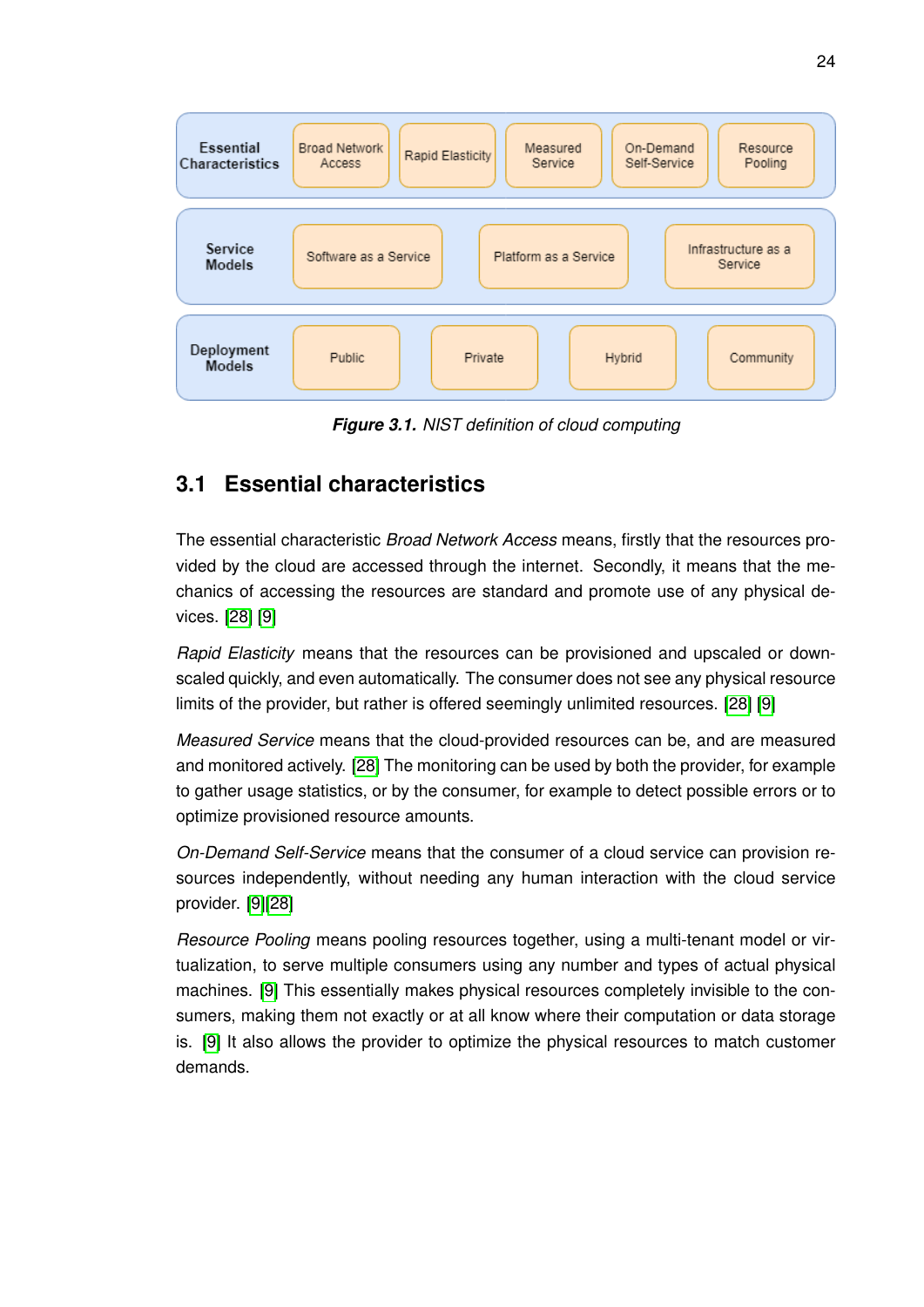| Essential Characteristics | Broad Network Access | Rapid Elasticity | Measured Service | On-Demand Self-Service | Resource Pooling |
|---|---|---|---|---|---|
| Service Models | Software as a Service | Platform as a Service | Infrastructure as a Service | | |
| Deployment Models | Public | Private | Hybrid | Community | |

***Figure 3.1.*** *NIST definition of cloud computing*

## 3.1 Essential characteristics

The essential characteristic *Broad Network Access* means, firstly that the resources provided by the cloud are accessed through the internet. Secondly, it means that the mechanics of accessing the resources are standard and promote use of any physical devices. [28] [9]

*Rapid Elasticity* means that the resources can be provisioned and upscaled or downscaled quickly, and even automatically. The consumer does not see any physical resource limits of the provider, but rather is offered seemingly unlimited resources. [28] [9]

*Measured Service* means that the cloud-provided resources can be, and are measured and monitored actively. [28] The monitoring can be used by both the provider, for example to gather usage statistics, or by the consumer, for example to detect possible errors or to optimize provisioned resource amounts.

*On-Demand Self-Service* means that the consumer of a cloud service can provision resources independently, without needing any human interaction with the cloud service provider. [9][28]

*Resource Pooling* means pooling resources together, using a multi-tenant model or virtualization, to serve multiple consumers using any number and types of actual physical machines. [9] This essentially makes physical resources completely invisible to the consumers, making them not exactly or at all know where their computation or data storage is. [9] It also allows the provider to optimize the physical resources to match customer demands.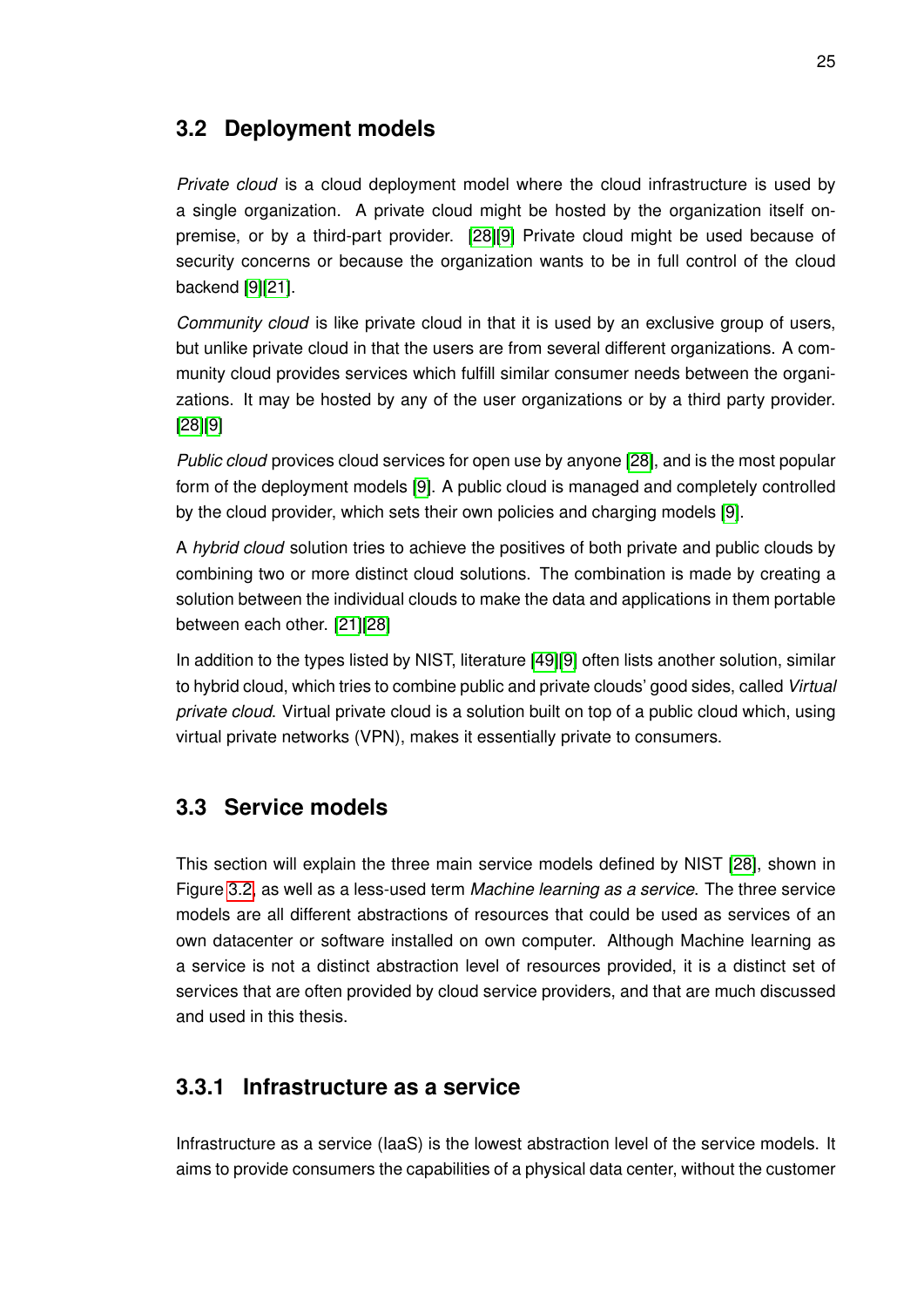## 3.2 Deployment models

*Private cloud* is a cloud deployment model where the cloud infrastructure is used by a single organization. A private cloud might be hosted by the organization itself on-premise, or by a third-part provider. [28][9] Private cloud might be used because of security concerns or because the organization wants to be in full control of the cloud backend [9][21].

*Community cloud* is like private cloud in that it is used by an exclusive group of users, but unlike private cloud in that the users are from several different organizations. A community cloud provides services which fulfill similar consumer needs between the organizations. It may be hosted by any of the user organizations or by a third party provider. [28][9]

*Public cloud* provices cloud services for open use by anyone [28], and is the most popular form of the deployment models [9]. A public cloud is managed and completely controlled by the cloud provider, which sets their own policies and charging models [9].

A *hybrid cloud* solution tries to achieve the positives of both private and public clouds by combining two or more distinct cloud solutions. The combination is made by creating a solution between the individual clouds to make the data and applications in them portable between each other. [21][28]

In addition to the types listed by NIST, literature [49][9] often lists another solution, similar to hybrid cloud, which tries to combine public and private clouds' good sides, called *Virtual private cloud*. Virtual private cloud is a solution built on top of a public cloud which, using virtual private networks (VPN), makes it essentially private to consumers.

## 3.3 Service models

This section will explain the three main service models defined by NIST [28], shown in Figure 3.2, as well as a less-used term *Machine learning as a service*. The three service models are all different abstractions of resources that could be used as services of an own datacenter or software installed on own computer. Although Machine learning as a service is not a distinct abstraction level of resources provided, it is a distinct set of services that are often provided by cloud service providers, and that are much discussed and used in this thesis.

### 3.3.1 Infrastructure as a service

Infrastructure as a service (IaaS) is the lowest abstraction level of the service models. It aims to provide consumers the capabilities of a physical data center, without the customer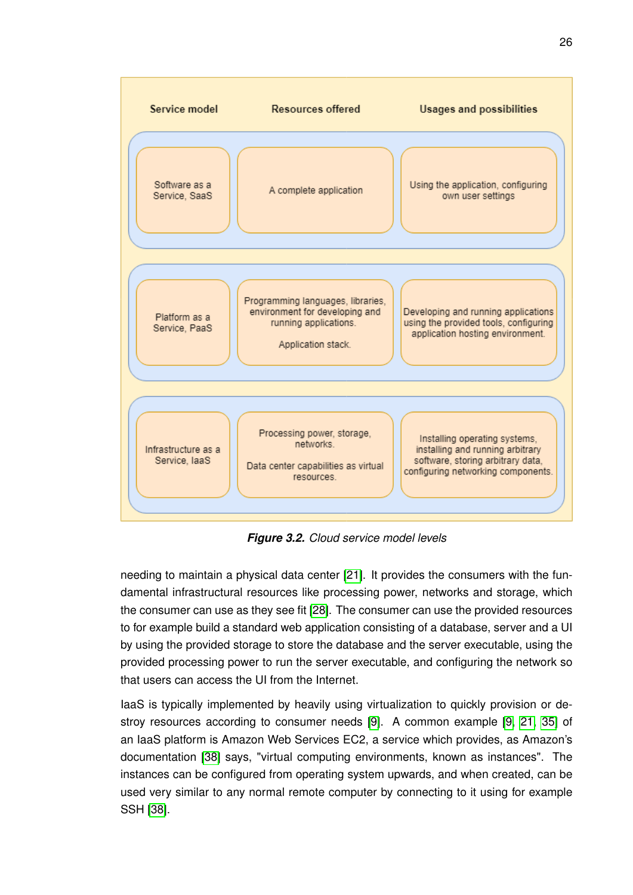| Service model | Resources offered | Usages and possibilities |
|---|---|---|
| Software as a Service, SaaS | A complete application | Using the application, configuring own user settings |
| Platform as a Service, PaaS | Programming languages, libraries, environment for developing and running applications. Application stack. | Developing and running applications using the provided tools, configuring application hosting environment. |
| Infrastructure as a Service, IaaS | Processing power, storage, networks. Data center capabilities as virtual resources. | Installing operating systems, installing and running arbitrary software, storing arbitrary data, configuring networking components. |

***Figure 3.2.*** *Cloud service model levels*

needing to maintain a physical data center [21]. It provides the consumers with the fundamental infrastructural resources like processing power, networks and storage, which the consumer can use as they see fit [28]. The consumer can use the provided resources to for example build a standard web application consisting of a database, server and a UI by using the provided storage to store the database and the server executable, using the provided processing power to run the server executable, and configuring the network so that users can access the UI from the Internet.

IaaS is typically implemented by heavily using virtualization to quickly provision or destroy resources according to consumer needs [9]. A common example [9, 21, 35] of an IaaS platform is Amazon Web Services EC2, a service which provides, as Amazon's documentation [38] says, "virtual computing environments, known as instances". The instances can be configured from operating system upwards, and when created, can be used very similar to any normal remote computer by connecting to it using for example SSH [38].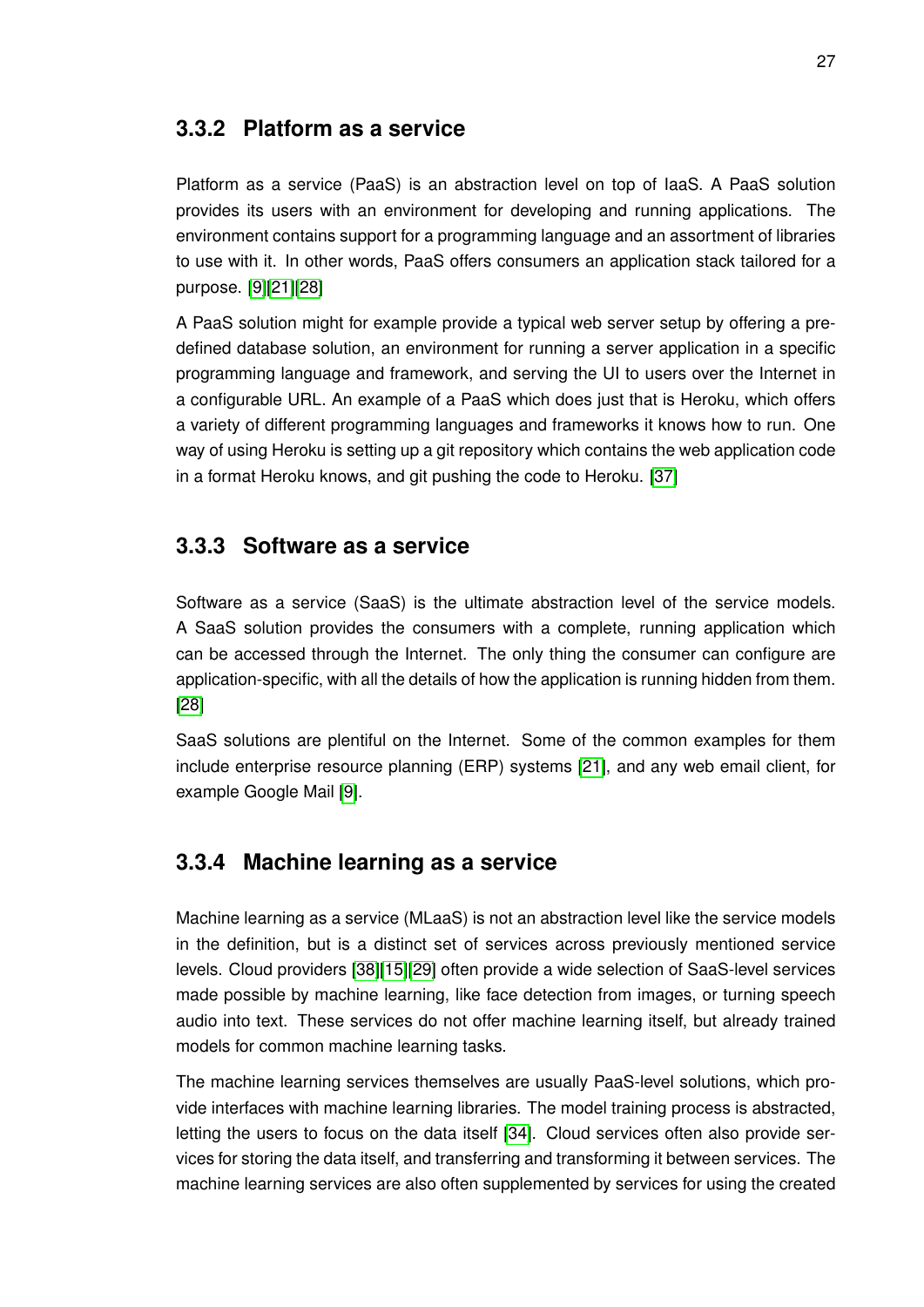### 3.3.2 Platform as a service

Platform as a service (PaaS) is an abstraction level on top of IaaS. A PaaS solution provides its users with an environment for developing and running applications. The environment contains support for a programming language and an assortment of libraries to use with it. In other words, PaaS offers consumers an application stack tailored for a purpose. [9][21][28]

A PaaS solution might for example provide a typical web server setup by offering a predefined database solution, an environment for running a server application in a specific programming language and framework, and serving the UI to users over the Internet in a configurable URL. An example of a PaaS which does just that is Heroku, which offers a variety of different programming languages and frameworks it knows how to run. One way of using Heroku is setting up a git repository which contains the web application code in a format Heroku knows, and git pushing the code to Heroku. [37]

### 3.3.3 Software as a service

Software as a service (SaaS) is the ultimate abstraction level of the service models. A SaaS solution provides the consumers with a complete, running application which can be accessed through the Internet. The only thing the consumer can configure are application-specific, with all the details of how the application is running hidden from them. [28]

SaaS solutions are plentiful on the Internet. Some of the common examples for them include enterprise resource planning (ERP) systems [21], and any web email client, for example Google Mail [9].

### 3.3.4 Machine learning as a service

Machine learning as a service (MLaaS) is not an abstraction level like the service models in the definition, but is a distinct set of services across previously mentioned service levels. Cloud providers [38][15][29] often provide a wide selection of SaaS-level services made possible by machine learning, like face detection from images, or turning speech audio into text. These services do not offer machine learning itself, but already trained models for common machine learning tasks.

The machine learning services themselves are usually PaaS-level solutions, which provide interfaces with machine learning libraries. The model training process is abstracted, letting the users to focus on the data itself [34]. Cloud services often also provide services for storing the data itself, and transferring and transforming it between services. The machine learning services are also often supplemented by services for using the created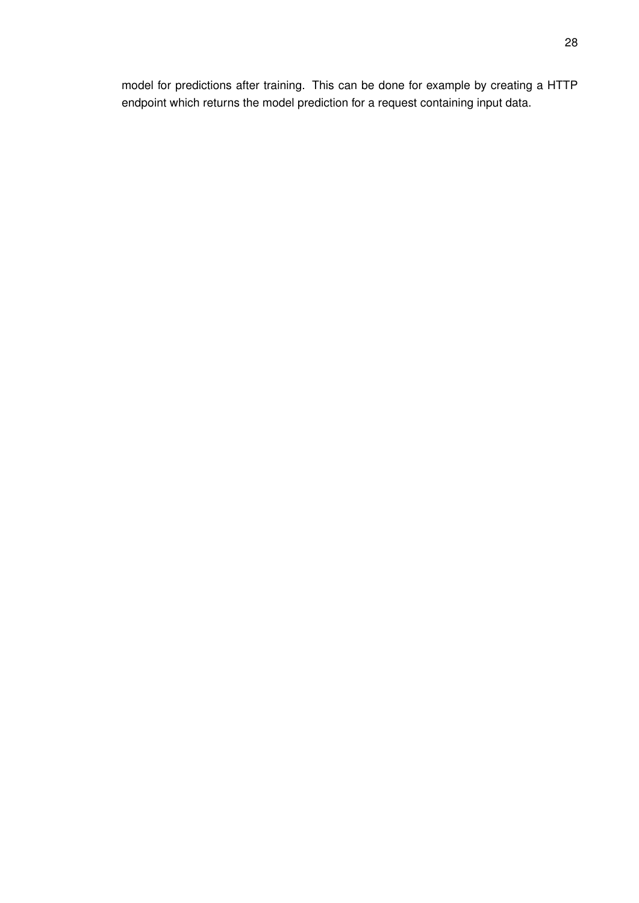model for predictions after training. This can be done for example by creating a HTTP endpoint which returns the model prediction for a request containing input data.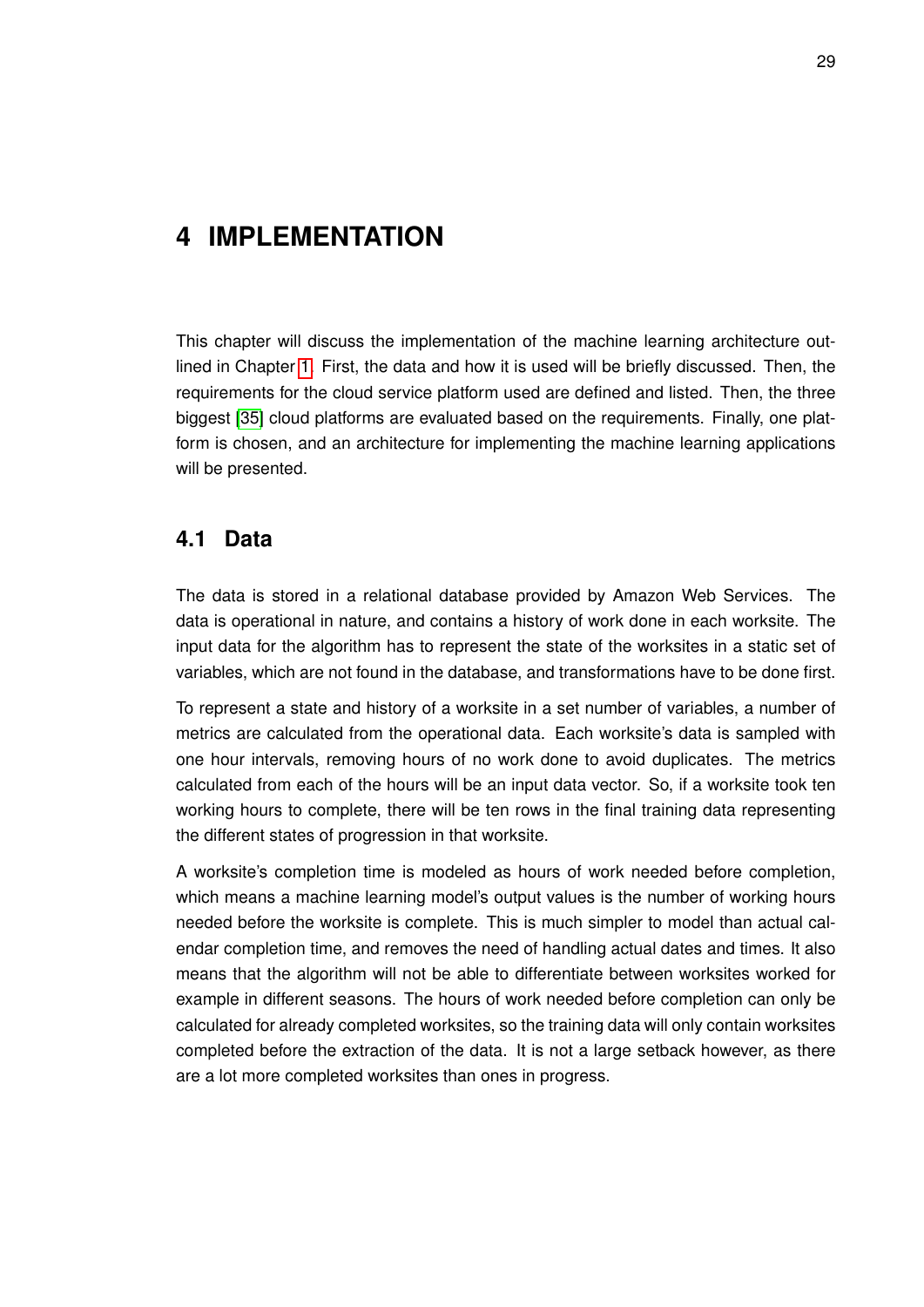# 4 IMPLEMENTATION

This chapter will discuss the implementation of the machine learning architecture outlined in Chapter 1. First, the data and how it is used will be briefly discussed. Then, the requirements for the cloud service platform used are defined and listed. Then, the three biggest [35] cloud platforms are evaluated based on the requirements. Finally, one platform is chosen, and an architecture for implementing the machine learning applications will be presented.

## 4.1 Data

The data is stored in a relational database provided by Amazon Web Services. The data is operational in nature, and contains a history of work done in each worksite. The input data for the algorithm has to represent the state of the worksites in a static set of variables, which are not found in the database, and transformations have to be done first.

To represent a state and history of a worksite in a set number of variables, a number of metrics are calculated from the operational data. Each worksite's data is sampled with one hour intervals, removing hours of no work done to avoid duplicates. The metrics calculated from each of the hours will be an input data vector. So, if a worksite took ten working hours to complete, there will be ten rows in the final training data representing the different states of progression in that worksite.

A worksite's completion time is modeled as hours of work needed before completion, which means a machine learning model's output values is the number of working hours needed before the worksite is complete. This is much simpler to model than actual calendar completion time, and removes the need of handling actual dates and times. It also means that the algorithm will not be able to differentiate between worksites worked for example in different seasons. The hours of work needed before completion can only be calculated for already completed worksites, so the training data will only contain worksites completed before the extraction of the data. It is not a large setback however, as there are a lot more completed worksites than ones in progress.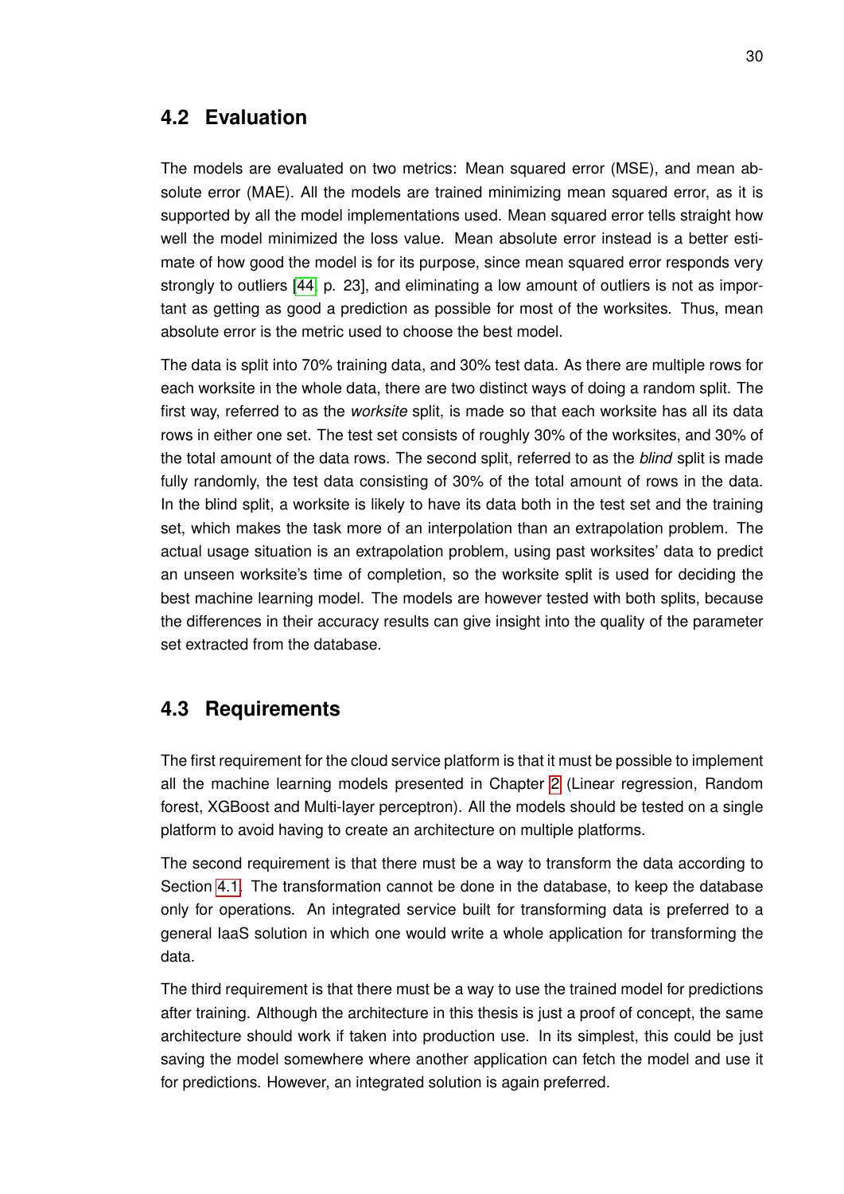## 4.2 Evaluation

The models are evaluated on two metrics: Mean squared error (MSE), and mean absolute error (MAE). All the models are trained minimizing mean squared error, as it is supported by all the model implementations used. Mean squared error tells straight how well the model minimized the loss value. Mean absolute error instead is a better estimate of how good the model is for its purpose, since mean squared error responds very strongly to outliers [44, p. 23], and eliminating a low amount of outliers is not as important as getting as good a prediction as possible for most of the worksites. Thus, mean absolute error is the metric used to choose the best model.

The data is split into 70% training data, and 30% test data. As there are multiple rows for each worksite in the whole data, there are two distinct ways of doing a random split. The first way, referred to as the *worksite* split, is made so that each worksite has all its data rows in either one set. The test set consists of roughly 30% of the worksites, and 30% of the total amount of the data rows. The second split, referred to as the *blind* split is made fully randomly, the test data consisting of 30% of the total amount of rows in the data. In the blind split, a worksite is likely to have its data both in the test set and the training set, which makes the task more of an interpolation than an extrapolation problem. The actual usage situation is an extrapolation problem, using past worksites' data to predict an unseen worksite's time of completion, so the worksite split is used for deciding the best machine learning model. The models are however tested with both splits, because the differences in their accuracy results can give insight into the quality of the parameter set extracted from the database.

## 4.3 Requirements

The first requirement for the cloud service platform is that it must be possible to implement all the machine learning models presented in Chapter 2 (Linear regression, Random forest, XGBoost and Multi-layer perceptron). All the models should be tested on a single platform to avoid having to create an architecture on multiple platforms.

The second requirement is that there must be a way to transform the data according to Section 4.1. The transformation cannot be done in the database, to keep the database only for operations. An integrated service built for transforming data is preferred to a general IaaS solution in which one would write a whole application for transforming the data.

The third requirement is that there must be a way to use the trained model for predictions after training. Although the architecture in this thesis is just a proof of concept, the same architecture should work if taken into production use. In its simplest, this could be just saving the model somewhere where another application can fetch the model and use it for predictions. However, an integrated solution is again preferred.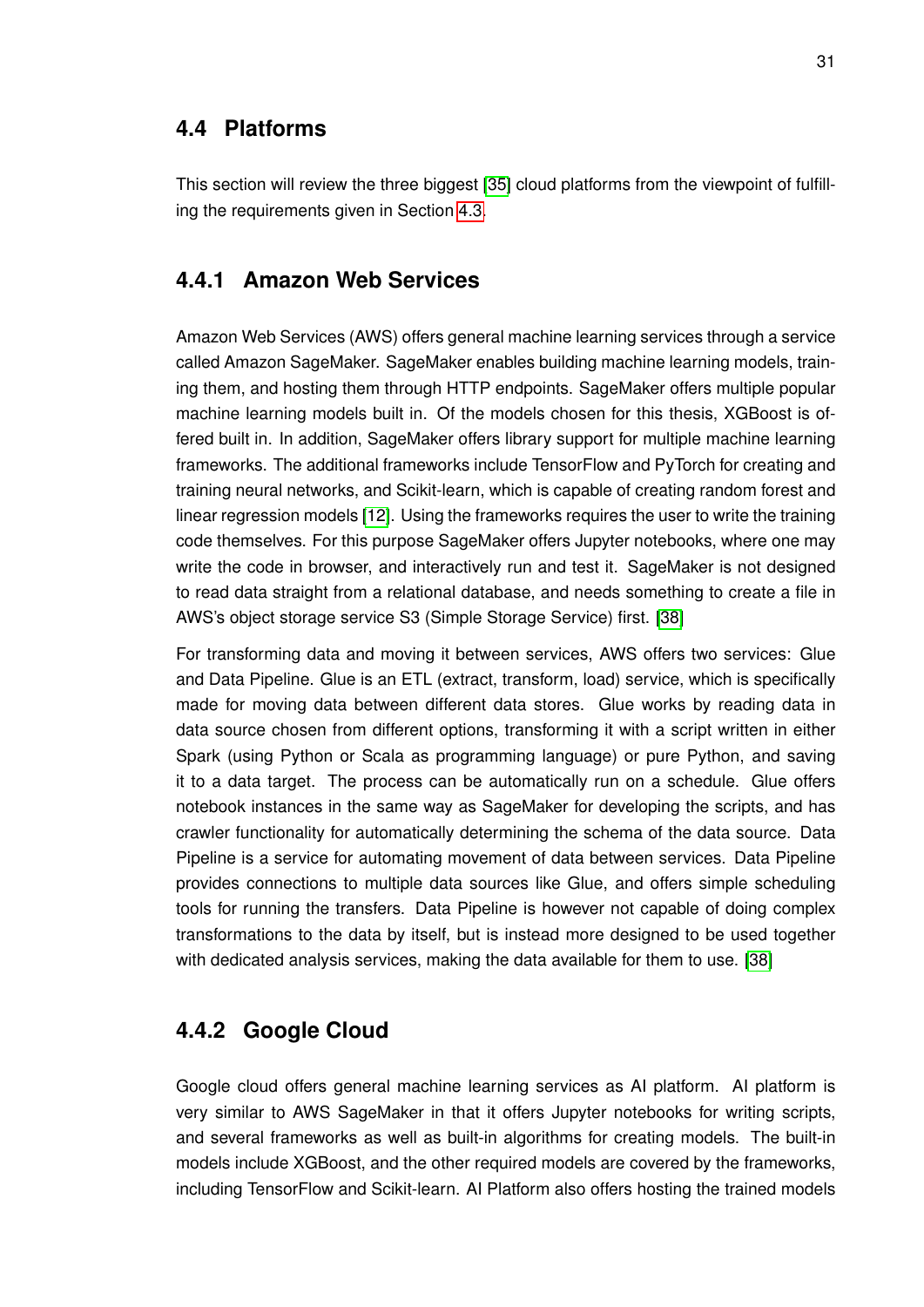## 4.4 Platforms

This section will review the three biggest [35] cloud platforms from the viewpoint of fulfilling the requirements given in Section 4.3.

### 4.4.1 Amazon Web Services

Amazon Web Services (AWS) offers general machine learning services through a service called Amazon SageMaker. SageMaker enables building machine learning models, training them, and hosting them through HTTP endpoints. SageMaker offers multiple popular machine learning models built in. Of the models chosen for this thesis, XGBoost is offered built in. In addition, SageMaker offers library support for multiple machine learning frameworks. The additional frameworks include TensorFlow and PyTorch for creating and training neural networks, and Scikit-learn, which is capable of creating random forest and linear regression models [12]. Using the frameworks requires the user to write the training code themselves. For this purpose SageMaker offers Jupyter notebooks, where one may write the code in browser, and interactively run and test it. SageMaker is not designed to read data straight from a relational database, and needs something to create a file in AWS's object storage service S3 (Simple Storage Service) first. [38]

For transforming data and moving it between services, AWS offers two services: Glue and Data Pipeline. Glue is an ETL (extract, transform, load) service, which is specifically made for moving data between different data stores. Glue works by reading data in data source chosen from different options, transforming it with a script written in either Spark (using Python or Scala as programming language) or pure Python, and saving it to a data target. The process can be automatically run on a schedule. Glue offers notebook instances in the same way as SageMaker for developing the scripts, and has crawler functionality for automatically determining the schema of the data source. Data Pipeline is a service for automating movement of data between services. Data Pipeline provides connections to multiple data sources like Glue, and offers simple scheduling tools for running the transfers. Data Pipeline is however not capable of doing complex transformations to the data by itself, but is instead more designed to be used together with dedicated analysis services, making the data available for them to use. [38]

### 4.4.2 Google Cloud

Google cloud offers general machine learning services as AI platform. AI platform is very similar to AWS SageMaker in that it offers Jupyter notebooks for writing scripts, and several frameworks as well as built-in algorithms for creating models. The built-in models include XGBoost, and the other required models are covered by the frameworks, including TensorFlow and Scikit-learn. AI Platform also offers hosting the trained models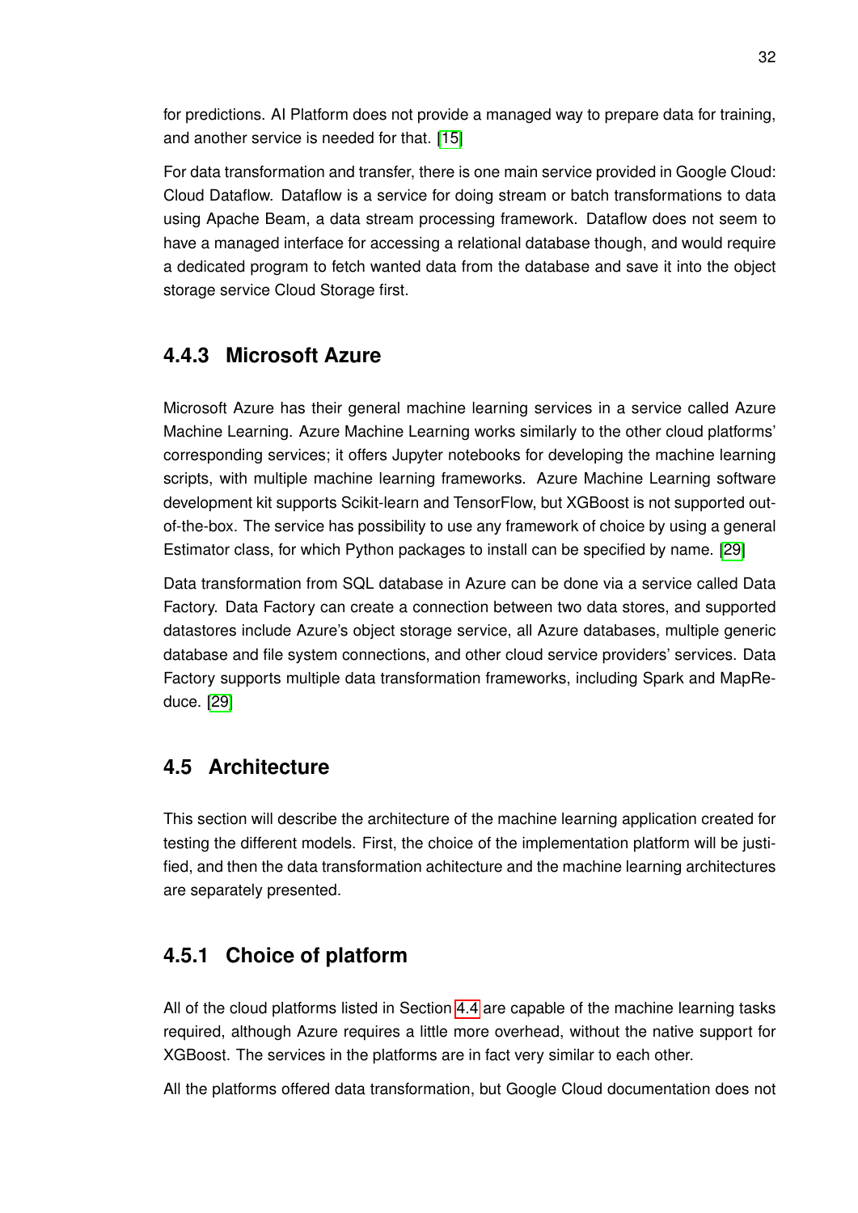for predictions. AI Platform does not provide a managed way to prepare data for training, and another service is needed for that. [15]

For data transformation and transfer, there is one main service provided in Google Cloud: Cloud Dataflow. Dataflow is a service for doing stream or batch transformations to data using Apache Beam, a data stream processing framework. Dataflow does not seem to have a managed interface for accessing a relational database though, and would require a dedicated program to fetch wanted data from the database and save it into the object storage service Cloud Storage first.

### 4.4.3 Microsoft Azure

Microsoft Azure has their general machine learning services in a service called Azure Machine Learning. Azure Machine Learning works similarly to the other cloud platforms' corresponding services; it offers Jupyter notebooks for developing the machine learning scripts, with multiple machine learning frameworks. Azure Machine Learning software development kit supports Scikit-learn and TensorFlow, but XGBoost is not supported out-of-the-box. The service has possibility to use any framework of choice by using a general Estimator class, for which Python packages to install can be specified by name. [29]

Data transformation from SQL database in Azure can be done via a service called Data Factory. Data Factory can create a connection between two data stores, and supported datastores include Azure's object storage service, all Azure databases, multiple generic database and file system connections, and other cloud service providers' services. Data Factory supports multiple data transformation frameworks, including Spark and MapReduce. [29]

## 4.5 Architecture

This section will describe the architecture of the machine learning application created for testing the different models. First, the choice of the implementation platform will be justified, and then the data transformation achitecture and the machine learning architectures are separately presented.

### 4.5.1 Choice of platform

All of the cloud platforms listed in Section 4.4 are capable of the machine learning tasks required, although Azure requires a little more overhead, without the native support for XGBoost. The services in the platforms are in fact very similar to each other.

All the platforms offered data transformation, but Google Cloud documentation does not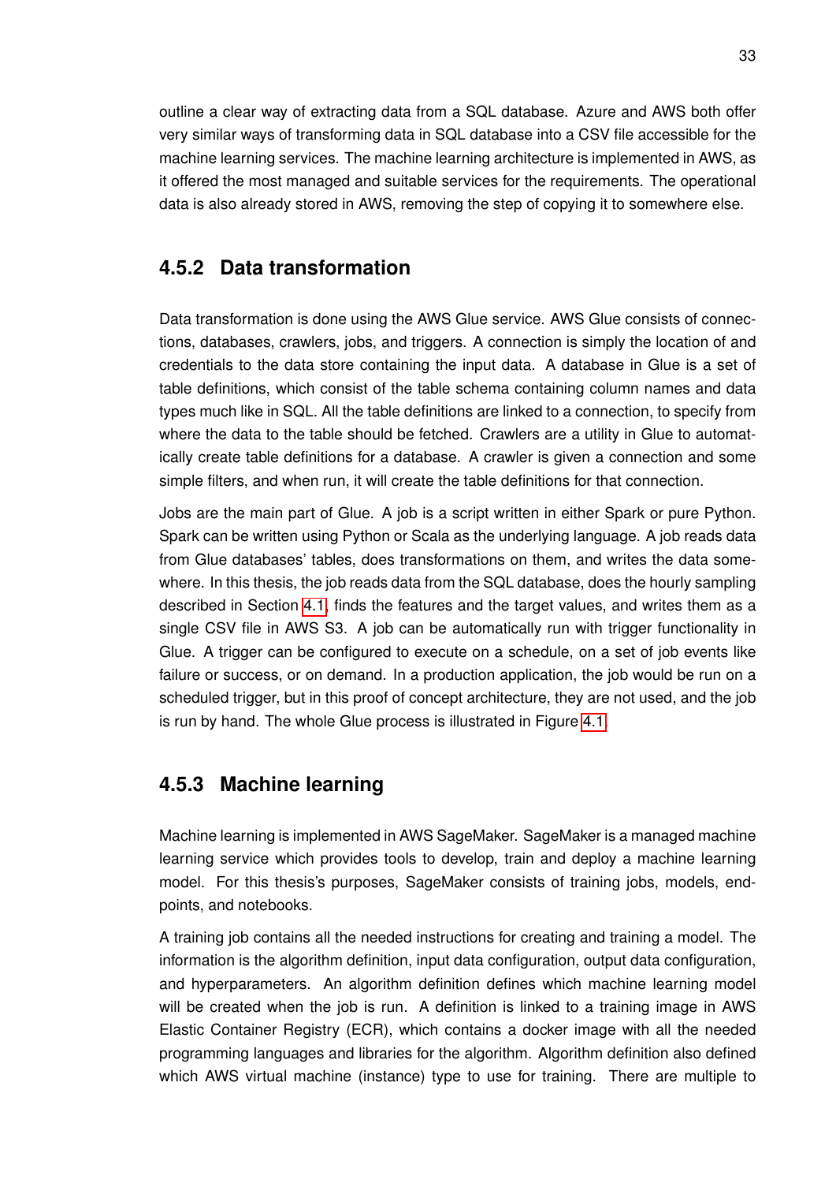outline a clear way of extracting data from a SQL database. Azure and AWS both offer very similar ways of transforming data in SQL database into a CSV file accessible for the machine learning services. The machine learning architecture is implemented in AWS, as it offered the most managed and suitable services for the requirements. The operational data is also already stored in AWS, removing the step of copying it to somewhere else.

### 4.5.2 Data transformation

Data transformation is done using the AWS Glue service. AWS Glue consists of connections, databases, crawlers, jobs, and triggers. A connection is simply the location of and credentials to the data store containing the input data. A database in Glue is a set of table definitions, which consist of the table schema containing column names and data types much like in SQL. All the table definitions are linked to a connection, to specify from where the data to the table should be fetched. Crawlers are a utility in Glue to automatically create table definitions for a database. A crawler is given a connection and some simple filters, and when run, it will create the table definitions for that connection.

Jobs are the main part of Glue. A job is a script written in either Spark or pure Python. Spark can be written using Python or Scala as the underlying language. A job reads data from Glue databases' tables, does transformations on them, and writes the data somewhere. In this thesis, the job reads data from the SQL database, does the hourly sampling described in Section 4.1, finds the features and the target values, and writes them as a single CSV file in AWS S3. A job can be automatically run with trigger functionality in Glue. A trigger can be configured to execute on a schedule, on a set of job events like failure or success, or on demand. In a production application, the job would be run on a scheduled trigger, but in this proof of concept architecture, they are not used, and the job is run by hand. The whole Glue process is illustrated in Figure 4.1.

### 4.5.3 Machine learning

Machine learning is implemented in AWS SageMaker. SageMaker is a managed machine learning service which provides tools to develop, train and deploy a machine learning model. For this thesis's purposes, SageMaker consists of training jobs, models, endpoints, and notebooks.

A training job contains all the needed instructions for creating and training a model. The information is the algorithm definition, input data configuration, output data configuration, and hyperparameters. An algorithm definition defines which machine learning model will be created when the job is run. A definition is linked to a training image in AWS Elastic Container Registry (ECR), which contains a docker image with all the needed programming languages and libraries for the algorithm. Algorithm definition also defined which AWS virtual machine (instance) type to use for training. There are multiple to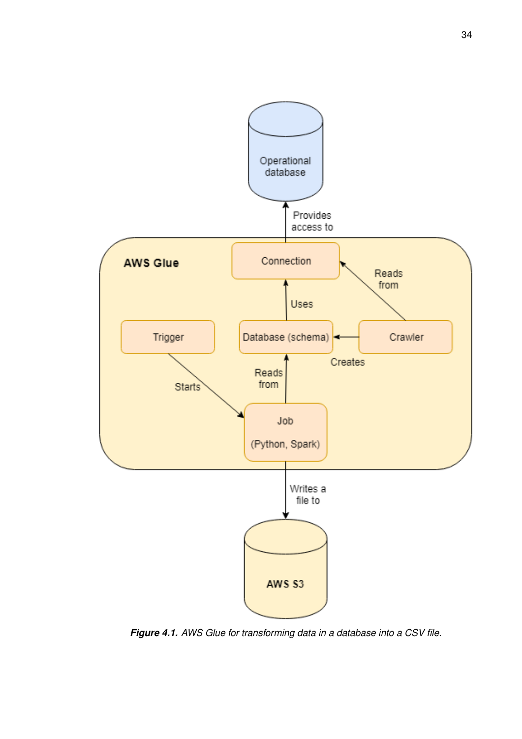***Figure 4.1.*** *AWS Glue for transforming data in a database into a CSV file.*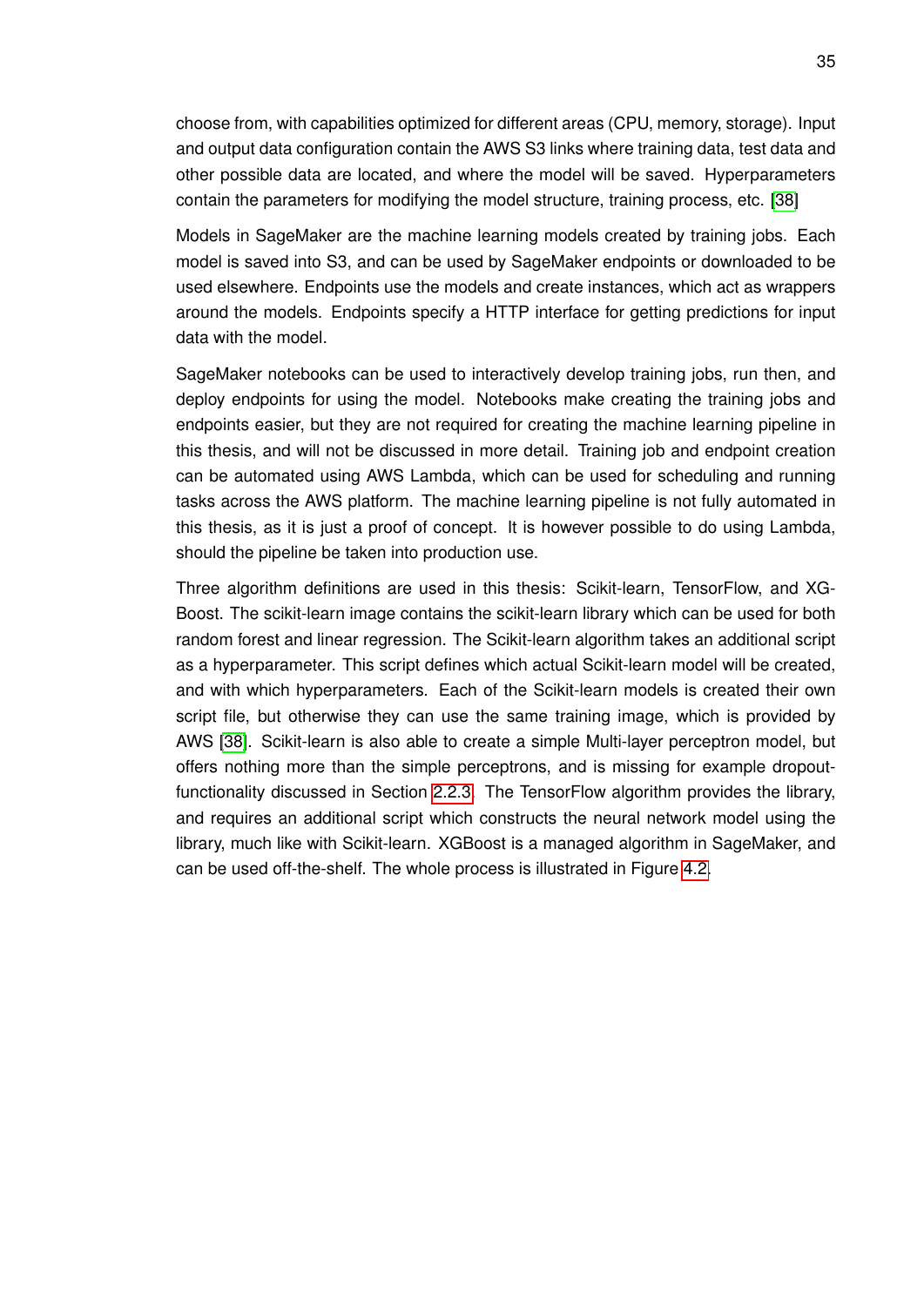choose from, with capabilities optimized for different areas (CPU, memory, storage). Input and output data configuration contain the AWS S3 links where training data, test data and other possible data are located, and where the model will be saved. Hyperparameters contain the parameters for modifying the model structure, training process, etc. [38]

Models in SageMaker are the machine learning models created by training jobs. Each model is saved into S3, and can be used by SageMaker endpoints or downloaded to be used elsewhere. Endpoints use the models and create instances, which act as wrappers around the models. Endpoints specify a HTTP interface for getting predictions for input data with the model.

SageMaker notebooks can be used to interactively develop training jobs, run then, and deploy endpoints for using the model. Notebooks make creating the training jobs and endpoints easier, but they are not required for creating the machine learning pipeline in this thesis, and will not be discussed in more detail. Training job and endpoint creation can be automated using AWS Lambda, which can be used for scheduling and running tasks across the AWS platform. The machine learning pipeline is not fully automated in this thesis, as it is just a proof of concept. It is however possible to do using Lambda, should the pipeline be taken into production use.

Three algorithm definitions are used in this thesis: Scikit-learn, TensorFlow, and XG-Boost. The scikit-learn image contains the scikit-learn library which can be used for both random forest and linear regression. The Scikit-learn algorithm takes an additional script as a hyperparameter. This script defines which actual Scikit-learn model will be created, and with which hyperparameters. Each of the Scikit-learn models is created their own script file, but otherwise they can use the same training image, which is provided by AWS [38]. Scikit-learn is also able to create a simple Multi-layer perceptron model, but offers nothing more than the simple perceptrons, and is missing for example dropout-functionality discussed in Section 2.2.3. The TensorFlow algorithm provides the library, and requires an additional script which constructs the neural network model using the library, much like with Scikit-learn. XGBoost is a managed algorithm in SageMaker, and can be used off-the-shelf. The whole process is illustrated in Figure 4.2.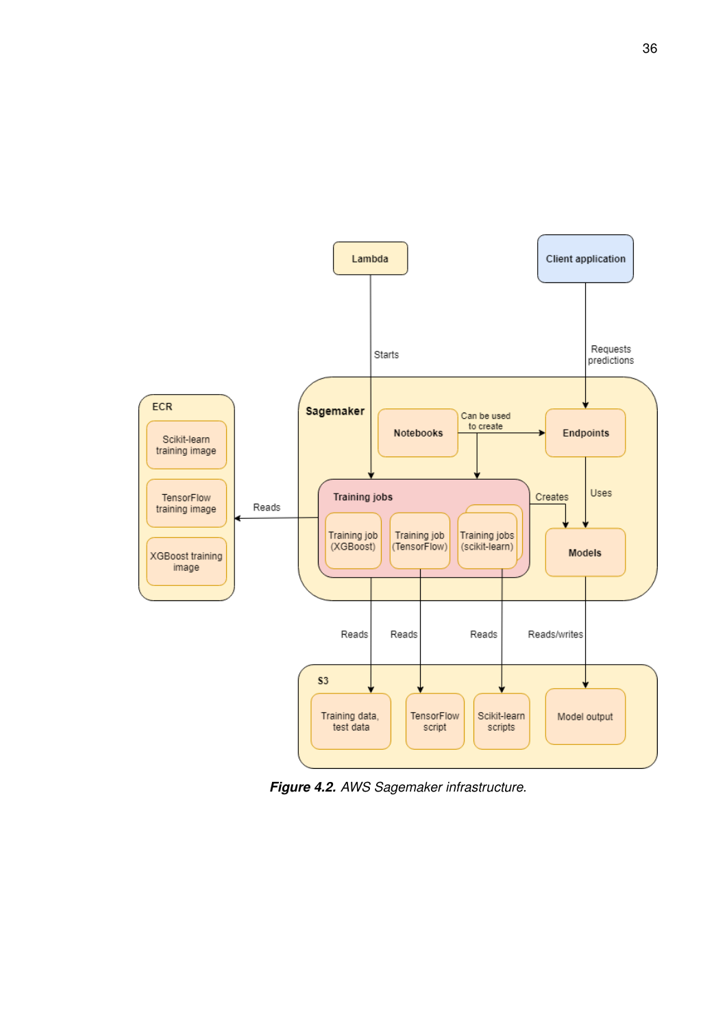**Figure 4.2.** *AWS Sagemaker infrastructure.*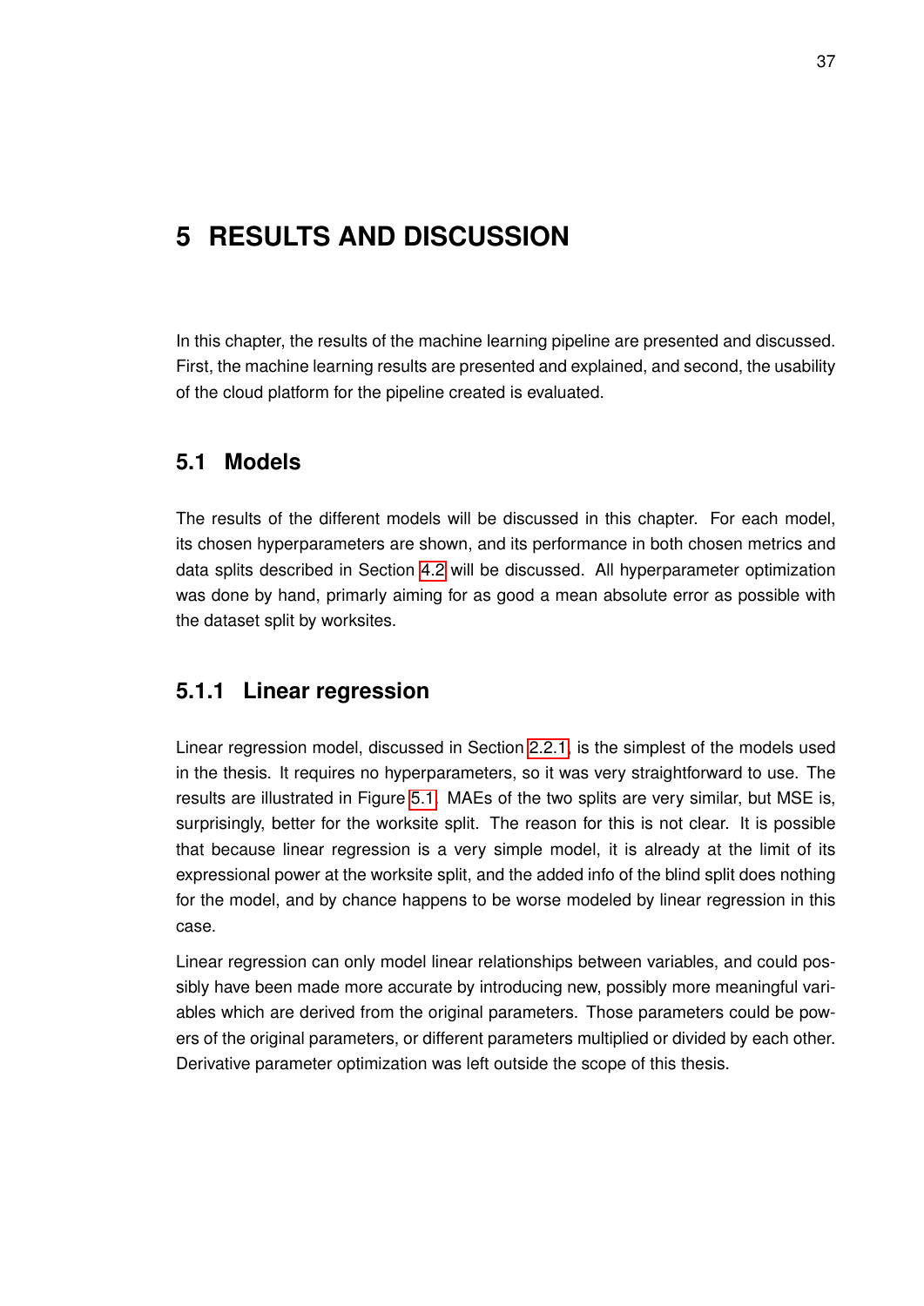# 5 RESULTS AND DISCUSSION

In this chapter, the results of the machine learning pipeline are presented and discussed. First, the machine learning results are presented and explained, and second, the usability of the cloud platform for the pipeline created is evaluated.

## 5.1 Models

The results of the different models will be discussed in this chapter. For each model, its chosen hyperparameters are shown, and its performance in both chosen metrics and data splits described in Section 4.2 will be discussed. All hyperparameter optimization was done by hand, primarily aiming for as good a mean absolute error as possible with the dataset split by worksites.

### 5.1.1 Linear regression

Linear regression model, discussed in Section 2.2.1, is the simplest of the models used in the thesis. It requires no hyperparameters, so it was very straightforward to use. The results are illustrated in Figure 5.1. MAEs of the two splits are very similar, but MSE is, surprisingly, better for the worksite split. The reason for this is not clear. It is possible that because linear regression is a very simple model, it is already at the limit of its expressional power at the worksite split, and the added info of the blind split does nothing for the model, and by chance happens to be worse modeled by linear regression in this case.

Linear regression can only model linear relationships between variables, and could possibly have been made more accurate by introducing new, possibly more meaningful variables which are derived from the original parameters. Those parameters could be powers of the original parameters, or different parameters multiplied or divided by each other. Derivative parameter optimization was left outside the scope of this thesis.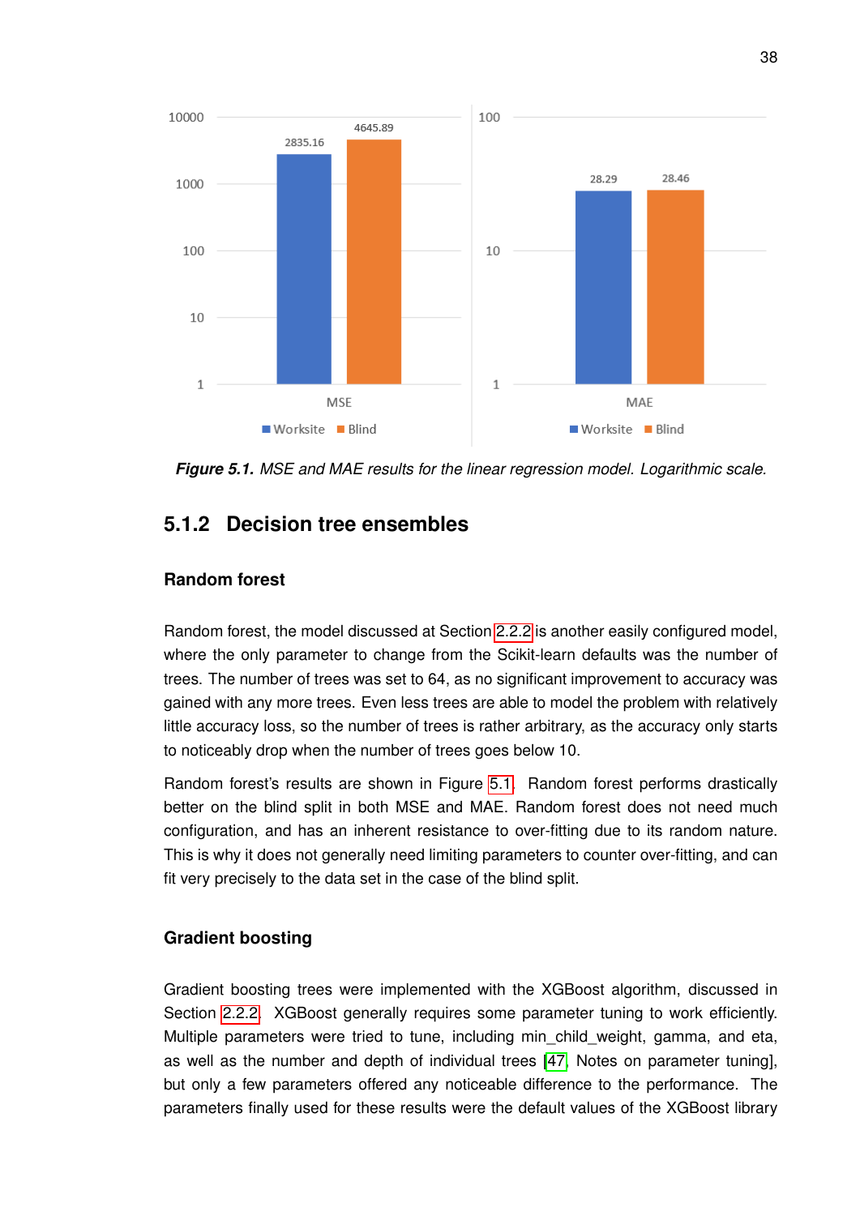10000

4645.89

2835.16

1000

100

10

1

MSE

Worksite Blind

100

28.29 28.46

10

1

MAE

Worksite Blind

***Figure 5.1.*** *MSE and MAE results for the linear regression model. Logarithmic scale.*

### 5.1.2 Decision tree ensembles

#### Random forest

Random forest, the model discussed at Section 2.2.2 is another easily configured model, where the only parameter to change from the Scikit-learn defaults was the number of trees. The number of trees was set to 64, as no significant improvement to accuracy was gained with any more trees. Even less trees are able to model the problem with relatively little accuracy loss, so the number of trees is rather arbitrary, as the accuracy only starts to noticeably drop when the number of trees goes below 10.

Random forest's results are shown in Figure 5.1. Random forest performs drastically better on the blind split in both MSE and MAE. Random forest does not need much configuration, and has an inherent resistance to over-fitting due to its random nature. This is why it does not generally need limiting parameters to counter over-fitting, and can fit very precisely to the data set in the case of the blind split.

#### Gradient boosting

Gradient boosting trees were implemented with the XGBoost algorithm, discussed in Section 2.2.2. XGBoost generally requires some parameter tuning to work efficiently. Multiple parameters were tried to tune, including min_child_weight, gamma, and eta, as well as the number and depth of individual trees [47, Notes on parameter tuning], but only a few parameters offered any noticeable difference to the performance. The parameters finally used for these results were the default values of the XGBoost library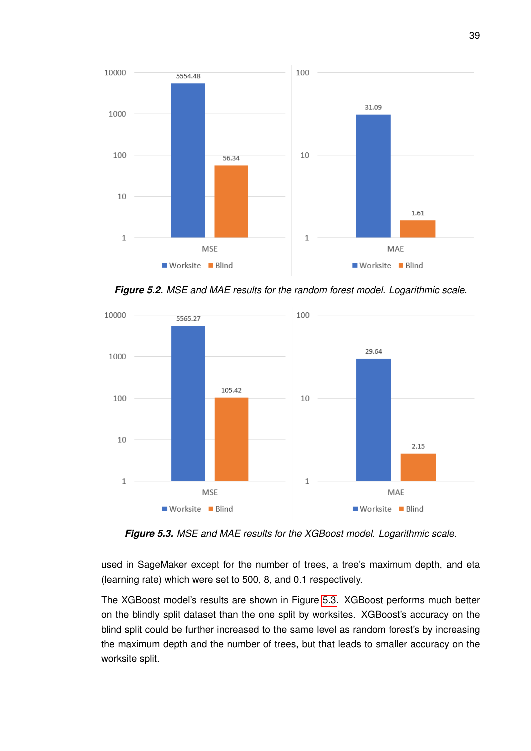*Figure 5.2. MSE and MAE results for the random forest model. Logarithmic scale.*

*Figure 5.3. MSE and MAE results for the XGBoost model. Logarithmic scale.*

used in SageMaker except for the number of trees, a tree's maximum depth, and eta (learning rate) which were set to 500, 8, and 0.1 respectively.

The XGBoost model's results are shown in Figure 5.3. XGBoost performs much better on the blindly split dataset than the one split by worksites. XGBoost's accuracy on the blind split could be further increased to the same level as random forest's by increasing the maximum depth and the number of trees, but that leads to smaller accuracy on the worksite split.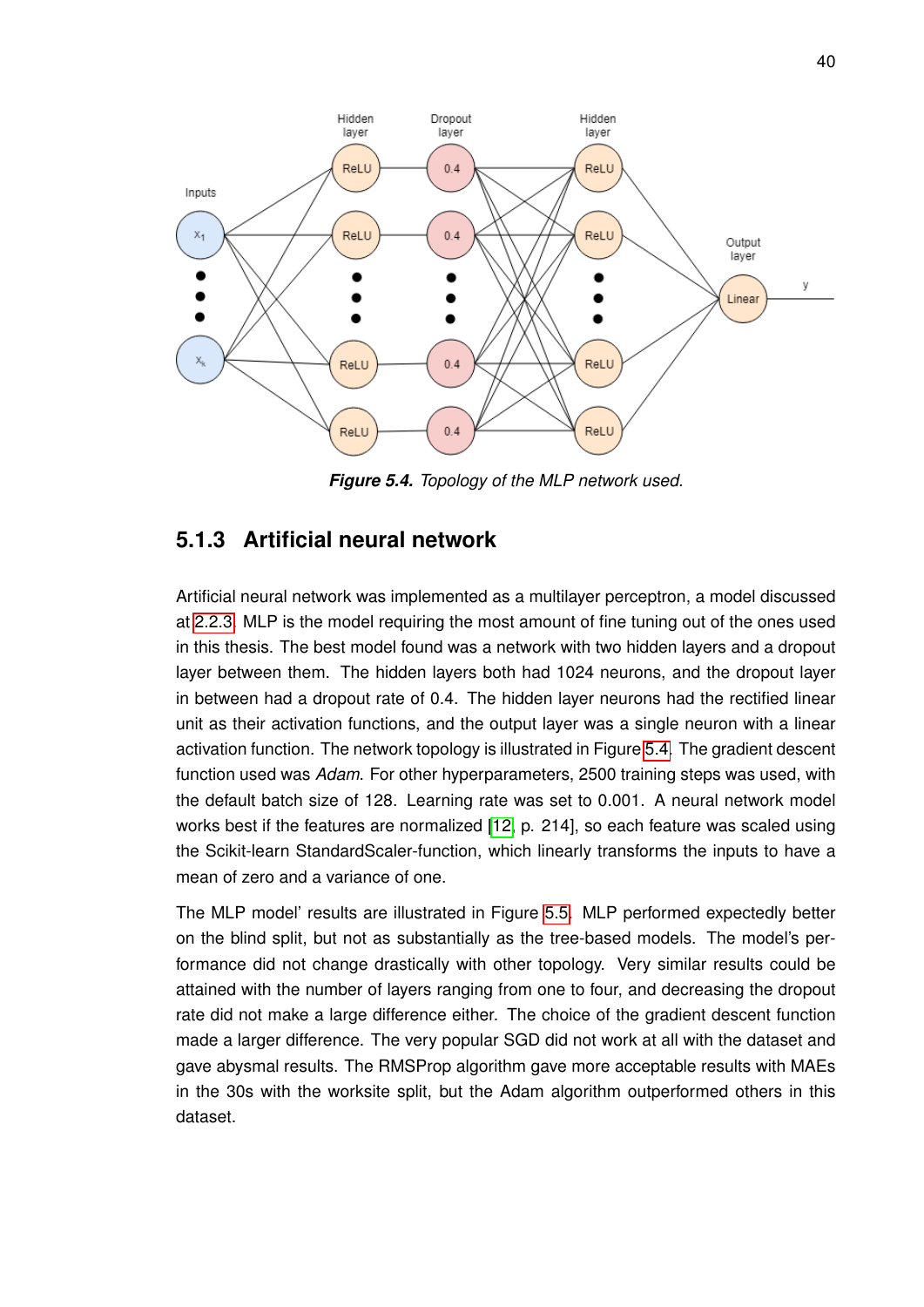*Figure 5.4. Topology of the MLP network used.*

### 5.1.3 Artificial neural network

Artificial neural network was implemented as a multilayer perceptron, a model discussed at 2.2.3. MLP is the model requiring the most amount of fine tuning out of the ones used in this thesis. The best model found was a network with two hidden layers and a dropout layer between them. The hidden layers both had 1024 neurons, and the dropout layer in between had a dropout rate of 0.4. The hidden layer neurons had the rectified linear unit as their activation functions, and the output layer was a single neuron with a linear activation function. The network topology is illustrated in Figure 5.4. The gradient descent function used was *Adam*. For other hyperparameters, 2500 training steps was used, with the default batch size of 128. Learning rate was set to 0.001. A neural network model works best if the features are normalized [12, p. 214], so each feature was scaled using the Scikit-learn StandardScaler-function, which linearly transforms the inputs to have a mean of zero and a variance of one.

The MLP model' results are illustrated in Figure 5.5. MLP performed expectedly better on the blind split, but not as substantially as the tree-based models. The model's performance did not change drastically with other topology. Very similar results could be attained with the number of layers ranging from one to four, and decreasing the dropout rate did not make a large difference either. The choice of the gradient descent function made a larger difference. The very popular SGD did not work at all with the dataset and gave abysmal results. The RMSProp algorithm gave more acceptable results with MAEs in the 30s with the worksite split, but the Adam algorithm outperformed others in this dataset.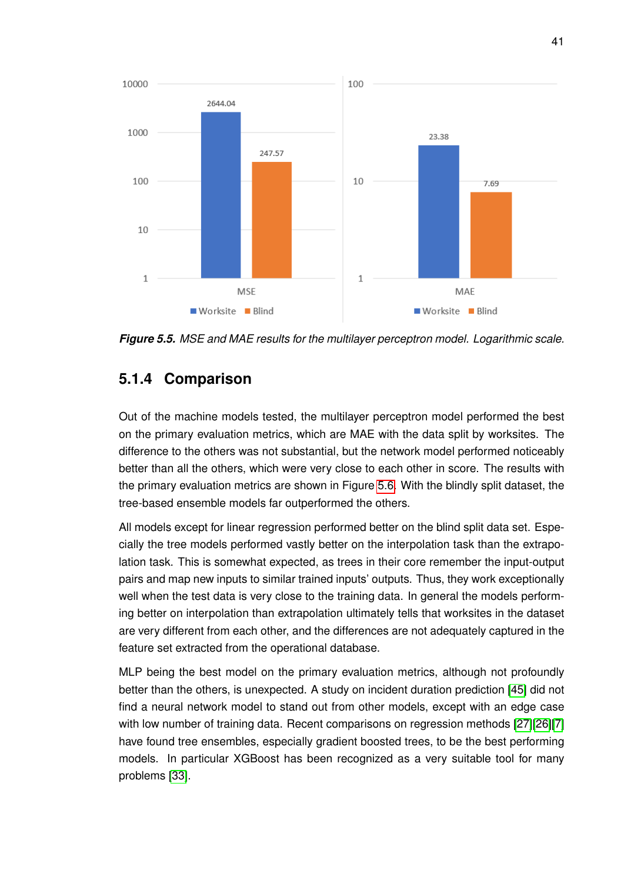*Figure 5.5. MSE and MAE results for the multilayer perceptron model. Logarithmic scale.*

### 5.1.4 Comparison

Out of the machine models tested, the multilayer perceptron model performed the best on the primary evaluation metrics, which are MAE with the data split by worksites. The difference to the others was not substantial, but the network model performed noticeably better than all the others, which were very close to each other in score. The results with the primary evaluation metrics are shown in Figure 5.6. With the blindly split dataset, the tree-based ensemble models far outperformed the others.

All models except for linear regression performed better on the blind split data set. Especially the tree models performed vastly better on the interpolation task than the extrapolation task. This is somewhat expected, as trees in their core remember the input-output pairs and map new inputs to similar trained inputs' outputs. Thus, they work exceptionally well when the test data is very close to the training data. In general the models performing better on interpolation than extrapolation ultimately tells that worksites in the dataset are very different from each other, and the differences are not adequately captured in the feature set extracted from the operational database.

MLP being the best model on the primary evaluation metrics, although not profoundly better than the others, is unexpected. A study on incident duration prediction [45] did not find a neural network model to stand out from other models, except with an edge case with low number of training data. Recent comparisons on regression methods [27][26][7] have found tree ensembles, especially gradient boosted trees, to be the best performing models. In particular XGBoost has been recognized as a very suitable tool for many problems [33].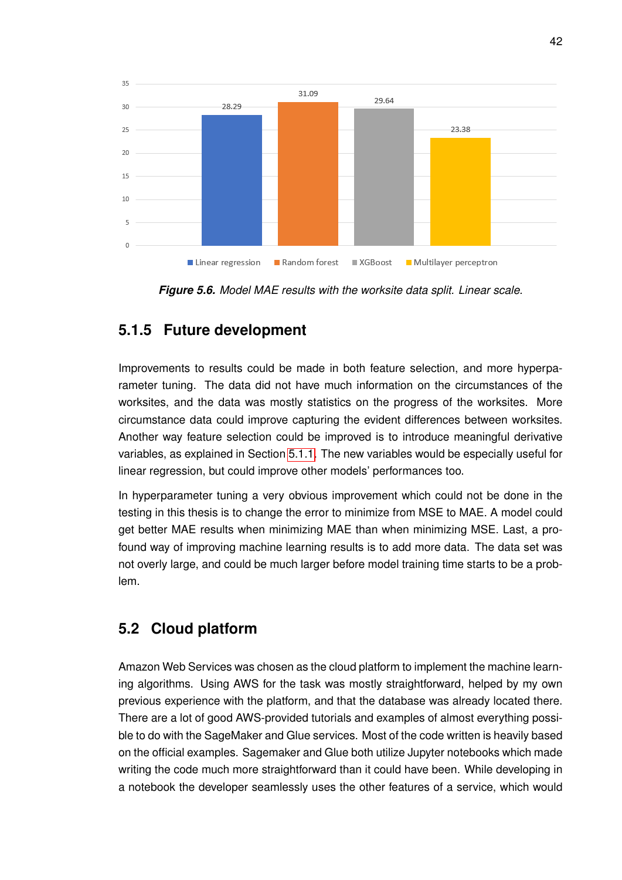*Figure 5.6. Model MAE results with the worksite data split. Linear scale.*

### 5.1.5 Future development

Improvements to results could be made in both feature selection, and more hyperparameter tuning. The data did not have much information on the circumstances of the worksites, and the data was mostly statistics on the progress of the worksites. More circumstance data could improve capturing the evident differences between worksites. Another way feature selection could be improved is to introduce meaningful derivative variables, as explained in Section 5.1.1. The new variables would be especially useful for linear regression, but could improve other models' performances too.

In hyperparameter tuning a very obvious improvement which could not be done in the testing in this thesis is to change the error to minimize from MSE to MAE. A model could get better MAE results when minimizing MAE than when minimizing MSE. Last, a profound way of improving machine learning results is to add more data. The data set was not overly large, and could be much larger before model training time starts to be a problem.

## 5.2 Cloud platform

Amazon Web Services was chosen as the cloud platform to implement the machine learning algorithms. Using AWS for the task was mostly straightforward, helped by my own previous experience with the platform, and that the database was already located there. There are a lot of good AWS-provided tutorials and examples of almost everything possible to do with the SageMaker and Glue services. Most of the code written is heavily based on the official examples. Sagemaker and Glue both utilize Jupyter notebooks which made writing the code much more straightforward than it could have been. While developing in a notebook the developer seamlessly uses the other features of a service, which would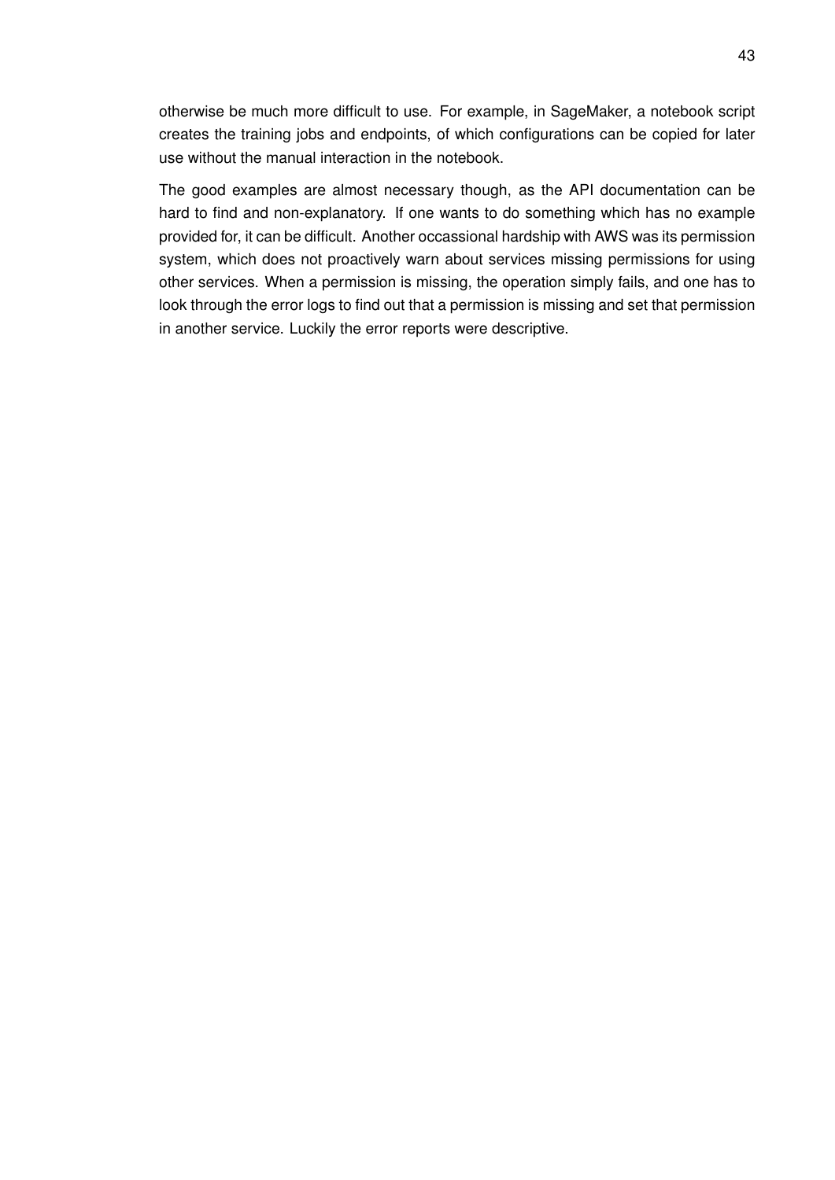otherwise be much more difficult to use. For example, in SageMaker, a notebook script creates the training jobs and endpoints, of which configurations can be copied for later use without the manual interaction in the notebook.

The good examples are almost necessary though, as the API documentation can be hard to find and non-explanatory. If one wants to do something which has no example provided for, it can be difficult. Another occassional hardship with AWS was its permission system, which does not proactively warn about services missing permissions for using other services. When a permission is missing, the operation simply fails, and one has to look through the error logs to find out that a permission is missing and set that permission in another service. Luckily the error reports were descriptive.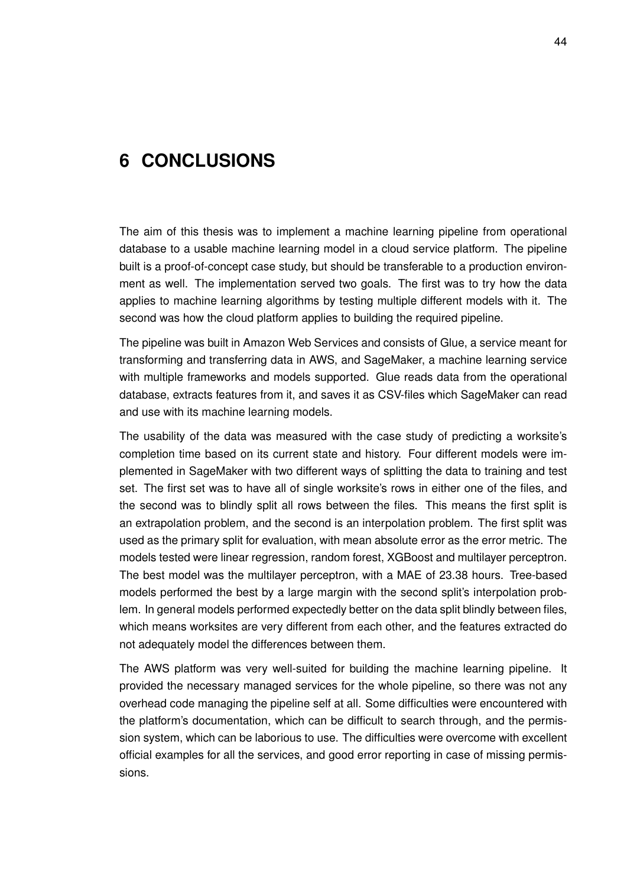# 6 CONCLUSIONS

The aim of this thesis was to implement a machine learning pipeline from operational database to a usable machine learning model in a cloud service platform. The pipeline built is a proof-of-concept case study, but should be transferable to a production environment as well. The implementation served two goals. The first was to try how the data applies to machine learning algorithms by testing multiple different models with it. The second was how the cloud platform applies to building the required pipeline.

The pipeline was built in Amazon Web Services and consists of Glue, a service meant for transforming and transferring data in AWS, and SageMaker, a machine learning service with multiple frameworks and models supported. Glue reads data from the operational database, extracts features from it, and saves it as CSV-files which SageMaker can read and use with its machine learning models.

The usability of the data was measured with the case study of predicting a worksite's completion time based on its current state and history. Four different models were implemented in SageMaker with two different ways of splitting the data to training and test set. The first set was to have all of single worksite's rows in either one of the files, and the second was to blindly split all rows between the files. This means the first split is an extrapolation problem, and the second is an interpolation problem. The first split was used as the primary split for evaluation, with mean absolute error as the error metric. The models tested were linear regression, random forest, XGBoost and multilayer perceptron. The best model was the multilayer perceptron, with a MAE of 23.38 hours. Tree-based models performed the best by a large margin with the second split's interpolation problem. In general models performed expectedly better on the data split blindly between files, which means worksites are very different from each other, and the features extracted do not adequately model the differences between them.

The AWS platform was very well-suited for building the machine learning pipeline. It provided the necessary managed services for the whole pipeline, so there was not any overhead code managing the pipeline self at all. Some difficulties were encountered with the platform's documentation, which can be difficult to search through, and the permission system, which can be laborious to use. The difficulties were overcome with excellent official examples for all the services, and good error reporting in case of missing permissions.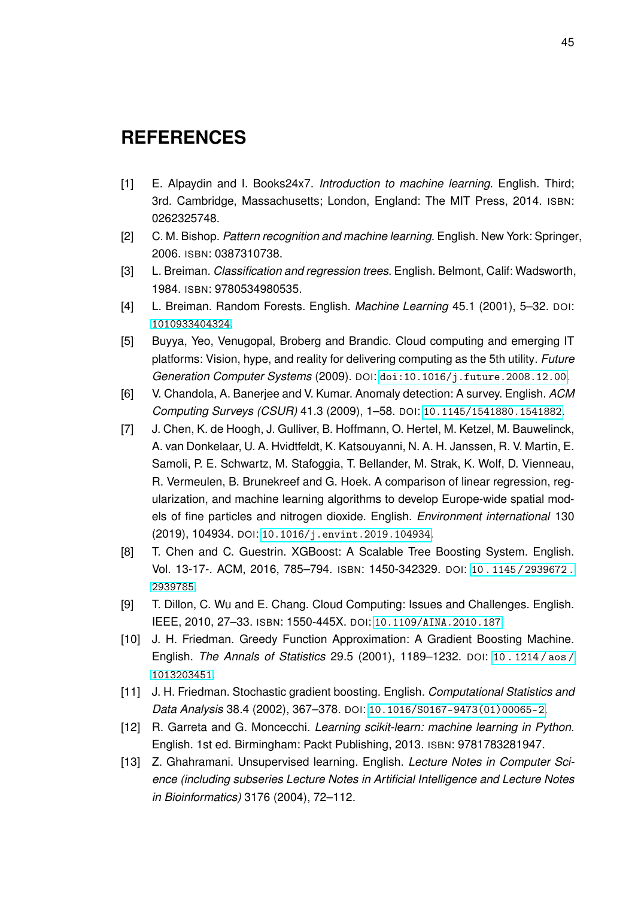# REFERENCES

[1] E. Alpaydin and I. Books24x7. *Introduction to machine learning*. English. Third; 3rd. Cambridge, Massachusetts; London, England: The MIT Press, 2014. ISBN: 0262325748.

[2] C. M. Bishop. *Pattern recognition and machine learning*. English. New York: Springer, 2006. ISBN: 0387310738.

[3] L. Breiman. *Classification and regression trees*. English. Belmont, Calif: Wadsworth, 1984. ISBN: 9780534980535.

[4] L. Breiman. Random Forests. English. *Machine Learning* 45.1 (2001), 5–32. DOI: 1010933404324.

[5] Buyya, Yeo, Venugopal, Broberg and Brandic. Cloud computing and emerging IT platforms: Vision, hype, and reality for delivering computing as the 5th utility. *Future Generation Computer Systems* (2009). DOI: doi:10.1016/j.future.2008.12.00.

[6] V. Chandola, A. Banerjee and V. Kumar. Anomaly detection: A survey. English. *ACM Computing Surveys (CSUR)* 41.3 (2009), 1–58. DOI: 10.1145/1541880.1541882.

[7] J. Chen, K. de Hoogh, J. Gulliver, B. Hoffmann, O. Hertel, M. Ketzel, M. Bauwelinck, A. van Donkelaar, U. A. Hvidtfeldt, K. Katsouyanni, N. A. H. Janssen, R. V. Martin, E. Samoli, P. E. Schwartz, M. Stafoggia, T. Bellander, M. Strak, K. Wolf, D. Vienneau, R. Vermeulen, B. Brunekreef and G. Hoek. A comparison of linear regression, regularization, and machine learning algorithms to develop Europe-wide spatial models of fine particles and nitrogen dioxide. English. *Environment international* 130 (2019), 104934. DOI: 10.1016/j.envint.2019.104934.

[8] T. Chen and C. Guestrin. XGBoost: A Scalable Tree Boosting System. English. Vol. 13-17-. ACM, 2016, 785–794. ISBN: 1450-342329. DOI: 10.1145/2939672.2939785.

[9] T. Dillon, C. Wu and E. Chang. Cloud Computing: Issues and Challenges. English. IEEE, 2010, 27–33. ISBN: 1550-445X. DOI: 10.1109/AINA.2010.187.

[10] J. H. Friedman. Greedy Function Approximation: A Gradient Boosting Machine. English. *The Annals of Statistics* 29.5 (2001), 1189–1232. DOI: 10.1214/aos/1013203451.

[11] J. H. Friedman. Stochastic gradient boosting. English. *Computational Statistics and Data Analysis* 38.4 (2002), 367–378. DOI: 10.1016/S0167-9473(01)00065-2.

[12] R. Garreta and G. Moncecchi. *Learning scikit-learn: machine learning in Python*. English. 1st ed. Birmingham: Packt Publishing, 2013. ISBN: 9781783281947.

[13] Z. Ghahramani. Unsupervised learning. English. *Lecture Notes in Computer Science (including subseries Lecture Notes in Artificial Intelligence and Lecture Notes in Bioinformatics)* 3176 (2004), 72–112.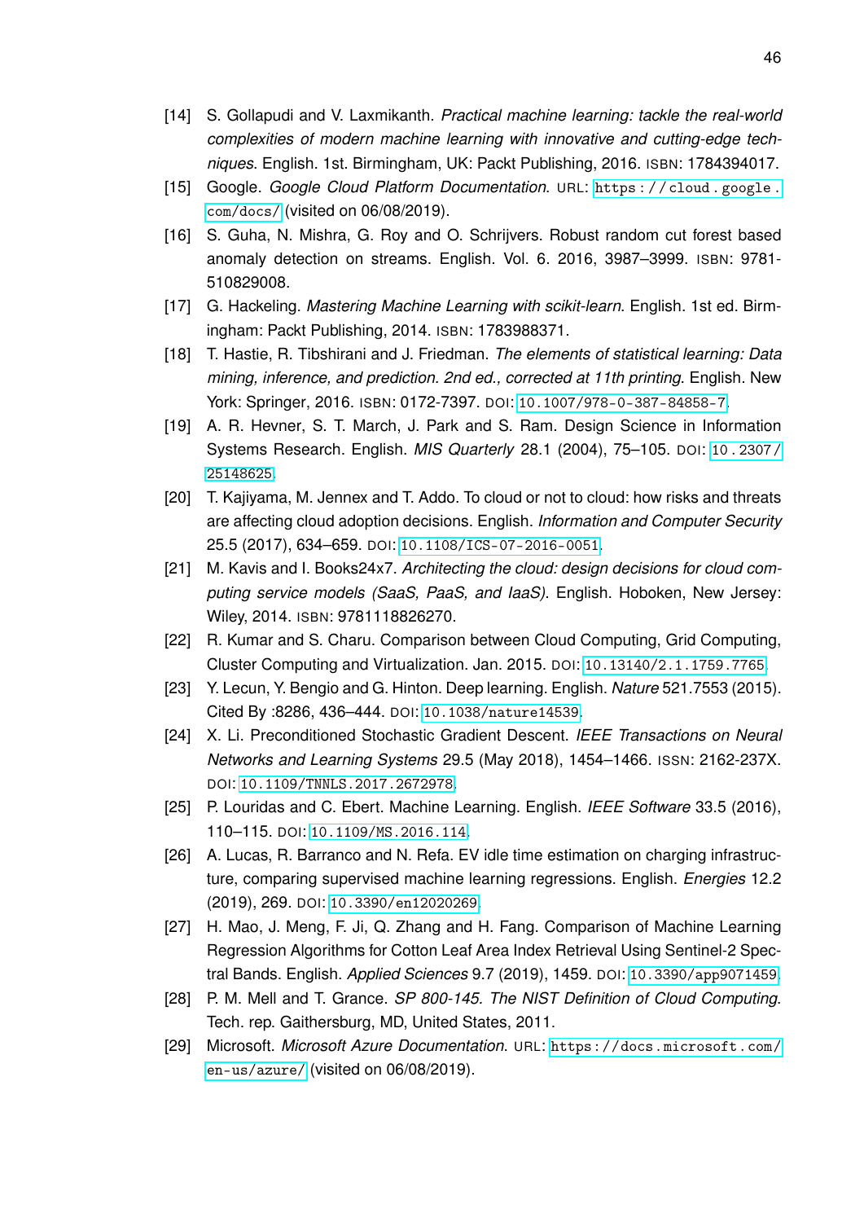[14] S. Gollapudi and V. Laxmikanth. *Practical machine learning: tackle the real-world complexities of modern machine learning with innovative and cutting-edge techniques*. English. 1st. Birmingham, UK: Packt Publishing, 2016. ISBN: 1784394017.

[15] Google. *Google Cloud Platform Documentation*. URL: https://cloud.google.com/docs/ (visited on 06/08/2019).

[16] S. Guha, N. Mishra, G. Roy and O. Schrijvers. Robust random cut forest based anomaly detection on streams. English. Vol. 6. 2016, 3987–3999. ISBN: 9781-510829008.

[17] G. Hackeling. *Mastering Machine Learning with scikit-learn*. English. 1st ed. Birmingham: Packt Publishing, 2014. ISBN: 1783988371.

[18] T. Hastie, R. Tibshirani and J. Friedman. *The elements of statistical learning: Data mining, inference, and prediction. 2nd ed., corrected at 11th printing*. English. New York: Springer, 2016. ISBN: 0172-7397. DOI: 10.1007/978-0-387-84858-7.

[19] A. R. Hevner, S. T. March, J. Park and S. Ram. Design Science in Information Systems Research. English. *MIS Quarterly* 28.1 (2004), 75–105. DOI: 10.2307/25148625.

[20] T. Kajiyama, M. Jennex and T. Addo. To cloud or not to cloud: how risks and threats are affecting cloud adoption decisions. English. *Information and Computer Security* 25.5 (2017), 634–659. DOI: 10.1108/ICS-07-2016-0051.

[21] M. Kavis and I. Books24x7. *Architecting the cloud: design decisions for cloud computing service models (SaaS, PaaS, and IaaS)*. English. Hoboken, New Jersey: Wiley, 2014. ISBN: 9781118826270.

[22] R. Kumar and S. Charu. Comparison between Cloud Computing, Grid Computing, Cluster Computing and Virtualization. Jan. 2015. DOI: 10.13140/2.1.1759.7765.

[23] Y. Lecun, Y. Bengio and G. Hinton. Deep learning. English. *Nature* 521.7553 (2015). Cited By :8286, 436–444. DOI: 10.1038/nature14539.

[24] X. Li. Preconditioned Stochastic Gradient Descent. *IEEE Transactions on Neural Networks and Learning Systems* 29.5 (May 2018), 1454–1466. ISSN: 2162-237X. DOI: 10.1109/TNNLS.2017.2672978.

[25] P. Louridas and C. Ebert. Machine Learning. English. *IEEE Software* 33.5 (2016), 110–115. DOI: 10.1109/MS.2016.114.

[26] A. Lucas, R. Barranco and N. Refa. EV idle time estimation on charging infrastructure, comparing supervised machine learning regressions. English. *Energies* 12.2 (2019), 269. DOI: 10.3390/en12020269.

[27] H. Mao, J. Meng, F. Ji, Q. Zhang and H. Fang. Comparison of Machine Learning Regression Algorithms for Cotton Leaf Area Index Retrieval Using Sentinel-2 Spectral Bands. English. *Applied Sciences* 9.7 (2019), 1459. DOI: 10.3390/app9071459.

[28] P. M. Mell and T. Grance. *SP 800-145. The NIST Definition of Cloud Computing*. Tech. rep. Gaithersburg, MD, United States, 2011.

[29] Microsoft. *Microsoft Azure Documentation*. URL: https://docs.microsoft.com/en-us/azure/ (visited on 06/08/2019).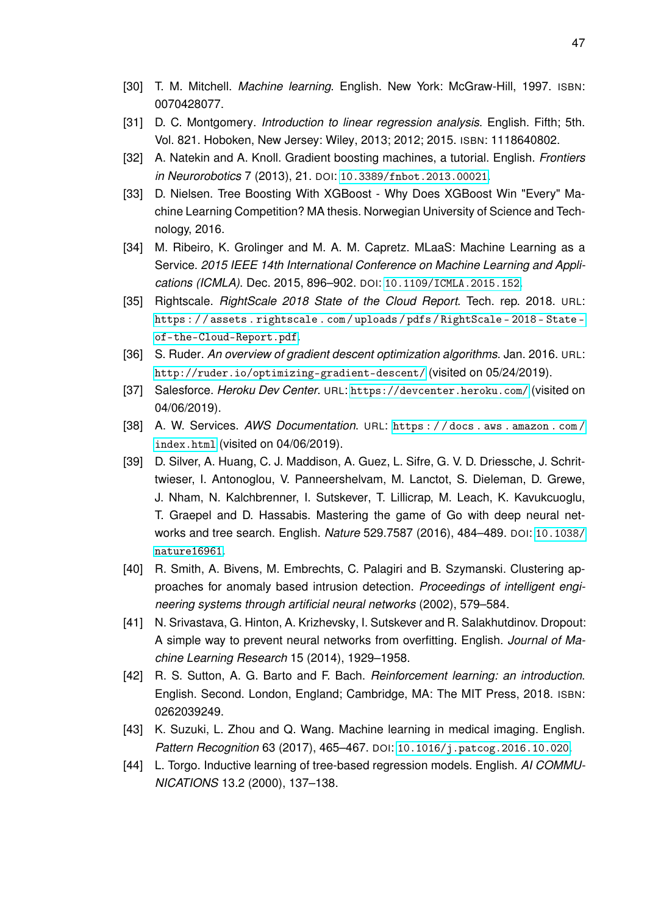[30] T. M. Mitchell. *Machine learning*. English. New York: McGraw-Hill, 1997. ISBN: 0070428077.

[31] D. C. Montgomery. *Introduction to linear regression analysis*. English. Fifth; 5th. Vol. 821. Hoboken, New Jersey: Wiley, 2013; 2012; 2015. ISBN: 1118640802.

[32] A. Natekin and A. Knoll. Gradient boosting machines, a tutorial. English. *Frontiers in Neurorobotics* 7 (2013), 21. DOI: 10.3389/fnbot.2013.00021.

[33] D. Nielsen. Tree Boosting With XGBoost - Why Does XGBoost Win "Every" Machine Learning Competition? MA thesis. Norwegian University of Science and Technology, 2016.

[34] M. Ribeiro, K. Grolinger and M. A. M. Capretz. MLaaS: Machine Learning as a Service. *2015 IEEE 14th International Conference on Machine Learning and Applications (ICMLA)*. Dec. 2015, 896–902. DOI: 10.1109/ICMLA.2015.152.

[35] Rightscale. *RightScale 2018 State of the Cloud Report*. Tech. rep. 2018. URL: https://assets.rightscale.com/uploads/pdfs/RightScale-2018-State-of-the-Cloud-Report.pdf.

[36] S. Ruder. *An overview of gradient descent optimization algorithms*. Jan. 2016. URL: http://ruder.io/optimizing-gradient-descent/ (visited on 05/24/2019).

[37] Salesforce. *Heroku Dev Center*. URL: https://devcenter.heroku.com/ (visited on 04/06/2019).

[38] A. W. Services. *AWS Documentation*. URL: https://docs.aws.amazon.com/index.html (visited on 04/06/2019).

[39] D. Silver, A. Huang, C. J. Maddison, A. Guez, L. Sifre, G. V. D. Driessche, J. Schrittwieser, I. Antonoglou, V. Panneershelvam, M. Lanctot, S. Dieleman, D. Grewe, J. Nham, N. Kalchbrenner, I. Sutskever, T. Lillicrap, M. Leach, K. Kavukcuoglu, T. Graepel and D. Hassabis. Mastering the game of Go with deep neural networks and tree search. English. *Nature* 529.7587 (2016), 484–489. DOI: 10.1038/nature16961.

[40] R. Smith, A. Bivens, M. Embrechts, C. Palagiri and B. Szymanski. Clustering approaches for anomaly based intrusion detection. *Proceedings of intelligent engineering systems through artificial neural networks* (2002), 579–584.

[41] N. Srivastava, G. Hinton, A. Krizhevsky, I. Sutskever and R. Salakhutdinov. Dropout: A simple way to prevent neural networks from overfitting. English. *Journal of Machine Learning Research* 15 (2014), 1929–1958.

[42] R. S. Sutton, A. G. Barto and F. Bach. *Reinforcement learning: an introduction*. English. Second. London, England; Cambridge, MA: The MIT Press, 2018. ISBN: 0262039249.

[43] K. Suzuki, L. Zhou and Q. Wang. Machine learning in medical imaging. English. *Pattern Recognition* 63 (2017), 465–467. DOI: 10.1016/j.patcog.2016.10.020.

[44] L. Torgo. Inductive learning of tree-based regression models. English. *AI COMMUNICATIONS* 13.2 (2000), 137–138.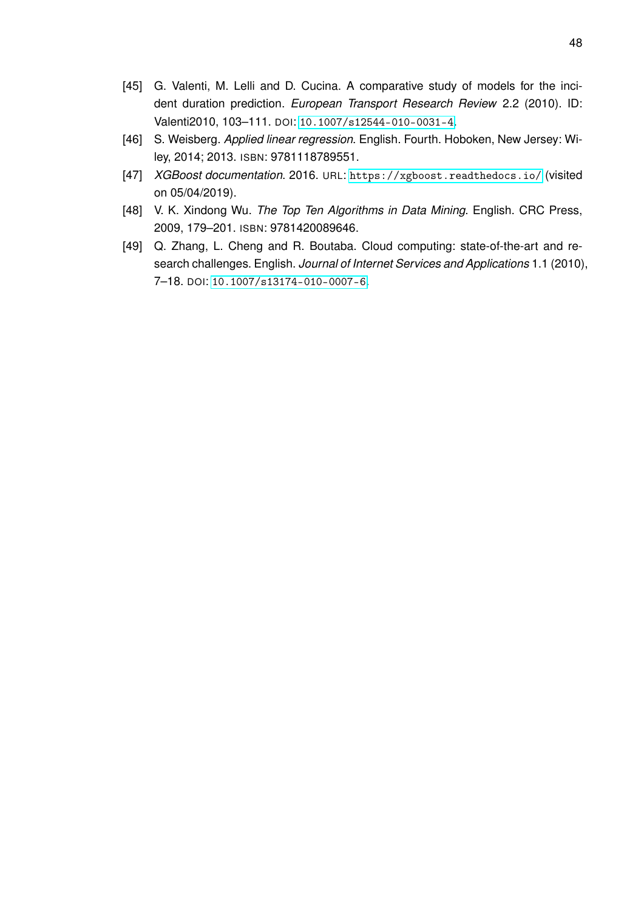[45] G. Valenti, M. Lelli and D. Cucina. A comparative study of models for the incident duration prediction. *European Transport Research Review* 2.2 (2010). ID: Valenti2010, 103–111. DOI: 10.1007/s12544-010-0031-4.

[46] S. Weisberg. *Applied linear regression*. English. Fourth. Hoboken, New Jersey: Wiley, 2014; 2013. ISBN: 9781118789551.

[47] *XGBoost documentation*. 2016. URL: https://xgboost.readthedocs.io/ (visited on 05/04/2019).

[48] V. K. Xindong Wu. *The Top Ten Algorithms in Data Mining*. English. CRC Press, 2009, 179–201. ISBN: 9781420089646.

[49] Q. Zhang, L. Cheng and R. Boutaba. Cloud computing: state-of-the-art and research challenges. English. *Journal of Internet Services and Applications* 1.1 (2010), 7–18. DOI: 10.1007/s13174-010-0007-6.